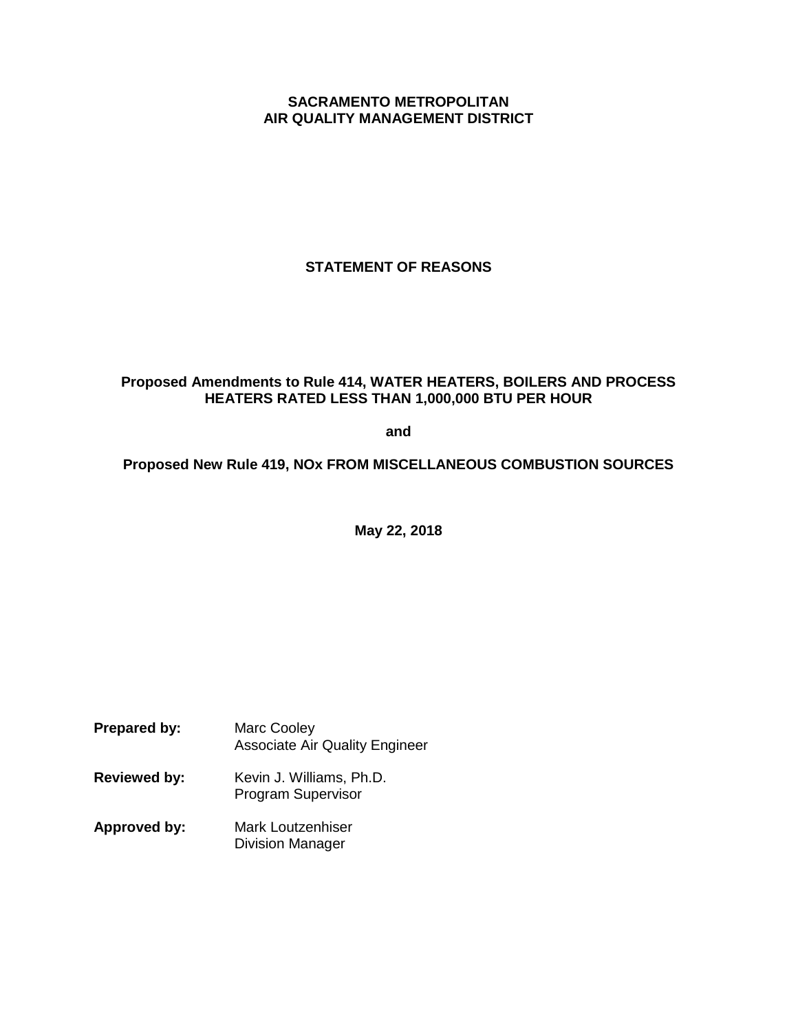**SACRAMENTO METROPOLITAN**
**AIR QUALITY MANAGEMENT DISTRICT**

# STATEMENT OF REASONS

**Proposed Amendments to Rule 414, WATER HEATERS, BOILERS AND PROCESS HEATERS RATED LESS THAN 1,000,000 BTU PER HOUR**

**and**

**Proposed New Rule 419, NOx FROM MISCELLANEOUS COMBUSTION SOURCES**

**May 22, 2018**

**Prepared by:** Marc Cooley
Associate Air Quality Engineer

**Reviewed by:** Kevin J. Williams, Ph.D.
Program Supervisor

**Approved by:** Mark Loutzenhiser
Division Manager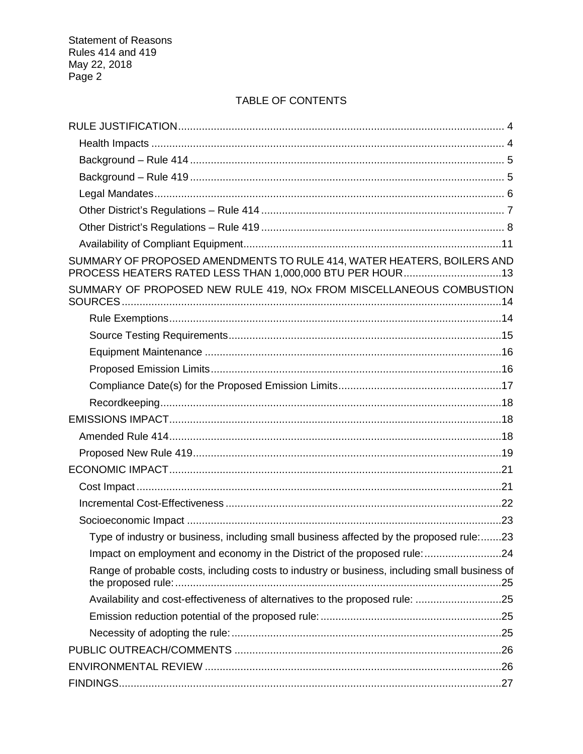## TABLE OF CONTENTS

- RULE JUSTIFICATION ... 4
  - Health Impacts ... 4
  - Background – Rule 414 ... 5
  - Background – Rule 419 ... 5
  - Legal Mandates ... 6
  - Other District's Regulations – Rule 414 ... 7
  - Other District's Regulations – Rule 419 ... 8
  - Availability of Compliant Equipment ... 11
- SUMMARY OF PROPOSED AMENDMENTS TO RULE 414, WATER HEATERS, BOILERS AND PROCESS HEATERS RATED LESS THAN 1,000,000 BTU PER HOUR ... 13
- SUMMARY OF PROPOSED NEW RULE 419, NOx FROM MISCELLANEOUS COMBUSTION SOURCES ... 14
  - Rule Exemptions ... 14
  - Source Testing Requirements ... 15
  - Equipment Maintenance ... 16
  - Proposed Emission Limits ... 16
  - Compliance Date(s) for the Proposed Emission Limits ... 17
  - Recordkeeping ... 18
- EMISSIONS IMPACT ... 18
  - Amended Rule 414 ... 18
  - Proposed New Rule 419 ... 19
- ECONOMIC IMPACT ... 21
  - Cost Impact ... 21
  - Incremental Cost-Effectiveness ... 22
  - Socioeconomic Impact ... 23
    - Type of industry or business, including small business affected by the proposed rule: ... 23
    - Impact on employment and economy in the District of the proposed rule: ... 24
    - Range of probable costs, including costs to industry or business, including small business of the proposed rule: ... 25
    - Availability and cost-effectiveness of alternatives to the proposed rule: ... 25
    - Emission reduction potential of the proposed rule: ... 25
    - Necessity of adopting the rule: ... 25
- PUBLIC OUTREACH/COMMENTS ... 26
- ENVIRONMENTAL REVIEW ... 26
- FINDINGS ... 27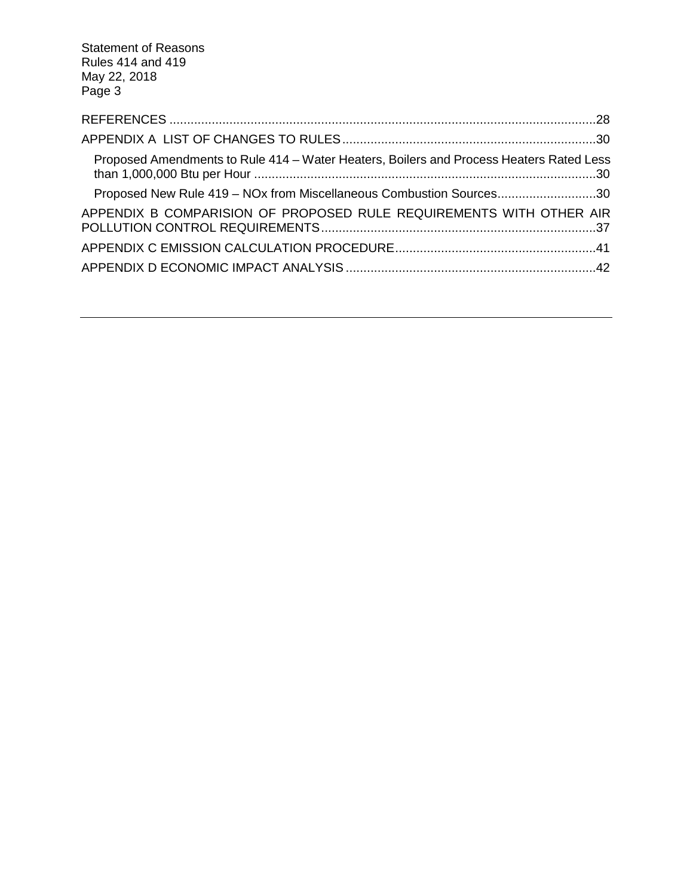REFERENCES .....28

APPENDIX A LIST OF CHANGES TO RULES .....30

- Proposed Amendments to Rule 414 – Water Heaters, Boilers and Process Heaters Rated Less than 1,000,000 Btu per Hour .....30
- Proposed New Rule 419 – NOx from Miscellaneous Combustion Sources .....30

APPENDIX B COMPARISION OF PROPOSED RULE REQUIREMENTS WITH OTHER AIR POLLUTION CONTROL REQUIREMENTS .....37

APPENDIX C EMISSION CALCULATION PROCEDURE .....41

APPENDIX D ECONOMIC IMPACT ANALYSIS .....42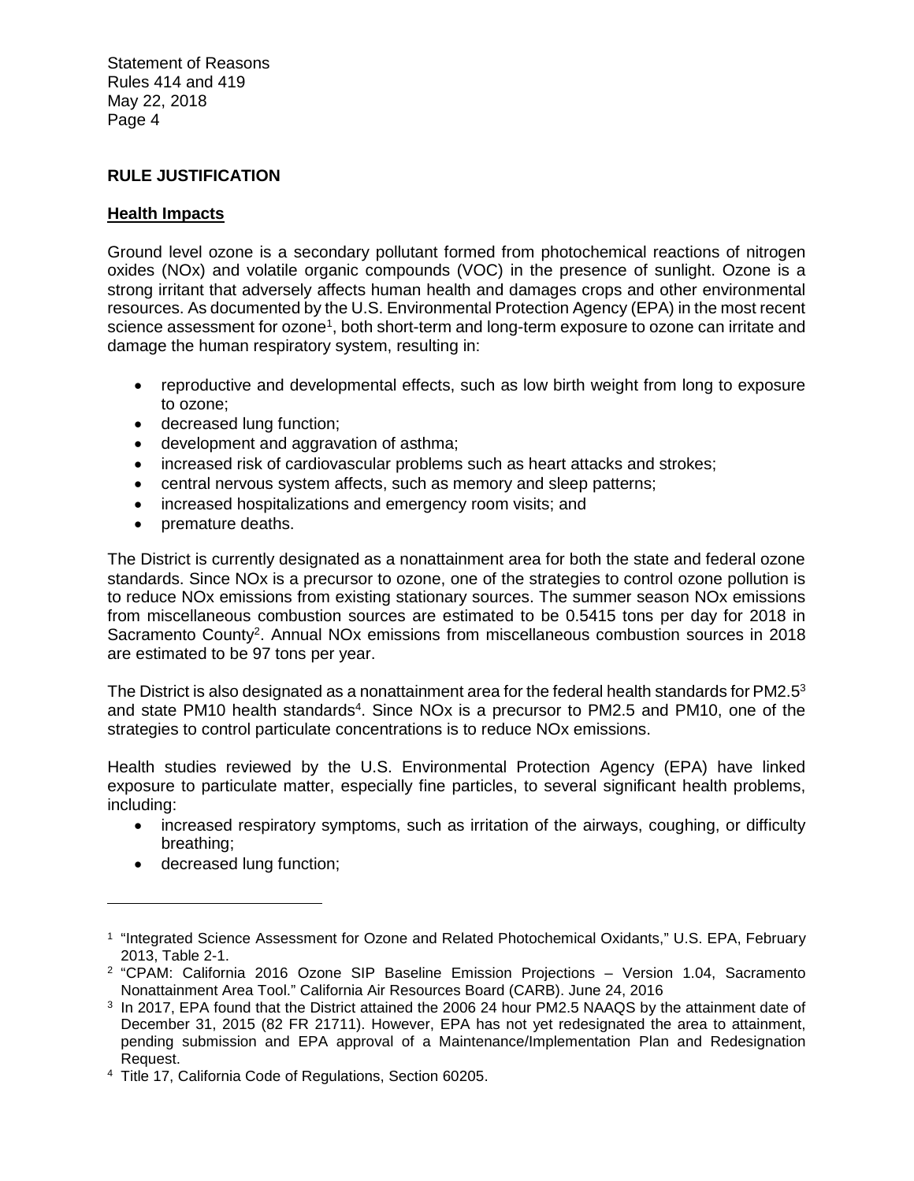## RULE JUSTIFICATION

### Health Impacts

Ground level ozone is a secondary pollutant formed from photochemical reactions of nitrogen oxides (NOx) and volatile organic compounds (VOC) in the presence of sunlight. Ozone is a strong irritant that adversely affects human health and damages crops and other environmental resources. As documented by the U.S. Environmental Protection Agency (EPA) in the most recent science assessment for ozone[1], both short-term and long-term exposure to ozone can irritate and damage the human respiratory system, resulting in:

- reproductive and developmental effects, such as low birth weight from long to exposure to ozone;
- decreased lung function;
- development and aggravation of asthma;
- increased risk of cardiovascular problems such as heart attacks and strokes;
- central nervous system affects, such as memory and sleep patterns;
- increased hospitalizations and emergency room visits; and
- premature deaths.

The District is currently designated as a nonattainment area for both the state and federal ozone standards. Since NOx is a precursor to ozone, one of the strategies to control ozone pollution is to reduce NOx emissions from existing stationary sources. The summer season NOx emissions from miscellaneous combustion sources are estimated to be 0.5415 tons per day for 2018 in Sacramento County[2]. Annual NOx emissions from miscellaneous combustion sources in 2018 are estimated to be 97 tons per year.

The District is also designated as a nonattainment area for the federal health standards for PM2.5[3] and state PM10 health standards[4]. Since NOx is a precursor to PM2.5 and PM10, one of the strategies to control particulate concentrations is to reduce NOx emissions.

Health studies reviewed by the U.S. Environmental Protection Agency (EPA) have linked exposure to particulate matter, especially fine particles, to several significant health problems, including:

- increased respiratory symptoms, such as irritation of the airways, coughing, or difficulty breathing;
- decreased lung function;

---

[1] "Integrated Science Assessment for Ozone and Related Photochemical Oxidants," U.S. EPA, February 2013, Table 2-1.

[2] "CPAM: California 2016 Ozone SIP Baseline Emission Projections – Version 1.04, Sacramento Nonattainment Area Tool." California Air Resources Board (CARB). June 24, 2016

[3] In 2017, EPA found that the District attained the 2006 24 hour PM2.5 NAAQS by the attainment date of December 31, 2015 (82 FR 21711). However, EPA has not yet redesignated the area to attainment, pending submission and EPA approval of a Maintenance/Implementation Plan and Redesignation Request.

[4] Title 17, California Code of Regulations, Section 60205.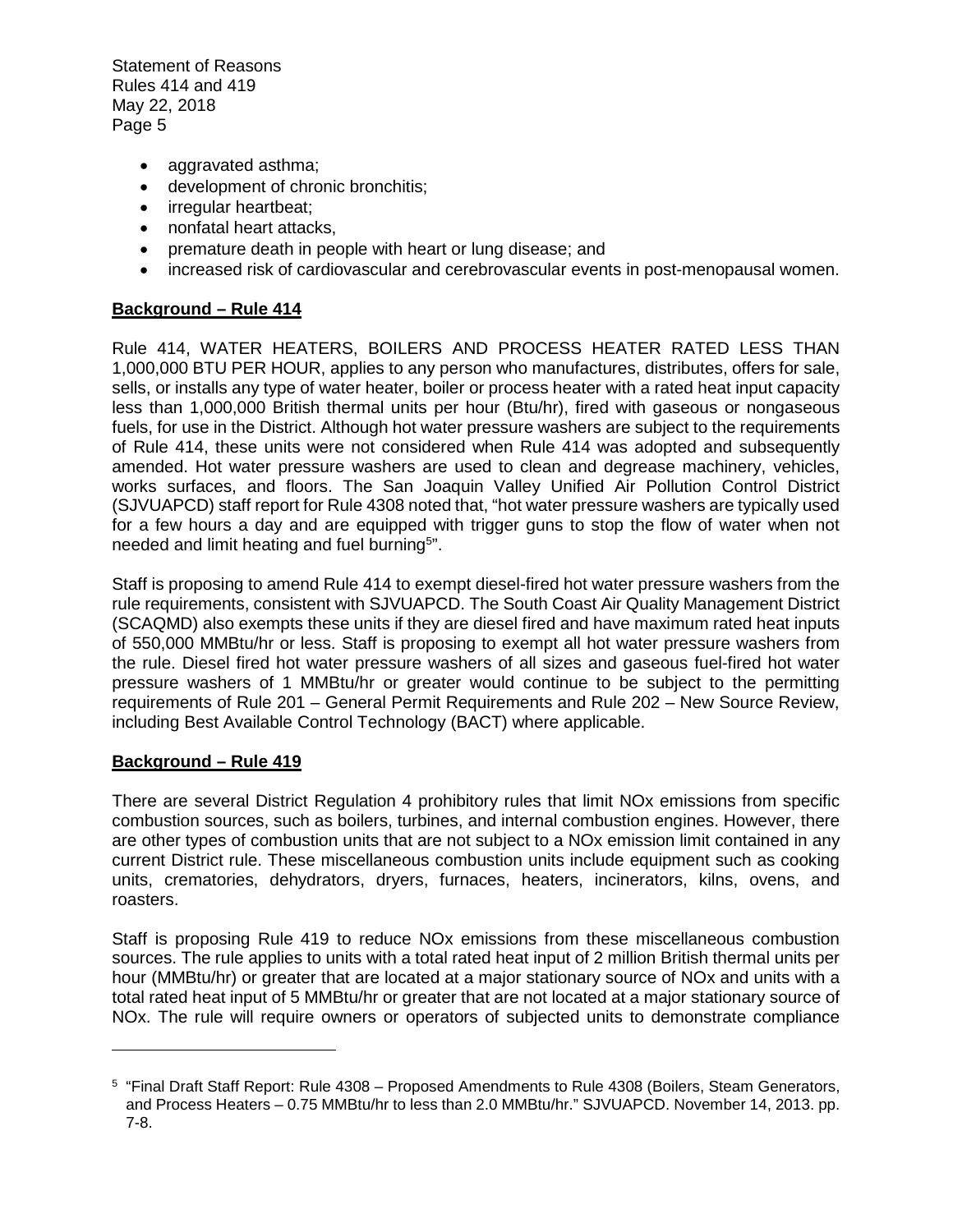- aggravated asthma;
- development of chronic bronchitis;
- irregular heartbeat;
- nonfatal heart attacks,
- premature death in people with heart or lung disease; and
- increased risk of cardiovascular and cerebrovascular events in post-menopausal women.

## Background – Rule 414

Rule 414, WATER HEATERS, BOILERS AND PROCESS HEATER RATED LESS THAN 1,000,000 BTU PER HOUR, applies to any person who manufactures, distributes, offers for sale, sells, or installs any type of water heater, boiler or process heater with a rated heat input capacity less than 1,000,000 British thermal units per hour (Btu/hr), fired with gaseous or nongaseous fuels, for use in the District. Although hot water pressure washers are subject to the requirements of Rule 414, these units were not considered when Rule 414 was adopted and subsequently amended. Hot water pressure washers are used to clean and degrease machinery, vehicles, works surfaces, and floors. The San Joaquin Valley Unified Air Pollution Control District (SJVUAPCD) staff report for Rule 4308 noted that, "hot water pressure washers are typically used for a few hours a day and are equipped with trigger guns to stop the flow of water when not needed and limit heating and fuel burning[5]".

Staff is proposing to amend Rule 414 to exempt diesel-fired hot water pressure washers from the rule requirements, consistent with SJVUAPCD. The South Coast Air Quality Management District (SCAQMD) also exempts these units if they are diesel fired and have maximum rated heat inputs of 550,000 MMBtu/hr or less. Staff is proposing to exempt all hot water pressure washers from the rule. Diesel fired hot water pressure washers of all sizes and gaseous fuel-fired hot water pressure washers of 1 MMBtu/hr or greater would continue to be subject to the permitting requirements of Rule 201 – General Permit Requirements and Rule 202 – New Source Review, including Best Available Control Technology (BACT) where applicable.

## Background – Rule 419

There are several District Regulation 4 prohibitory rules that limit NOx emissions from specific combustion sources, such as boilers, turbines, and internal combustion engines. However, there are other types of combustion units that are not subject to a NOx emission limit contained in any current District rule. These miscellaneous combustion units include equipment such as cooking units, crematories, dehydrators, dryers, furnaces, heaters, incinerators, kilns, ovens, and roasters.

Staff is proposing Rule 419 to reduce NOx emissions from these miscellaneous combustion sources. The rule applies to units with a total rated heat input of 2 million British thermal units per hour (MMBtu/hr) or greater that are located at a major stationary source of NOx and units with a total rated heat input of 5 MMBtu/hr or greater that are not located at a major stationary source of NOx. The rule will require owners or operators of subjected units to demonstrate compliance

---

[5] "Final Draft Staff Report: Rule 4308 – Proposed Amendments to Rule 4308 (Boilers, Steam Generators, and Process Heaters – 0.75 MMBtu/hr to less than 2.0 MMBtu/hr." SJVUAPCD. November 14, 2013. pp. 7-8.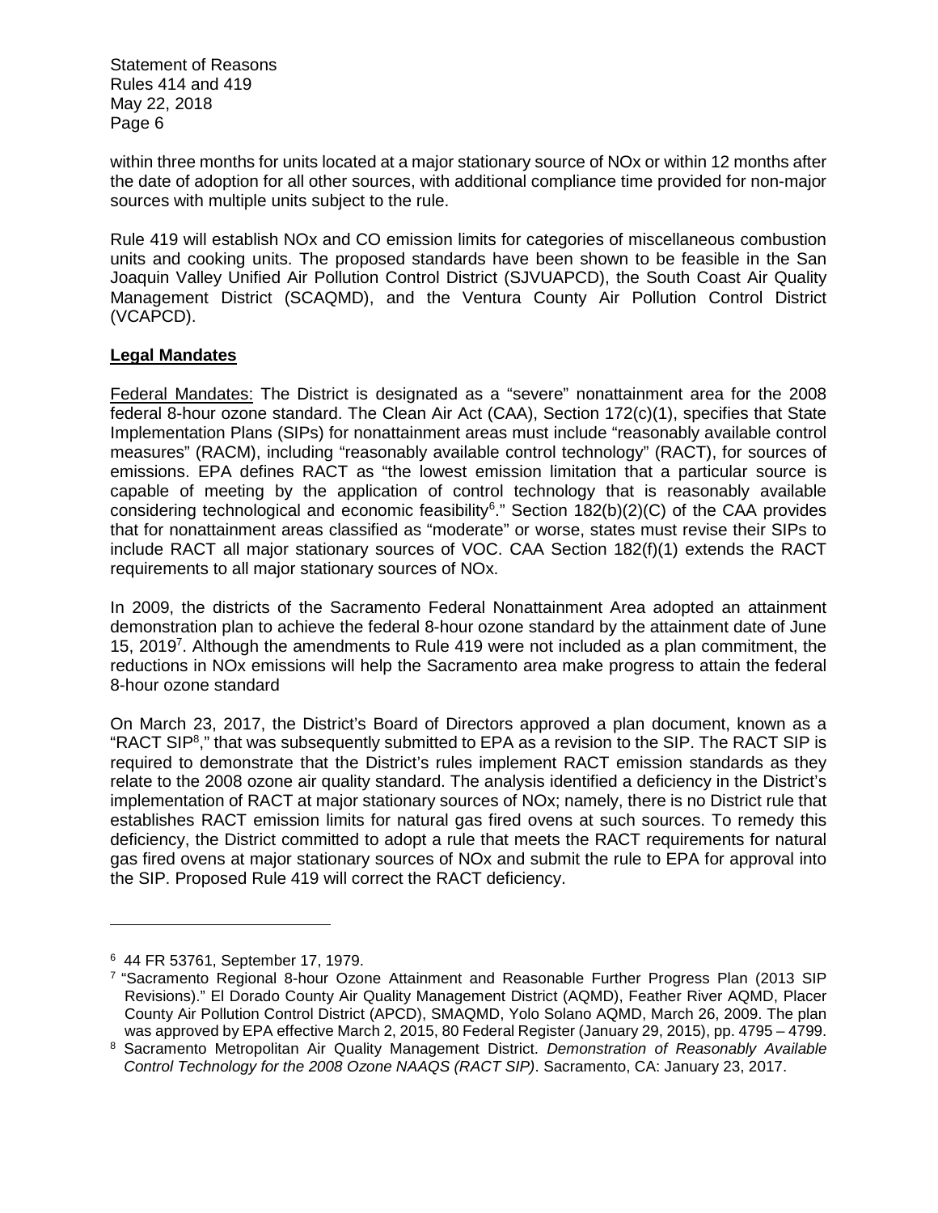within three months for units located at a major stationary source of NOx or within 12 months after the date of adoption for all other sources, with additional compliance time provided for non-major sources with multiple units subject to the rule.

Rule 419 will establish NOx and CO emission limits for categories of miscellaneous combustion units and cooking units. The proposed standards have been shown to be feasible in the San Joaquin Valley Unified Air Pollution Control District (SJVUAPCD), the South Coast Air Quality Management District (SCAQMD), and the Ventura County Air Pollution Control District (VCAPCD).

## **Legal Mandates**

Federal Mandates: The District is designated as a "severe" nonattainment area for the 2008 federal 8-hour ozone standard. The Clean Air Act (CAA), Section 172(c)(1), specifies that State Implementation Plans (SIPs) for nonattainment areas must include "reasonably available control measures" (RACM), including "reasonably available control technology" (RACT), for sources of emissions. EPA defines RACT as "the lowest emission limitation that a particular source is capable of meeting by the application of control technology that is reasonably available considering technological and economic feasibility[6]." Section 182(b)(2)(C) of the CAA provides that for nonattainment areas classified as "moderate" or worse, states must revise their SIPs to include RACT all major stationary sources of VOC. CAA Section 182(f)(1) extends the RACT requirements to all major stationary sources of NOx.

In 2009, the districts of the Sacramento Federal Nonattainment Area adopted an attainment demonstration plan to achieve the federal 8-hour ozone standard by the attainment date of June 15, 2019[7]. Although the amendments to Rule 419 were not included as a plan commitment, the reductions in NOx emissions will help the Sacramento area make progress to attain the federal 8-hour ozone standard

On March 23, 2017, the District's Board of Directors approved a plan document, known as a "RACT SIP[8]," that was subsequently submitted to EPA as a revision to the SIP. The RACT SIP is required to demonstrate that the District's rules implement RACT emission standards as they relate to the 2008 ozone air quality standard. The analysis identified a deficiency in the District's implementation of RACT at major stationary sources of NOx; namely, there is no District rule that establishes RACT emission limits for natural gas fired ovens at such sources. To remedy this deficiency, the District committed to adopt a rule that meets the RACT requirements for natural gas fired ovens at major stationary sources of NOx and submit the rule to EPA for approval into the SIP. Proposed Rule 419 will correct the RACT deficiency.

---

[6] 44 FR 53761, September 17, 1979.

[7] "Sacramento Regional 8-hour Ozone Attainment and Reasonable Further Progress Plan (2013 SIP Revisions)." El Dorado County Air Quality Management District (AQMD), Feather River AQMD, Placer County Air Pollution Control District (APCD), SMAQMD, Yolo Solano AQMD, March 26, 2009. The plan was approved by EPA effective March 2, 2015, 80 Federal Register (January 29, 2015), pp. 4795 – 4799.

[8] Sacramento Metropolitan Air Quality Management District. *Demonstration of Reasonably Available Control Technology for the 2008 Ozone NAAQS (RACT SIP)*. Sacramento, CA: January 23, 2017.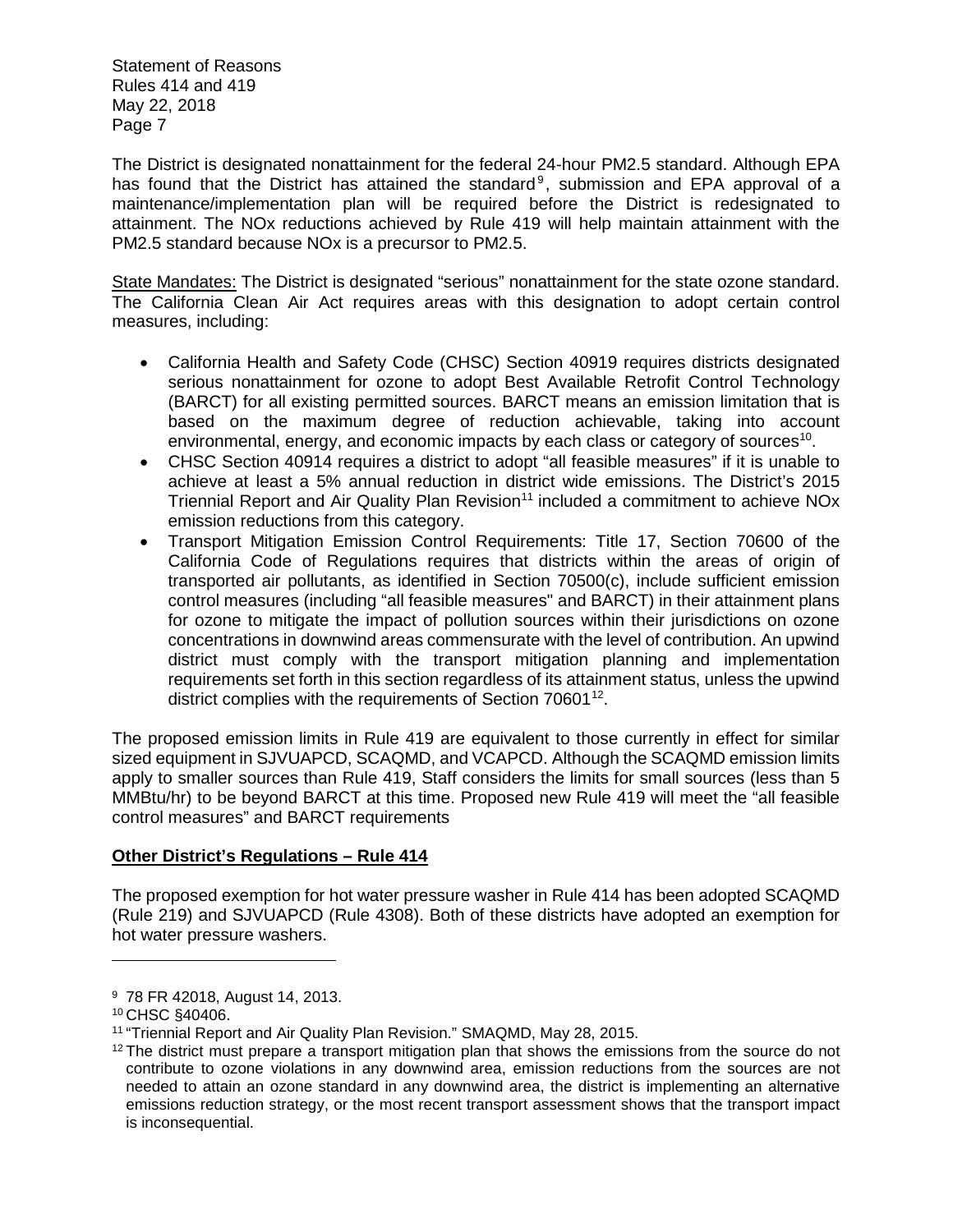The District is designated nonattainment for the federal 24-hour PM2.5 standard. Although EPA has found that the District has attained the standard[9], submission and EPA approval of a maintenance/implementation plan will be required before the District is redesignated to attainment. The NOx reductions achieved by Rule 419 will help maintain attainment with the PM2.5 standard because NOx is a precursor to PM2.5.

State Mandates: The District is designated "serious" nonattainment for the state ozone standard. The California Clean Air Act requires areas with this designation to adopt certain control measures, including:

- California Health and Safety Code (CHSC) Section 40919 requires districts designated serious nonattainment for ozone to adopt Best Available Retrofit Control Technology (BARCT) for all existing permitted sources. BARCT means an emission limitation that is based on the maximum degree of reduction achievable, taking into account environmental, energy, and economic impacts by each class or category of sources[10].
- CHSC Section 40914 requires a district to adopt "all feasible measures" if it is unable to achieve at least a 5% annual reduction in district wide emissions. The District's 2015 Triennial Report and Air Quality Plan Revision[11] included a commitment to achieve NOx emission reductions from this category.
- Transport Mitigation Emission Control Requirements: Title 17, Section 70600 of the California Code of Regulations requires that districts within the areas of origin of transported air pollutants, as identified in Section 70500(c), include sufficient emission control measures (including "all feasible measures" and BARCT) in their attainment plans for ozone to mitigate the impact of pollution sources within their jurisdictions on ozone concentrations in downwind areas commensurate with the level of contribution. An upwind district must comply with the transport mitigation planning and implementation requirements set forth in this section regardless of its attainment status, unless the upwind district complies with the requirements of Section 70601[12].

The proposed emission limits in Rule 419 are equivalent to those currently in effect for similar sized equipment in SJVUAPCD, SCAQMD, and VCAPCD. Although the SCAQMD emission limits apply to smaller sources than Rule 419, Staff considers the limits for small sources (less than 5 MMBtu/hr) to be beyond BARCT at this time. Proposed new Rule 419 will meet the "all feasible control measures" and BARCT requirements

**Other District's Regulations – Rule 414**

The proposed exemption for hot water pressure washer in Rule 414 has been adopted SCAQMD (Rule 219) and SJVUAPCD (Rule 4308). Both of these districts have adopted an exemption for hot water pressure washers.

---

[9] 78 FR 42018, August 14, 2013.

[10] CHSC §40406.

[11] "Triennial Report and Air Quality Plan Revision." SMAQMD, May 28, 2015.

[12] The district must prepare a transport mitigation plan that shows the emissions from the source do not contribute to ozone violations in any downwind area, emission reductions from the sources are not needed to attain an ozone standard in any downwind area, the district is implementing an alternative emissions reduction strategy, or the most recent transport assessment shows that the transport impact is inconsequential.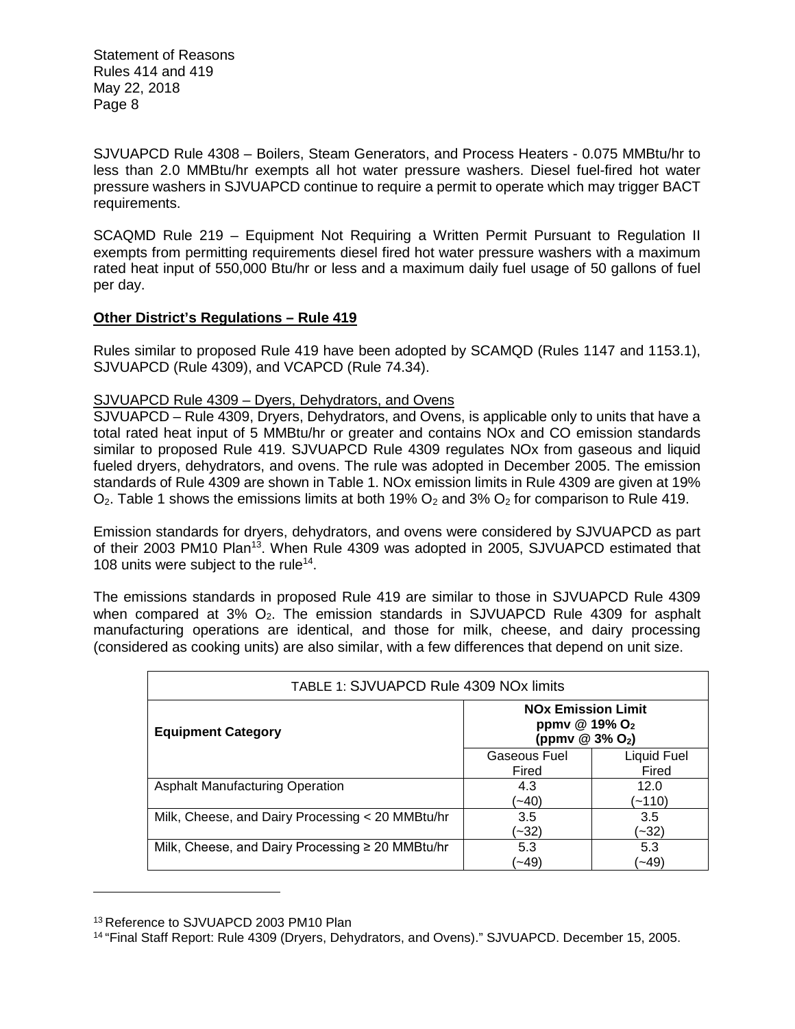SJVUAPCD Rule 4308 – Boilers, Steam Generators, and Process Heaters - 0.075 MMBtu/hr to less than 2.0 MMBtu/hr exempts all hot water pressure washers. Diesel fuel-fired hot water pressure washers in SJVUAPCD continue to require a permit to operate which may trigger BACT requirements.

SCAQMD Rule 219 – Equipment Not Requiring a Written Permit Pursuant to Regulation II exempts from permitting requirements diesel fired hot water pressure washers with a maximum rated heat input of 550,000 Btu/hr or less and a maximum daily fuel usage of 50 gallons of fuel per day.

**Other District's Regulations – Rule 419**

Rules similar to proposed Rule 419 have been adopted by SCAMQD (Rules 1147 and 1153.1), SJVUAPCD (Rule 4309), and VCAPCD (Rule 74.34).

SJVUAPCD Rule 4309 – Dyers, Dehydrators, and Ovens

SJVUAPCD – Rule 4309, Dryers, Dehydrators, and Ovens, is applicable only to units that have a total rated heat input of 5 MMBtu/hr or greater and contains NOx and CO emission standards similar to proposed Rule 419. SJVUAPCD Rule 4309 regulates NOx from gaseous and liquid fueled dryers, dehydrators, and ovens. The rule was adopted in December 2005. The emission standards of Rule 4309 are shown in Table 1. NOx emission limits in Rule 4309 are given at 19% $O_2$. Table 1 shows the emissions limits at both 19% $O_2$ and 3% $O_2$ for comparison to Rule 419.

Emission standards for dryers, dehydrators, and ovens were considered by SJVUAPCD as part of their 2003 PM10 Plan[13]. When Rule 4309 was adopted in 2005, SJVUAPCD estimated that 108 units were subject to the rule[14].

The emissions standards in proposed Rule 419 are similar to those in SJVUAPCD Rule 4309 when compared at 3% $O_2$. The emission standards in SJVUAPCD Rule 4309 for asphalt manufacturing operations are identical, and those for milk, cheese, and dairy processing (considered as cooking units) are also similar, with a few differences that depend on unit size.

| TABLE 1: SJVUAPCD Rule 4309 NOx limits | | |
|---|---|---|
| **Equipment Category** | **NOx Emission Limit ppmv @ 19% $O_2$ (ppmv @ 3% $O_2$)** | |
| | Gaseous Fuel Fired | Liquid Fuel Fired |
| Asphalt Manufacturing Operation | 4.3 (~40) | 12.0 (~110) |
| Milk, Cheese, and Dairy Processing < 20 MMBtu/hr | 3.5 (~32) | 3.5 (~32) |
| Milk, Cheese, and Dairy Processing ≥ 20 MMBtu/hr | 5.3 (~49) | 5.3 (~49) |

[13] Reference to SJVUAPCD 2003 PM10 Plan

[14] "Final Staff Report: Rule 4309 (Dryers, Dehydrators, and Ovens)." SJVUAPCD. December 15, 2005.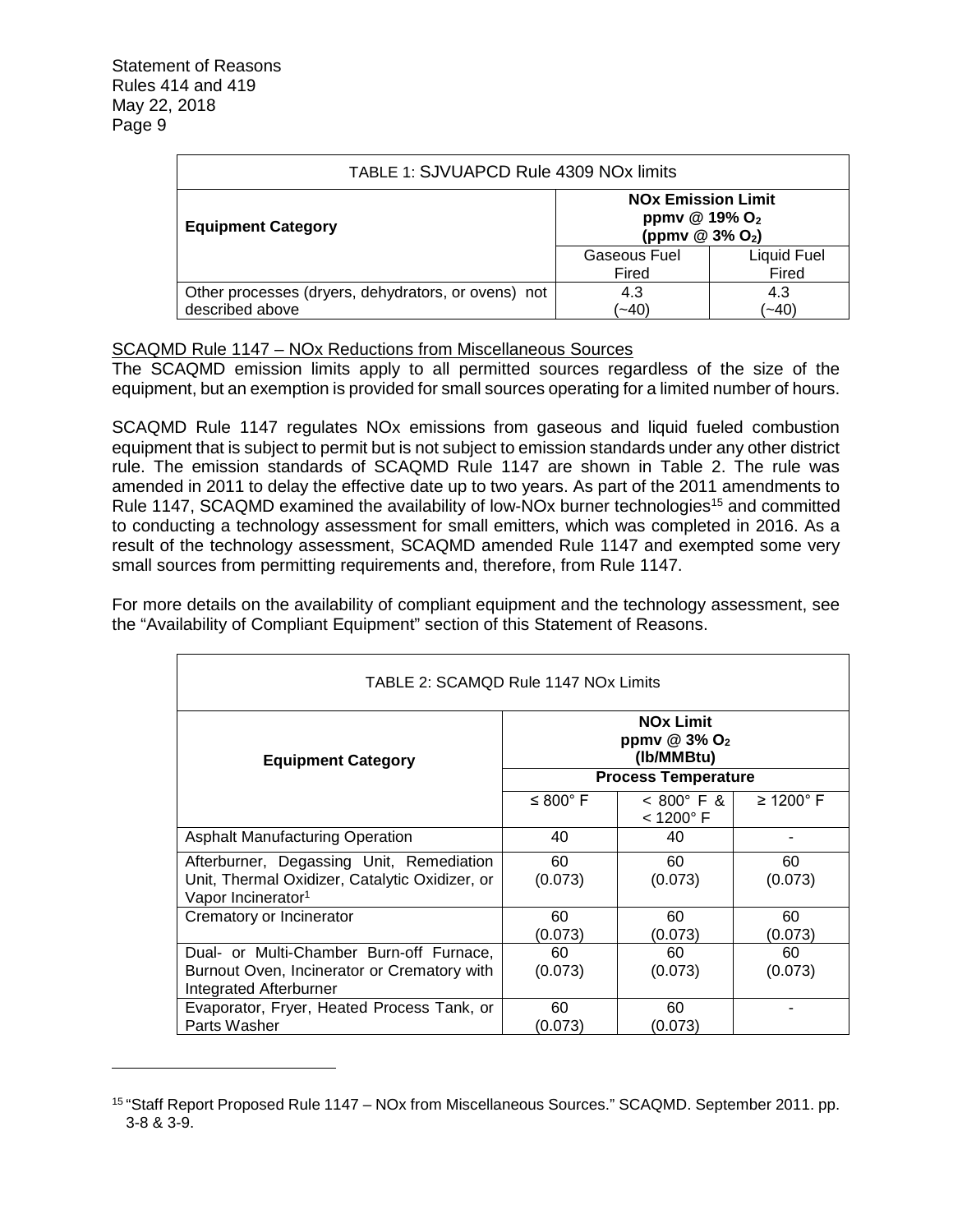| TABLE 1: SJVUAPCD Rule 4309 NOx limits | | |
|---|---|---|
| **Equipment Category** | **NOx Emission Limit ppmv @ 19% $O_2$ (ppmv @ 3% $O_2$)** | |
| | Gaseous Fuel Fired | Liquid Fuel Fired |
| Other processes (dryers, dehydrators, or ovens) not described above | 4.3 (~40) | 4.3 (~40) |

SCAQMD Rule 1147 – NOx Reductions from Miscellaneous Sources

The SCAQMD emission limits apply to all permitted sources regardless of the size of the equipment, but an exemption is provided for small sources operating for a limited number of hours.

SCAQMD Rule 1147 regulates NOx emissions from gaseous and liquid fueled combustion equipment that is subject to permit but is not subject to emission standards under any other district rule. The emission standards of SCAQMD Rule 1147 are shown in Table 2. The rule was amended in 2011 to delay the effective date up to two years. As part of the 2011 amendments to Rule 1147, SCAQMD examined the availability of low-NOx burner technologies[15] and committed to conducting a technology assessment for small emitters, which was completed in 2016. As a result of the technology assessment, SCAQMD amended Rule 1147 and exempted some very small sources from permitting requirements and, therefore, from Rule 1147.

For more details on the availability of compliant equipment and the technology assessment, see the "Availability of Compliant Equipment" section of this Statement of Reasons.

| TABLE 2: SCAMQD Rule 1147 NOx Limits | | | |
|---|---|---|---|
| **Equipment Category** | **NOx Limit ppmv @ 3% $O_2$ (lb/MMBtu)** | | |
| | **Process Temperature** | | |
| | ≤ 800° F | < 800° F & < 1200° F | ≥ 1200° F |
| Asphalt Manufacturing Operation | 40 | 40 | - |
| Afterburner, Degassing Unit, Remediation Unit, Thermal Oxidizer, Catalytic Oxidizer, or Vapor Incinerator[1] | 60 (0.073) | 60 (0.073) | 60 (0.073) |
| Crematory or Incinerator | 60 (0.073) | 60 (0.073) | 60 (0.073) |
| Dual- or Multi-Chamber Burn-off Furnace, Burnout Oven, Incinerator or Crematory with Integrated Afterburner | 60 (0.073) | 60 (0.073) | 60 (0.073) |
| Evaporator, Fryer, Heated Process Tank, or Parts Washer | 60 (0.073) | 60 (0.073) | - |

[15] "Staff Report Proposed Rule 1147 – NOx from Miscellaneous Sources." SCAQMD. September 2011. pp. 3-8 & 3-9.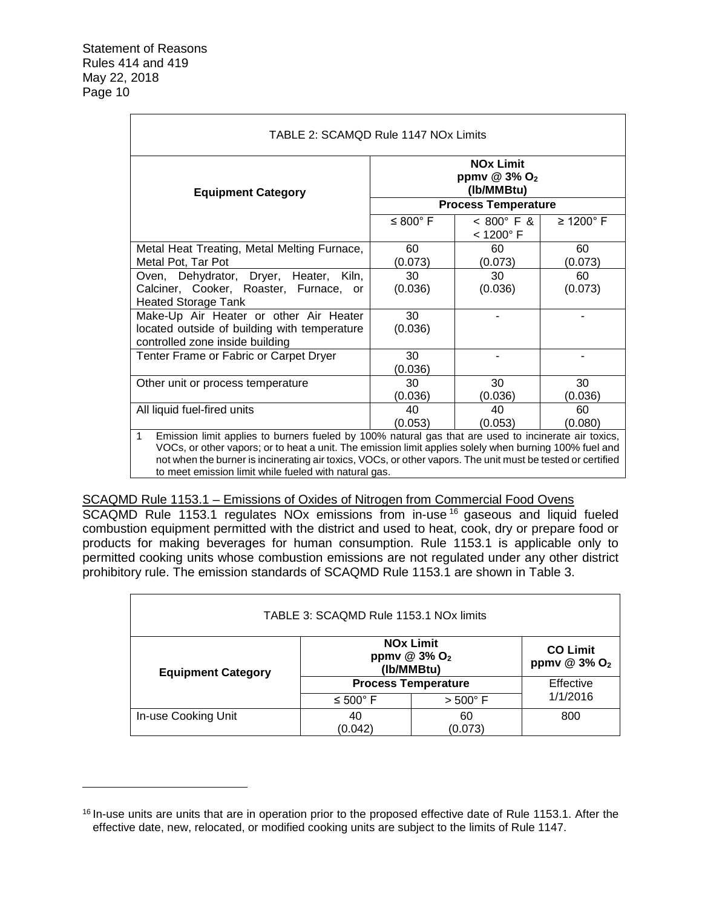| TABLE 2: SCAMQD Rule 1147 NOx Limits | | | |
|---|---|---|---|
| **Equipment Category** | **NOx Limit ppmv @ 3% $O_2$ (lb/MMBtu)** | | |
| | **Process Temperature** | | |
| | ≤ 800° F | < 800° F & < 1200° F | ≥ 1200° F |
| Metal Heat Treating, Metal Melting Furnace, Metal Pot, Tar Pot | 60 (0.073) | 60 (0.073) | 60 (0.073) |
| Oven, Dehydrator, Dryer, Heater, Kiln, Calciner, Cooker, Roaster, Furnace, or Heated Storage Tank | 30 (0.036) | 30 (0.036) | 60 (0.073) |
| Make-Up Air Heater or other Air Heater located outside of building with temperature controlled zone inside building | 30 (0.036) | - | - |
| Tenter Frame or Fabric or Carpet Dryer | 30 (0.036) | - | - |
| Other unit or process temperature | 30 (0.036) | 30 (0.036) | 30 (0.036) |
| All liquid fuel-fired units | 40 (0.053) | 40 (0.053) | 60 (0.080) |

1 Emission limit applies to burners fueled by 100% natural gas that are used to incinerate air toxics, VOCs, or other vapors; or to heat a unit. The emission limit applies solely when burning 100% fuel and not when the burner is incinerating air toxics, VOCs, or other vapors. The unit must be tested or certified to meet emission limit while fueled with natural gas.

SCAQMD Rule 1153.1 – Emissions of Oxides of Nitrogen from Commercial Food Ovens

SCAQMD Rule 1153.1 regulates NOx emissions from in-use[16] gaseous and liquid fueled combustion equipment permitted with the district and used to heat, cook, dry or prepare food or products for making beverages for human consumption. Rule 1153.1 is applicable only to permitted cooking units whose combustion emissions are not regulated under any other district prohibitory rule. The emission standards of SCAQMD Rule 1153.1 are shown in Table 3.

| TABLE 3: SCAQMD Rule 1153.1 NOx limits | | | |
|---|---|---|---|
| **Equipment Category** | **NOx Limit ppmv @ 3% $O_2$ (lb/MMBtu)** | | **CO Limit ppmv @ 3% $O_2$** |
| | **Process Temperature** | | Effective 1/1/2016 |
| | ≤ 500° F | > 500° F | |
| In-use Cooking Unit | 40 (0.042) | 60 (0.073) | 800 |

[16] In-use units are units that are in operation prior to the proposed effective date of Rule 1153.1. After the effective date, new, relocated, or modified cooking units are subject to the limits of Rule 1147.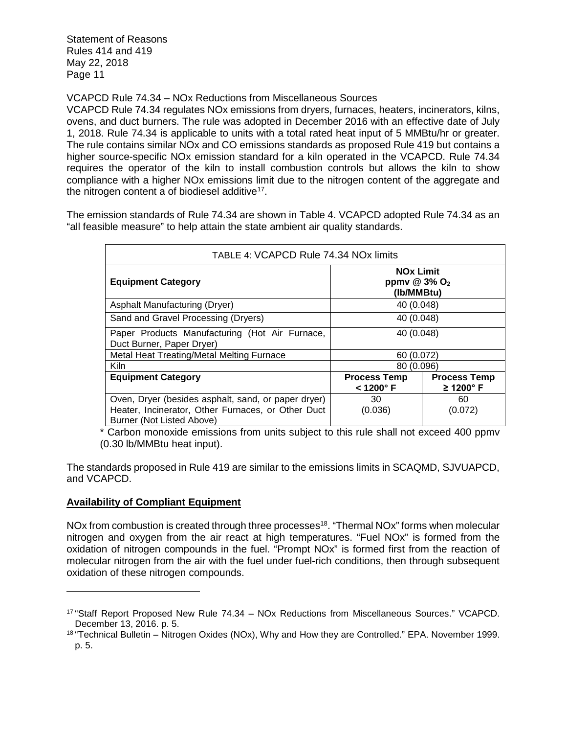VCAPCD Rule 74.34 – NOx Reductions from Miscellaneous Sources

VCAPCD Rule 74.34 regulates NOx emissions from dryers, furnaces, heaters, incinerators, kilns, ovens, and duct burners. The rule was adopted in December 2016 with an effective date of July 1, 2018. Rule 74.34 is applicable to units with a total rated heat input of 5 MMBtu/hr or greater. The rule contains similar NOx and CO emissions standards as proposed Rule 419 but contains a higher source-specific NOx emission standard for a kiln operated in the VCAPCD. Rule 74.34 requires the operator of the kiln to install combustion controls but allows the kiln to show compliance with a higher NOx emissions limit due to the nitrogen content of the aggregate and the nitrogen content a of biodiesel additive[17].

The emission standards of Rule 74.34 are shown in Table 4. VCAPCD adopted Rule 74.34 as an "all feasible measure" to help attain the state ambient air quality standards.

TABLE 4: VCAPCD Rule 74.34 NOx limits

| **Equipment Category** | **NOx Limit ppmv @ 3% $O_2$ (lb/MMBtu)** | |
|---|---|---|
| Asphalt Manufacturing (Dryer) | 40 (0.048) | |
| Sand and Gravel Processing (Dryers) | 40 (0.048) | |
| Paper Products Manufacturing (Hot Air Furnace, Duct Burner, Paper Dryer) | 40 (0.048) | |
| Metal Heat Treating/Metal Melting Furnace | 60 (0.072) | |
| Kiln | 80 (0.096) | |
| **Equipment Category** | **Process Temp < 1200° F** | **Process Temp ≥ 1200° F** |
| Oven, Dryer (besides asphalt, sand, or paper dryer) Heater, Incinerator, Other Furnaces, or Other Duct Burner (Not Listed Above) | 30 (0.036) | 60 (0.072) |

\* Carbon monoxide emissions from units subject to this rule shall not exceed 400 ppmv (0.30 lb/MMBtu heat input).

The standards proposed in Rule 419 are similar to the emissions limits in SCAQMD, SJVUAPCD, and VCAPCD.

## Availability of Compliant Equipment

NOx from combustion is created through three processes[18]. "Thermal NOx" forms when molecular nitrogen and oxygen from the air react at high temperatures. "Fuel NOx" is formed from the oxidation of nitrogen compounds in the fuel. "Prompt NOx" is formed first from the reaction of molecular nitrogen from the air with the fuel under fuel-rich conditions, then through subsequent oxidation of these nitrogen compounds.

---

[17] "Staff Report Proposed New Rule 74.34 – NOx Reductions from Miscellaneous Sources." VCAPCD. December 13, 2016. p. 5.

[18] "Technical Bulletin – Nitrogen Oxides (NOx), Why and How they are Controlled." EPA. November 1999. p. 5.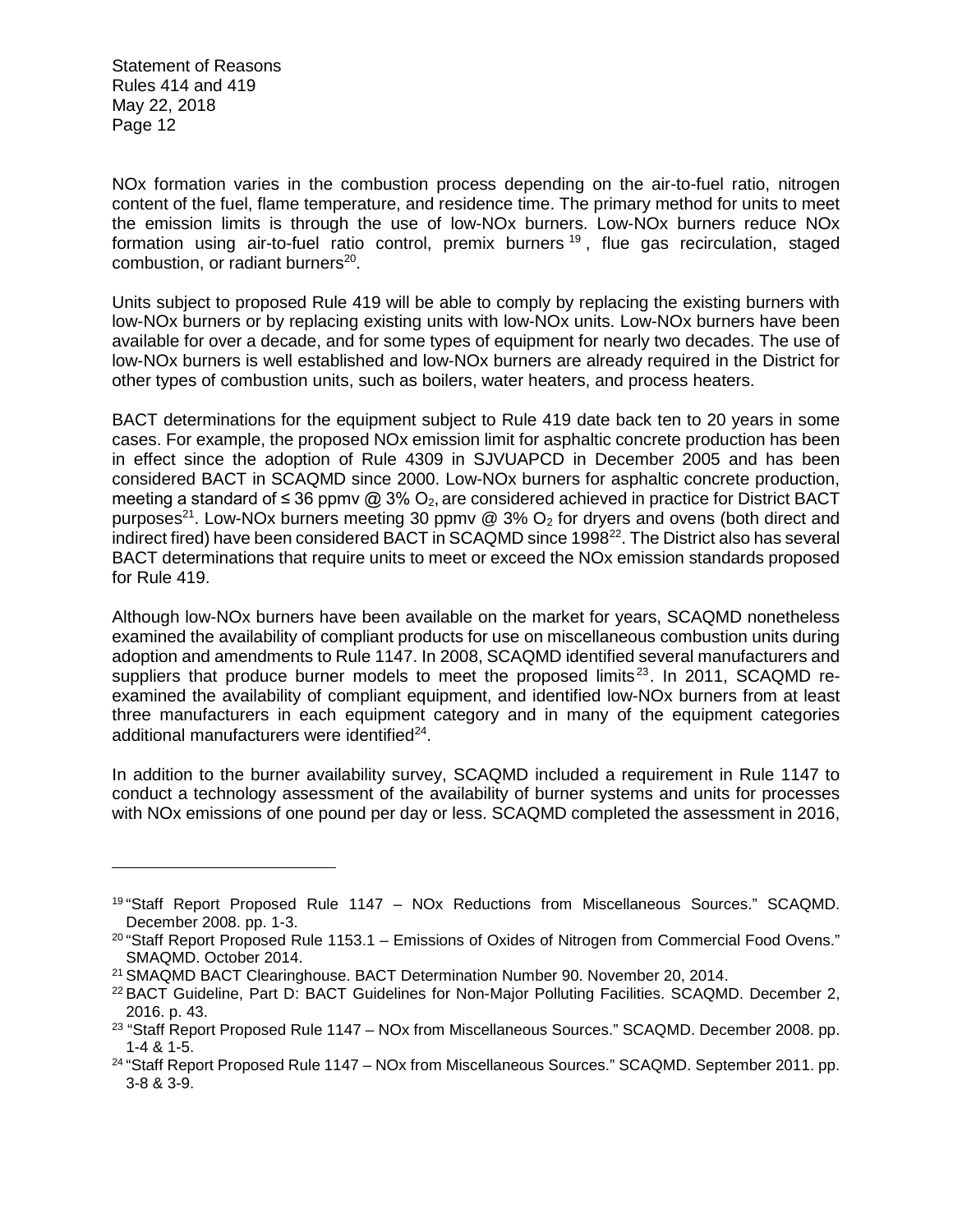NOx formation varies in the combustion process depending on the air-to-fuel ratio, nitrogen content of the fuel, flame temperature, and residence time. The primary method for units to meet the emission limits is through the use of low-NOx burners. Low-NOx burners reduce NOx formation using air-to-fuel ratio control, premix burners [19], flue gas recirculation, staged combustion, or radiant burners[20].

Units subject to proposed Rule 419 will be able to comply by replacing the existing burners with low-NOx burners or by replacing existing units with low-NOx units. Low-NOx burners have been available for over a decade, and for some types of equipment for nearly two decades. The use of low-NOx burners is well established and low-NOx burners are already required in the District for other types of combustion units, such as boilers, water heaters, and process heaters.

BACT determinations for the equipment subject to Rule 419 date back ten to 20 years in some cases. For example, the proposed NOx emission limit for asphaltic concrete production has been in effect since the adoption of Rule 4309 in SJVUAPCD in December 2005 and has been considered BACT in SCAQMD since 2000. Low-NOx burners for asphaltic concrete production, meeting a standard of ≤ 36 ppmv @ 3% $O_2$, are considered achieved in practice for District BACT purposes[21]. Low-NOx burners meeting 30 ppmv @ 3% $O_2$ for dryers and ovens (both direct and indirect fired) have been considered BACT in SCAQMD since 1998[22]. The District also has several BACT determinations that require units to meet or exceed the NOx emission standards proposed for Rule 419.

Although low-NOx burners have been available on the market for years, SCAQMD nonetheless examined the availability of compliant products for use on miscellaneous combustion units during adoption and amendments to Rule 1147. In 2008, SCAQMD identified several manufacturers and suppliers that produce burner models to meet the proposed limits[23]. In 2011, SCAQMD re-examined the availability of compliant equipment, and identified low-NOx burners from at least three manufacturers in each equipment category and in many of the equipment categories additional manufacturers were identified[24].

In addition to the burner availability survey, SCAQMD included a requirement in Rule 1147 to conduct a technology assessment of the availability of burner systems and units for processes with NOx emissions of one pound per day or less. SCAQMD completed the assessment in 2016,

---

[19] "Staff Report Proposed Rule 1147 – NOx Reductions from Miscellaneous Sources." SCAQMD. December 2008. pp. 1-3.

[20] "Staff Report Proposed Rule 1153.1 – Emissions of Oxides of Nitrogen from Commercial Food Ovens." SMAQMD. October 2014.

[21] SMAQMD BACT Clearinghouse. BACT Determination Number 90. November 20, 2014.

[22] BACT Guideline, Part D: BACT Guidelines for Non-Major Polluting Facilities. SCAQMD. December 2, 2016. p. 43.

[23] "Staff Report Proposed Rule 1147 – NOx from Miscellaneous Sources." SCAQMD. December 2008. pp. 1-4 & 1-5.

[24] "Staff Report Proposed Rule 1147 – NOx from Miscellaneous Sources." SCAQMD. September 2011. pp. 3-8 & 3-9.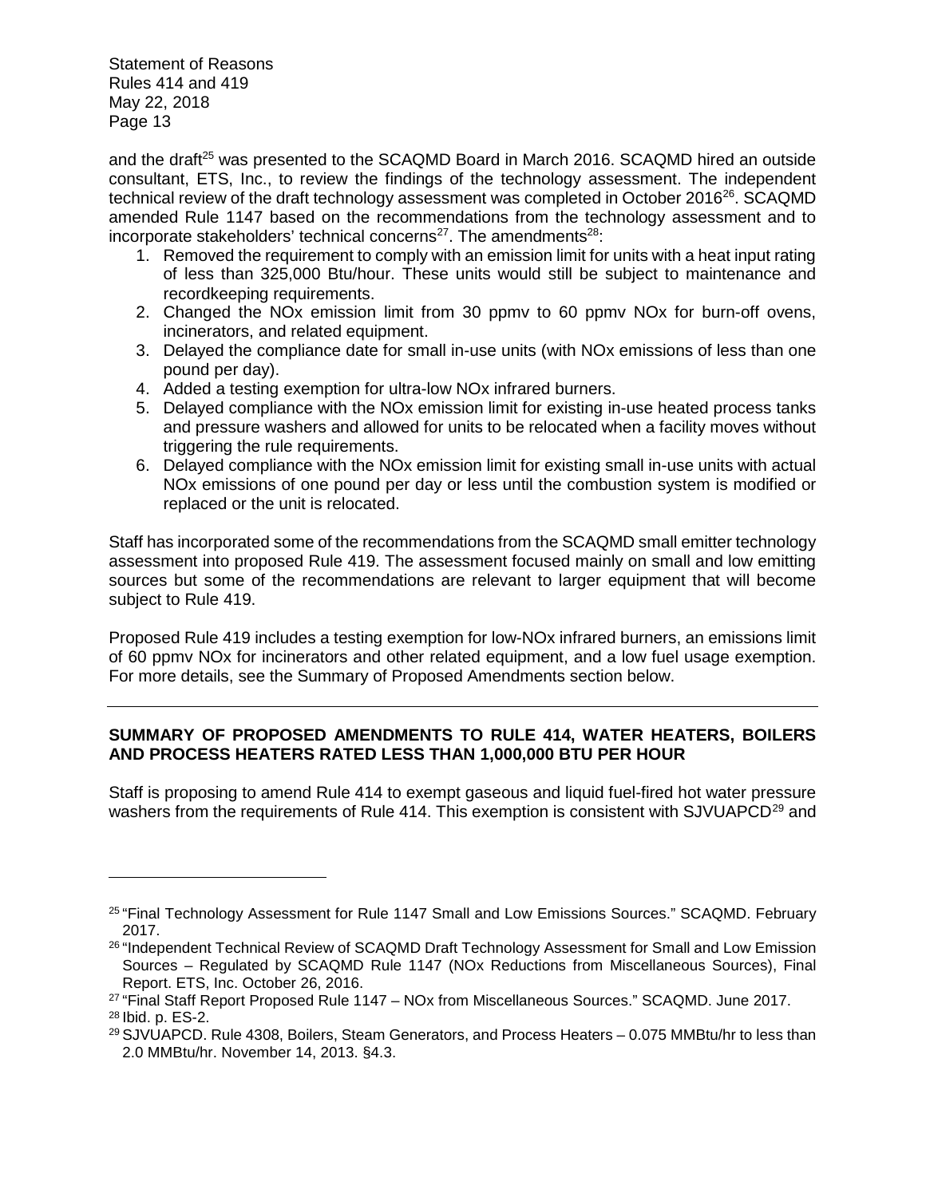and the draft[25] was presented to the SCAQMD Board in March 2016. SCAQMD hired an outside consultant, ETS, Inc., to review the findings of the technology assessment. The independent technical review of the draft technology assessment was completed in October 2016[26]. SCAQMD amended Rule 1147 based on the recommendations from the technology assessment and to incorporate stakeholders' technical concerns[27]. The amendments[28]:

1. Removed the requirement to comply with an emission limit for units with a heat input rating of less than 325,000 Btu/hour. These units would still be subject to maintenance and recordkeeping requirements.
2. Changed the NOx emission limit from 30 ppmv to 60 ppmv NOx for burn-off ovens, incinerators, and related equipment.
3. Delayed the compliance date for small in-use units (with NOx emissions of less than one pound per day).
4. Added a testing exemption for ultra-low NOx infrared burners.
5. Delayed compliance with the NOx emission limit for existing in-use heated process tanks and pressure washers and allowed for units to be relocated when a facility moves without triggering the rule requirements.
6. Delayed compliance with the NOx emission limit for existing small in-use units with actual NOx emissions of one pound per day or less until the combustion system is modified or replaced or the unit is relocated.

Staff has incorporated some of the recommendations from the SCAQMD small emitter technology assessment into proposed Rule 419. The assessment focused mainly on small and low emitting sources but some of the recommendations are relevant to larger equipment that will become subject to Rule 419.

Proposed Rule 419 includes a testing exemption for low-NOx infrared burners, an emissions limit of 60 ppmv NOx for incinerators and other related equipment, and a low fuel usage exemption. For more details, see the Summary of Proposed Amendments section below.

---

## SUMMARY OF PROPOSED AMENDMENTS TO RULE 414, WATER HEATERS, BOILERS AND PROCESS HEATERS RATED LESS THAN 1,000,000 BTU PER HOUR

Staff is proposing to amend Rule 414 to exempt gaseous and liquid fuel-fired hot water pressure washers from the requirements of Rule 414. This exemption is consistent with SJVUAPCD[29] and

---

[25] "Final Technology Assessment for Rule 1147 Small and Low Emissions Sources." SCAQMD. February 2017.

[26] "Independent Technical Review of SCAQMD Draft Technology Assessment for Small and Low Emission Sources – Regulated by SCAQMD Rule 1147 (NOx Reductions from Miscellaneous Sources), Final Report. ETS, Inc. October 26, 2016.

[27] "Final Staff Report Proposed Rule 1147 – NOx from Miscellaneous Sources." SCAQMD. June 2017.

[28] Ibid. p. ES-2.

[29] SJVUAPCD. Rule 4308, Boilers, Steam Generators, and Process Heaters – 0.075 MMBtu/hr to less than 2.0 MMBtu/hr. November 14, 2013. §4.3.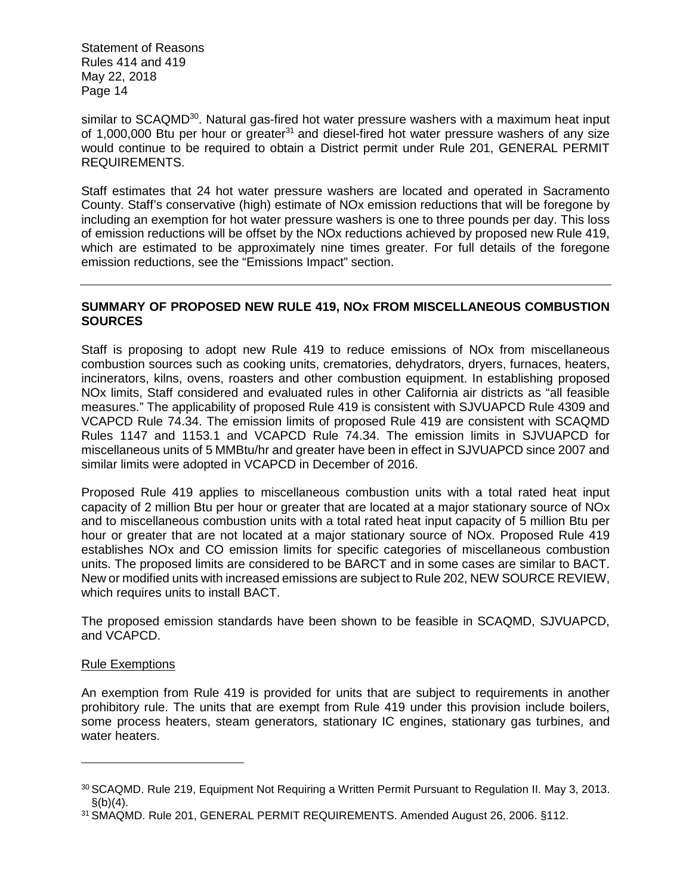similar to SCAQMD[30]. Natural gas-fired hot water pressure washers with a maximum heat input of 1,000,000 Btu per hour or greater[31] and diesel-fired hot water pressure washers of any size would continue to be required to obtain a District permit under Rule 201, GENERAL PERMIT REQUIREMENTS.

Staff estimates that 24 hot water pressure washers are located and operated in Sacramento County. Staff's conservative (high) estimate of NOx emission reductions that will be foregone by including an exemption for hot water pressure washers is one to three pounds per day. This loss of emission reductions will be offset by the NOx reductions achieved by proposed new Rule 419, which are estimated to be approximately nine times greater. For full details of the foregone emission reductions, see the "Emissions Impact" section.

---

**SUMMARY OF PROPOSED NEW RULE 419, NOx FROM MISCELLANEOUS COMBUSTION SOURCES**

Staff is proposing to adopt new Rule 419 to reduce emissions of NOx from miscellaneous combustion sources such as cooking units, crematories, dehydrators, dryers, furnaces, heaters, incinerators, kilns, ovens, roasters and other combustion equipment. In establishing proposed NOx limits, Staff considered and evaluated rules in other California air districts as "all feasible measures." The applicability of proposed Rule 419 is consistent with SJVUAPCD Rule 4309 and VCAPCD Rule 74.34. The emission limits of proposed Rule 419 are consistent with SCAQMD Rules 1147 and 1153.1 and VCAPCD Rule 74.34. The emission limits in SJVUAPCD for miscellaneous units of 5 MMBtu/hr and greater have been in effect in SJVUAPCD since 2007 and similar limits were adopted in VCAPCD in December of 2016.

Proposed Rule 419 applies to miscellaneous combustion units with a total rated heat input capacity of 2 million Btu per hour or greater that are located at a major stationary source of NOx and to miscellaneous combustion units with a total rated heat input capacity of 5 million Btu per hour or greater that are not located at a major stationary source of NOx. Proposed Rule 419 establishes NOx and CO emission limits for specific categories of miscellaneous combustion units. The proposed limits are considered to be BARCT and in some cases are similar to BACT. New or modified units with increased emissions are subject to Rule 202, NEW SOURCE REVIEW, which requires units to install BACT.

The proposed emission standards have been shown to be feasible in SCAQMD, SJVUAPCD, and VCAPCD.

Rule Exemptions

An exemption from Rule 419 is provided for units that are subject to requirements in another prohibitory rule. The units that are exempt from Rule 419 under this provision include boilers, some process heaters, steam generators, stationary IC engines, stationary gas turbines, and water heaters.

---

[30] SCAQMD. Rule 219, Equipment Not Requiring a Written Permit Pursuant to Regulation II. May 3, 2013. §(b)(4).

[31] SMAQMD. Rule 201, GENERAL PERMIT REQUIREMENTS. Amended August 26, 2006. §112.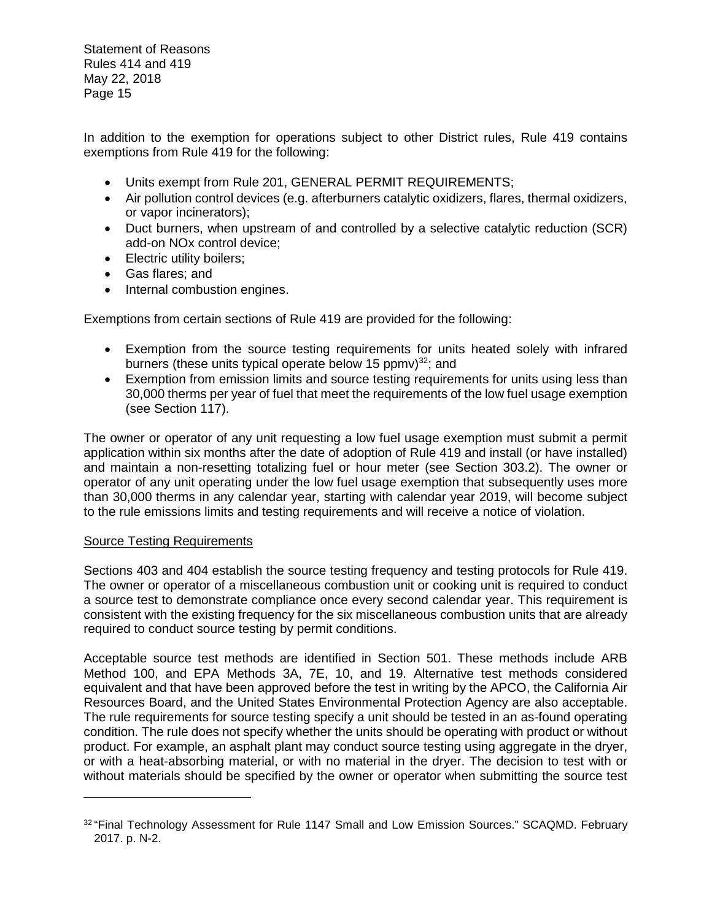In addition to the exemption for operations subject to other District rules, Rule 419 contains exemptions from Rule 419 for the following:

- Units exempt from Rule 201, GENERAL PERMIT REQUIREMENTS;
- Air pollution control devices (e.g. afterburners catalytic oxidizers, flares, thermal oxidizers, or vapor incinerators);
- Duct burners, when upstream of and controlled by a selective catalytic reduction (SCR) add-on NOx control device;
- Electric utility boilers;
- Gas flares; and
- Internal combustion engines.

Exemptions from certain sections of Rule 419 are provided for the following:

- Exemption from the source testing requirements for units heated solely with infrared burners (these units typical operate below 15 ppmv)[32]; and
- Exemption from emission limits and source testing requirements for units using less than 30,000 therms per year of fuel that meet the requirements of the low fuel usage exemption (see Section 117).

The owner or operator of any unit requesting a low fuel usage exemption must submit a permit application within six months after the date of adoption of Rule 419 and install (or have installed) and maintain a non-resetting totalizing fuel or hour meter (see Section 303.2). The owner or operator of any unit operating under the low fuel usage exemption that subsequently uses more than 30,000 therms in any calendar year, starting with calendar year 2019, will become subject to the rule emissions limits and testing requirements and will receive a notice of violation.

<u>Source Testing Requirements</u>

Sections 403 and 404 establish the source testing frequency and testing protocols for Rule 419. The owner or operator of a miscellaneous combustion unit or cooking unit is required to conduct a source test to demonstrate compliance once every second calendar year. This requirement is consistent with the existing frequency for the six miscellaneous combustion units that are already required to conduct source testing by permit conditions.

Acceptable source test methods are identified in Section 501. These methods include ARB Method 100, and EPA Methods 3A, 7E, 10, and 19. Alternative test methods considered equivalent and that have been approved before the test in writing by the APCO, the California Air Resources Board, and the United States Environmental Protection Agency are also acceptable. The rule requirements for source testing specify a unit should be tested in an as-found operating condition. The rule does not specify whether the units should be operating with product or without product. For example, an asphalt plant may conduct source testing using aggregate in the dryer, or with a heat-absorbing material, or with no material in the dryer. The decision to test with or without materials should be specified by the owner or operator when submitting the source test

[32] "Final Technology Assessment for Rule 1147 Small and Low Emission Sources." SCAQMD. February 2017. p. N-2.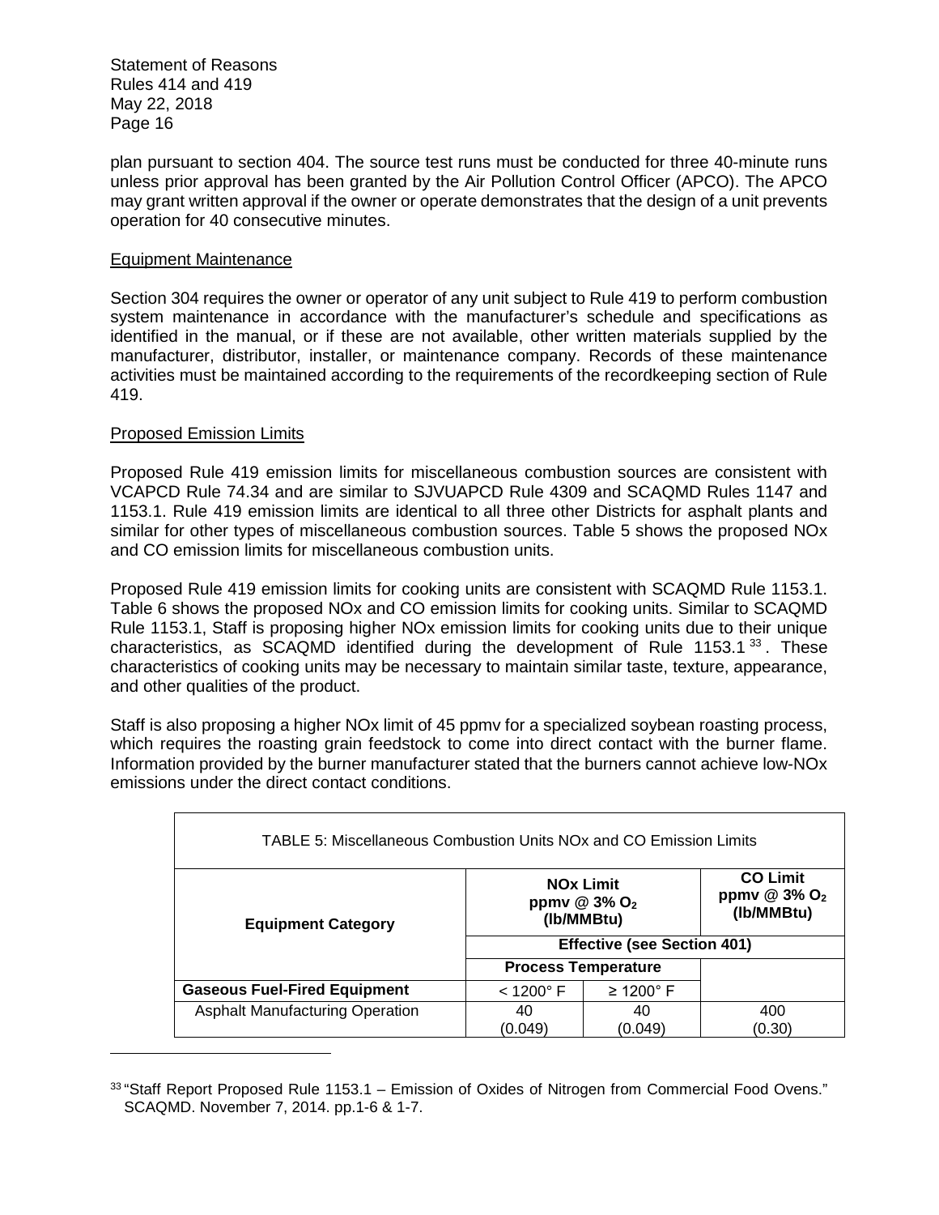plan pursuant to section 404. The source test runs must be conducted for three 40-minute runs unless prior approval has been granted by the Air Pollution Control Officer (APCO). The APCO may grant written approval if the owner or operate demonstrates that the design of a unit prevents operation for 40 consecutive minutes.

## Equipment Maintenance

Section 304 requires the owner or operator of any unit subject to Rule 419 to perform combustion system maintenance in accordance with the manufacturer's schedule and specifications as identified in the manual, or if these are not available, other written materials supplied by the manufacturer, distributor, installer, or maintenance company. Records of these maintenance activities must be maintained according to the requirements of the recordkeeping section of Rule 419.

## Proposed Emission Limits

Proposed Rule 419 emission limits for miscellaneous combustion sources are consistent with VCAPCD Rule 74.34 and are similar to SJVUAPCD Rule 4309 and SCAQMD Rules 1147 and 1153.1. Rule 419 emission limits are identical to all three other Districts for asphalt plants and similar for other types of miscellaneous combustion sources. Table 5 shows the proposed NOx and CO emission limits for miscellaneous combustion units.

Proposed Rule 419 emission limits for cooking units are consistent with SCAQMD Rule 1153.1. Table 6 shows the proposed NOx and CO emission limits for cooking units. Similar to SCAQMD Rule 1153.1, Staff is proposing higher NOx emission limits for cooking units due to their unique characteristics, as SCAQMD identified during the development of Rule 1153.1 [33]. These characteristics of cooking units may be necessary to maintain similar taste, texture, appearance, and other qualities of the product.

Staff is also proposing a higher NOx limit of 45 ppmv for a specialized soybean roasting process, which requires the roasting grain feedstock to come into direct contact with the burner flame. Information provided by the burner manufacturer stated that the burners cannot achieve low-NOx emissions under the direct contact conditions.

TABLE 5: Miscellaneous Combustion Units NOx and CO Emission Limits

| Equipment Category | NOx Limit ppmv @ 3% $O_2$ (lb/MMBtu) | | CO Limit ppmv @ 3% $O_2$ (lb/MMBtu) |
|---|---|---|---|
| | Effective (see Section 401) | | |
| | Process Temperature | | |
| **Gaseous Fuel-Fired Equipment** | < 1200° F | ≥ 1200° F | |
| Asphalt Manufacturing Operation | 40 (0.049) | 40 (0.049) | 400 (0.30) |

[33] "Staff Report Proposed Rule 1153.1 – Emission of Oxides of Nitrogen from Commercial Food Ovens." SCAQMD. November 7, 2014. pp.1-6 & 1-7.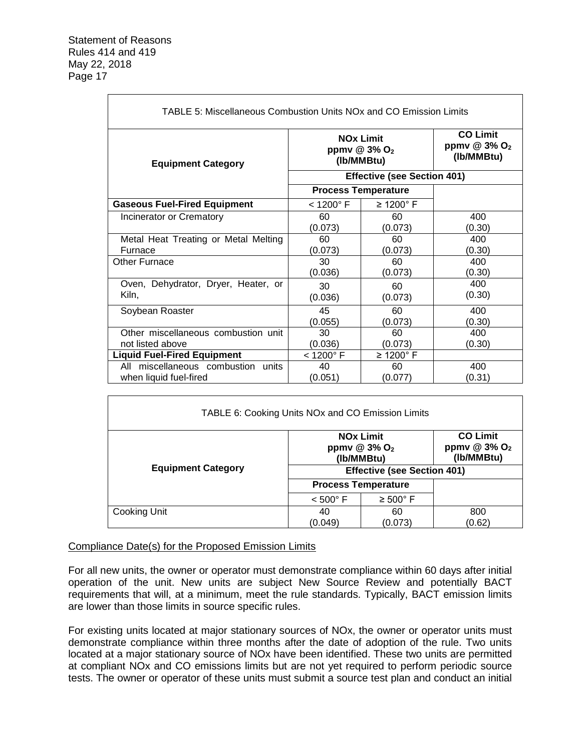| TABLE 5: Miscellaneous Combustion Units NOx and CO Emission Limits | | | |
|---|---|---|---|
| **Equipment Category** | **NOx Limit ppmv @ 3% $O_2$ (lb/MMBtu)** | | **CO Limit ppmv @ 3% $O_2$ (lb/MMBtu)** |
| | **Effective (see Section 401)** | | |
| | **Process Temperature** | | |
| **Gaseous Fuel-Fired Equipment** | < 1200° F | ≥ 1200° F | |
| Incinerator or Crematory | 60 (0.073) | 60 (0.073) | 400 (0.30) |
| Metal Heat Treating or Metal Melting Furnace | 60 (0.073) | 60 (0.073) | 400 (0.30) |
| Other Furnace | 30 (0.036) | 60 (0.073) | 400 (0.30) |
| Oven, Dehydrator, Dryer, Heater, or Kiln, | 30 (0.036) | 60 (0.073) | 400 (0.30) |
| Soybean Roaster | 45 (0.055) | 60 (0.073) | 400 (0.30) |
| Other miscellaneous combustion unit not listed above | 30 (0.036) | 60 (0.073) | 400 (0.30) |
| **Liquid Fuel-Fired Equipment** | < 1200° F | ≥ 1200° F | |
| All miscellaneous combustion units when liquid fuel-fired | 40 (0.051) | 60 (0.077) | 400 (0.31) |

| TABLE 6: Cooking Units NOx and CO Emission Limits | | | |
|---|---|---|---|
| **Equipment Category** | **NOx Limit ppmv @ 3% $O_2$ (lb/MMBtu)** | | **CO Limit ppmv @ 3% $O_2$ (lb/MMBtu)** |
| | **Effective (see Section 401)** | | |
| | **Process Temperature** | | |
| | < 500° F | ≥ 500° F | |
| Cooking Unit | 40 (0.049) | 60 (0.073) | 800 (0.62) |

Compliance Date(s) for the Proposed Emission Limits

For all new units, the owner or operator must demonstrate compliance within 60 days after initial operation of the unit. New units are subject New Source Review and potentially BACT requirements that will, at a minimum, meet the rule standards. Typically, BACT emission limits are lower than those limits in source specific rules.

For existing units located at major stationary sources of NOx, the owner or operator units must demonstrate compliance within three months after the date of adoption of the rule. Two units located at a major stationary source of NOx have been identified. These two units are permitted at compliant NOx and CO emissions limits but are not yet required to perform periodic source tests. The owner or operator of these units must submit a source test plan and conduct an initial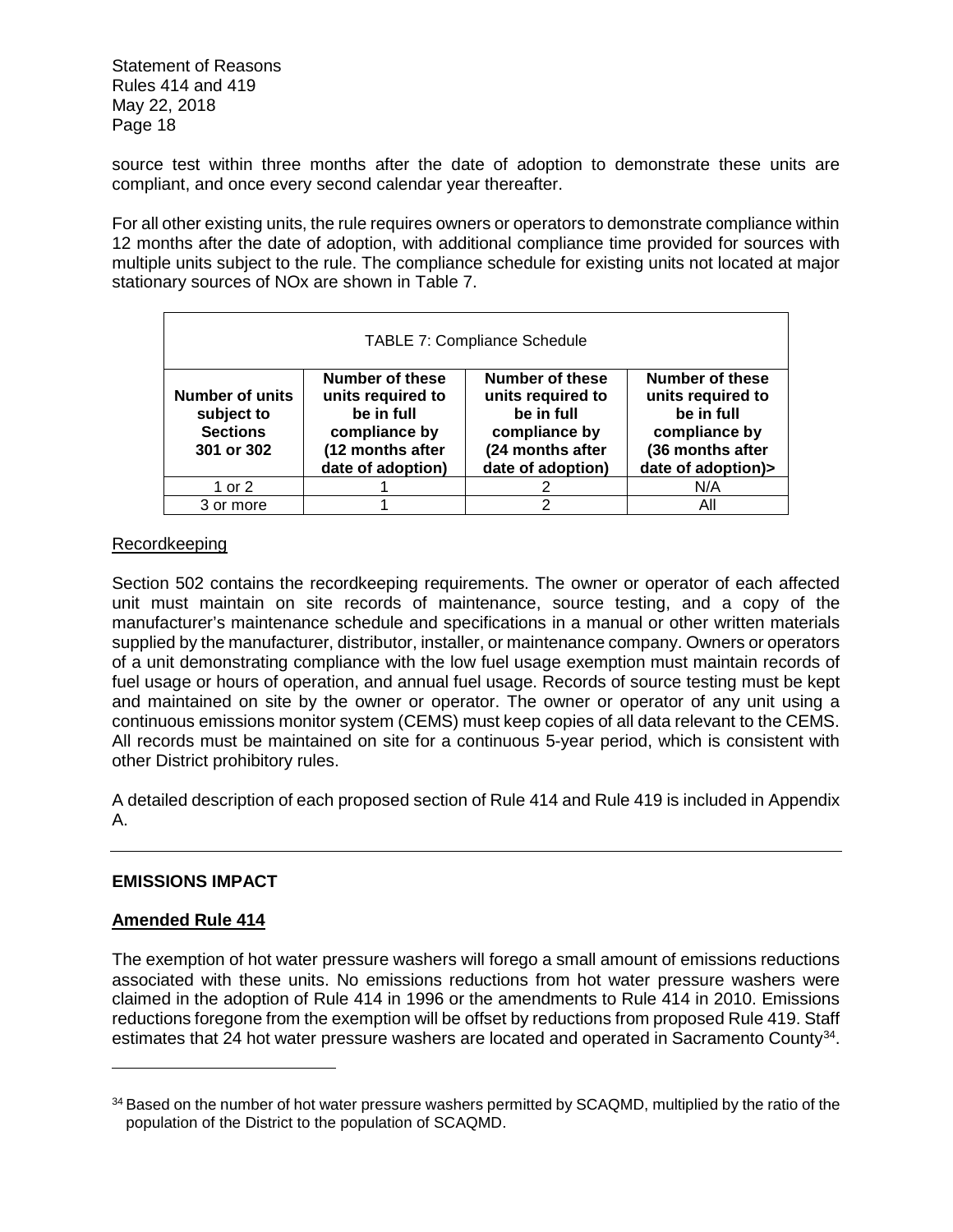source test within three months after the date of adoption to demonstrate these units are compliant, and once every second calendar year thereafter.

For all other existing units, the rule requires owners or operators to demonstrate compliance within 12 months after the date of adoption, with additional compliance time provided for sources with multiple units subject to the rule. The compliance schedule for existing units not located at major stationary sources of NOx are shown in Table 7.

TABLE 7: Compliance Schedule

| Number of units subject to Sections 301 or 302 | Number of these units required to be in full compliance by (12 months after date of adoption) | Number of these units required to be in full compliance by (24 months after date of adoption) | Number of these units required to be in full compliance by (36 months after date of adoption)> |
|---|---|---|---|
| 1 or 2 | 1 | 2 | N/A |
| 3 or more | 1 | 2 | All |

Recordkeeping

Section 502 contains the recordkeeping requirements. The owner or operator of each affected unit must maintain on site records of maintenance, source testing, and a copy of the manufacturer's maintenance schedule and specifications in a manual or other written materials supplied by the manufacturer, distributor, installer, or maintenance company. Owners or operators of a unit demonstrating compliance with the low fuel usage exemption must maintain records of fuel usage or hours of operation, and annual fuel usage. Records of source testing must be kept and maintained on site by the owner or operator. The owner or operator of any unit using a continuous emissions monitor system (CEMS) must keep copies of all data relevant to the CEMS. All records must be maintained on site for a continuous 5-year period, which is consistent with other District prohibitory rules.

A detailed description of each proposed section of Rule 414 and Rule 419 is included in Appendix A.

---

## EMISSIONS IMPACT

### Amended Rule 414

The exemption of hot water pressure washers will forego a small amount of emissions reductions associated with these units. No emissions reductions from hot water pressure washers were claimed in the adoption of Rule 414 in 1996 or the amendments to Rule 414 in 2010. Emissions reductions foregone from the exemption will be offset by reductions from proposed Rule 419. Staff estimates that 24 hot water pressure washers are located and operated in Sacramento County[34].

[34] Based on the number of hot water pressure washers permitted by SCAQMD, multiplied by the ratio of the population of the District to the population of SCAQMD.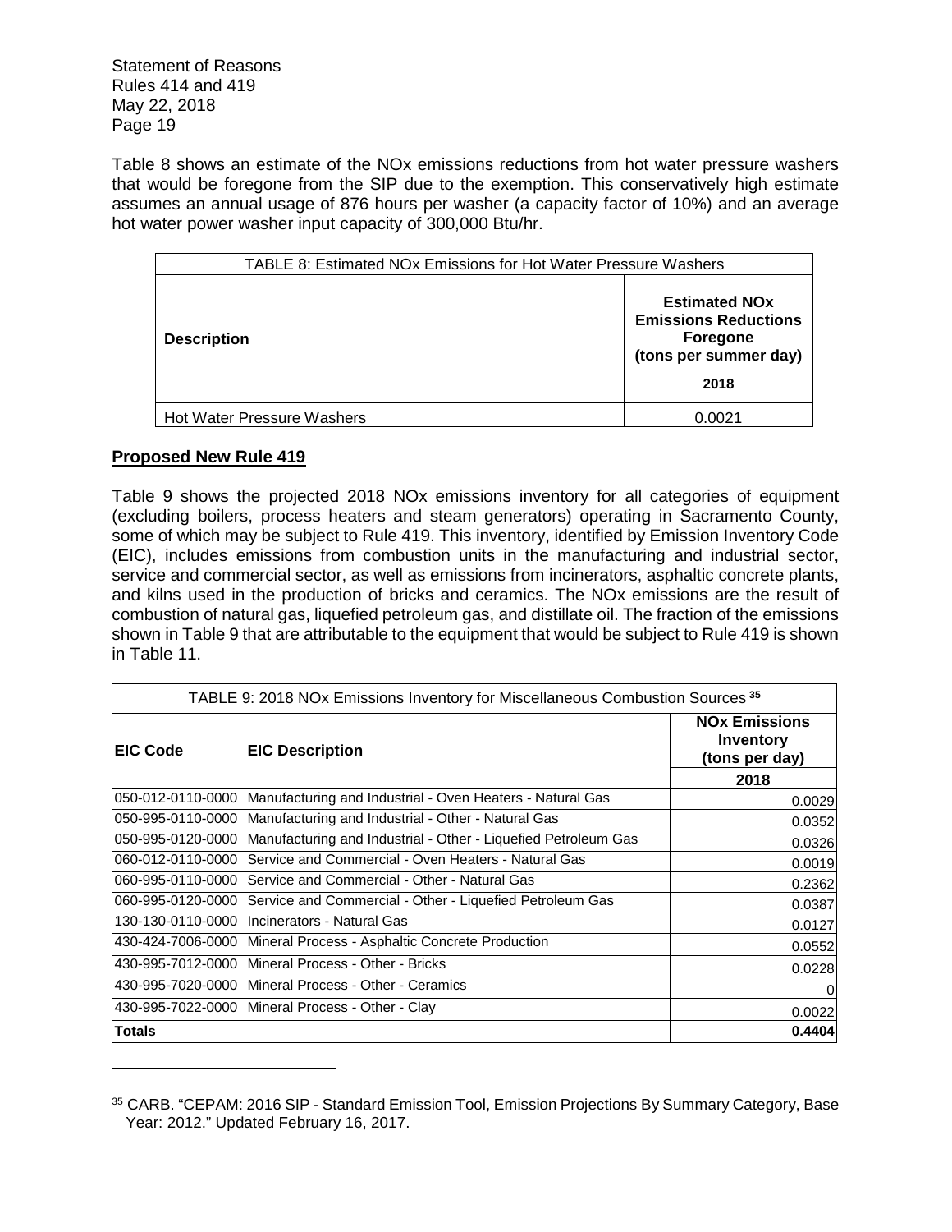Table 8 shows an estimate of the NOx emissions reductions from hot water pressure washers that would be foregone from the SIP due to the exemption. This conservatively high estimate assumes an annual usage of 876 hours per washer (a capacity factor of 10%) and an average hot water power washer input capacity of 300,000 Btu/hr.

| TABLE 8: Estimated NOx Emissions for Hot Water Pressure Washers | |
|---|---|
| **Description** | **Estimated NOx Emissions Reductions Foregone (tons per summer day)** |
| | **2018** |
| Hot Water Pressure Washers | 0.0021 |

**Proposed New Rule 419**

Table 9 shows the projected 2018 NOx emissions inventory for all categories of equipment (excluding boilers, process heaters and steam generators) operating in Sacramento County, some of which may be subject to Rule 419. This inventory, identified by Emission Inventory Code (EIC), includes emissions from combustion units in the manufacturing and industrial sector, service and commercial sector, as well as emissions from incinerators, asphaltic concrete plants, and kilns used in the production of bricks and ceramics. The NOx emissions are the result of combustion of natural gas, liquefied petroleum gas, and distillate oil. The fraction of the emissions shown in Table 9 that are attributable to the equipment that would be subject to Rule 419 is shown in Table 11.

| TABLE 9: 2018 NOx Emissions Inventory for Miscellaneous Combustion Sources [35] | | |
|---|---|---|
| **EIC Code** | **EIC Description** | **NOx Emissions Inventory (tons per day)** |
| | | **2018** |
| 050-012-0110-0000 | Manufacturing and Industrial - Oven Heaters - Natural Gas | 0.0029 |
| 050-995-0110-0000 | Manufacturing and Industrial - Other - Natural Gas | 0.0352 |
| 050-995-0120-0000 | Manufacturing and Industrial - Other - Liquefied Petroleum Gas | 0.0326 |
| 060-012-0110-0000 | Service and Commercial - Oven Heaters - Natural Gas | 0.0019 |
| 060-995-0110-0000 | Service and Commercial - Other - Natural Gas | 0.2362 |
| 060-995-0120-0000 | Service and Commercial - Other - Liquefied Petroleum Gas | 0.0387 |
| 130-130-0110-0000 | Incinerators - Natural Gas | 0.0127 |
| 430-424-7006-0000 | Mineral Process - Asphaltic Concrete Production | 0.0552 |
| 430-995-7012-0000 | Mineral Process - Other - Bricks | 0.0228 |
| 430-995-7020-0000 | Mineral Process - Other - Ceramics | 0 |
| 430-995-7022-0000 | Mineral Process - Other - Clay | 0.0022 |
| **Totals** | | **0.4404** |

[35] CARB. "CEPAM: 2016 SIP - Standard Emission Tool, Emission Projections By Summary Category, Base Year: 2012." Updated February 16, 2017.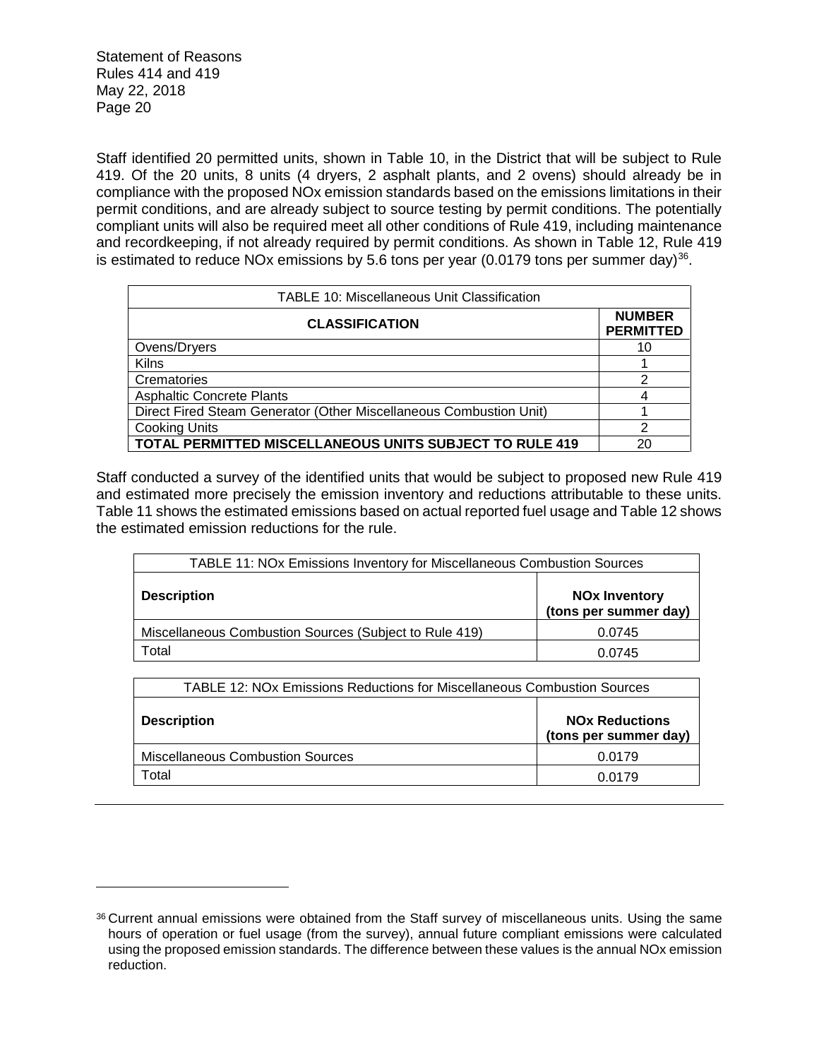Staff identified 20 permitted units, shown in Table 10, in the District that will be subject to Rule 419. Of the 20 units, 8 units (4 dryers, 2 asphalt plants, and 2 ovens) should already be in compliance with the proposed NOx emission standards based on the emissions limitations in their permit conditions, and are already subject to source testing by permit conditions. The potentially compliant units will also be required meet all other conditions of Rule 419, including maintenance and recordkeeping, if not already required by permit conditions. As shown in Table 12, Rule 419 is estimated to reduce NOx emissions by 5.6 tons per year (0.0179 tons per summer day)[36].

TABLE 10: Miscellaneous Unit Classification

| CLASSIFICATION | NUMBER PERMITTED |
| --- | --- |
| Ovens/Dryers | 10 |
| Kilns | 1 |
| Crematories | 2 |
| Asphaltic Concrete Plants | 4 |
| Direct Fired Steam Generator (Other Miscellaneous Combustion Unit) | 1 |
| Cooking Units | 2 |
| **TOTAL PERMITTED MISCELLANEOUS UNITS SUBJECT TO RULE 419** | 20 |

Staff conducted a survey of the identified units that would be subject to proposed new Rule 419 and estimated more precisely the emission inventory and reductions attributable to these units. Table 11 shows the estimated emissions based on actual reported fuel usage and Table 12 shows the estimated emission reductions for the rule.

TABLE 11: NOx Emissions Inventory for Miscellaneous Combustion Sources

| Description | NOx Inventory (tons per summer day) |
| --- | --- |
| Miscellaneous Combustion Sources (Subject to Rule 419) | 0.0745 |
| Total | 0.0745 |

TABLE 12: NOx Emissions Reductions for Miscellaneous Combustion Sources

| Description | NOx Reductions (tons per summer day) |
| --- | --- |
| Miscellaneous Combustion Sources | 0.0179 |
| Total | 0.0179 |

---

[36] Current annual emissions were obtained from the Staff survey of miscellaneous units. Using the same hours of operation or fuel usage (from the survey), annual future compliant emissions were calculated using the proposed emission standards. The difference between these values is the annual NOx emission reduction.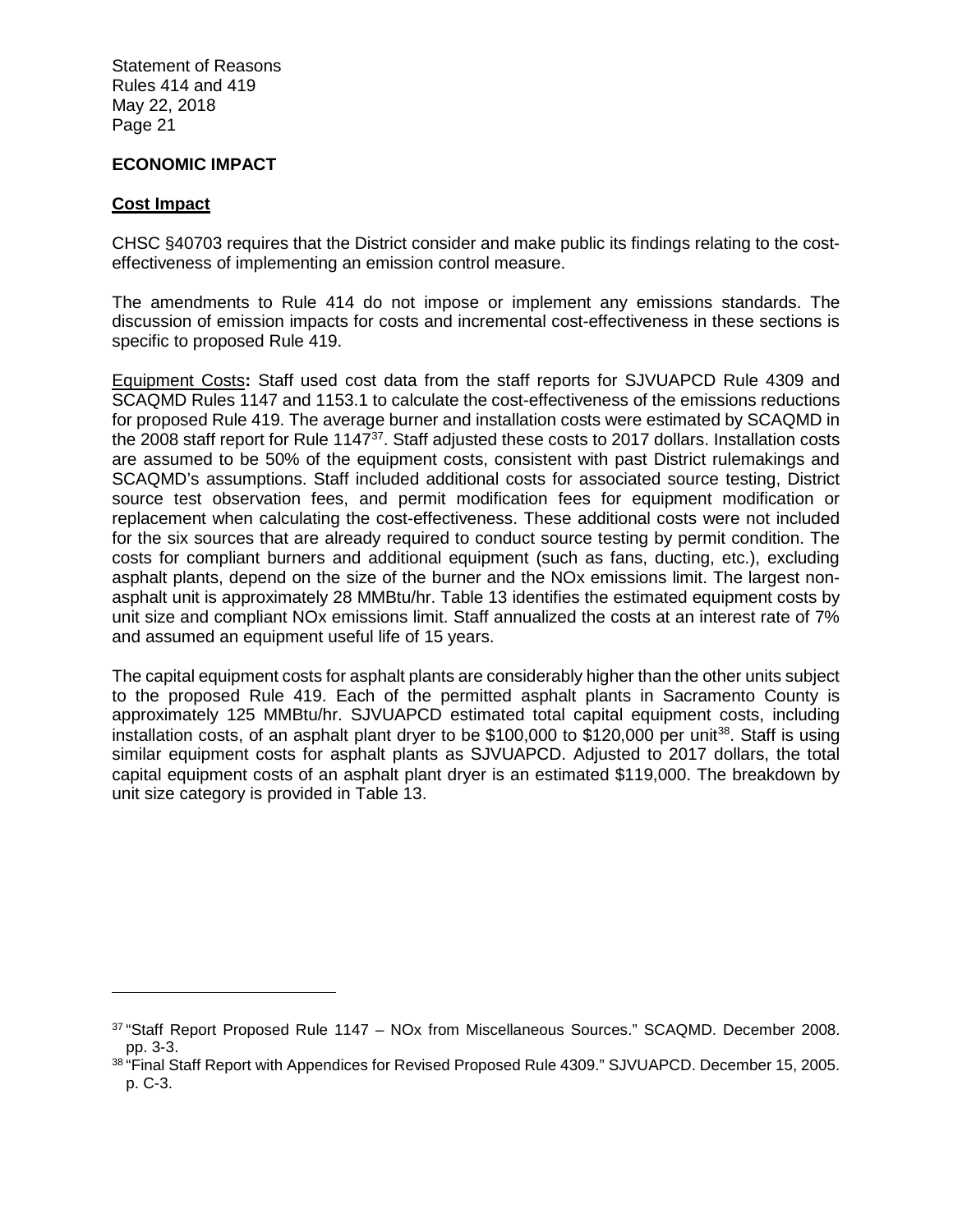## ECONOMIC IMPACT

### Cost Impact

CHSC §40703 requires that the District consider and make public its findings relating to the cost-effectiveness of implementing an emission control measure.

The amendments to Rule 414 do not impose or implement any emissions standards. The discussion of emission impacts for costs and incremental cost-effectiveness in these sections is specific to proposed Rule 419.

Equipment Costs**:** Staff used cost data from the staff reports for SJVUAPCD Rule 4309 and SCAQMD Rules 1147 and 1153.1 to calculate the cost-effectiveness of the emissions reductions for proposed Rule 419. The average burner and installation costs were estimated by SCAQMD in the 2008 staff report for Rule 1147[37]. Staff adjusted these costs to 2017 dollars. Installation costs are assumed to be 50% of the equipment costs, consistent with past District rulemakings and SCAQMD's assumptions. Staff included additional costs for associated source testing, District source test observation fees, and permit modification fees for equipment modification or replacement when calculating the cost-effectiveness. These additional costs were not included for the six sources that are already required to conduct source testing by permit condition. The costs for compliant burners and additional equipment (such as fans, ducting, etc.), excluding asphalt plants, depend on the size of the burner and the NOx emissions limit. The largest non-asphalt unit is approximately 28 MMBtu/hr. Table 13 identifies the estimated equipment costs by unit size and compliant NOx emissions limit. Staff annualized the costs at an interest rate of 7% and assumed an equipment useful life of 15 years.

The capital equipment costs for asphalt plants are considerably higher than the other units subject to the proposed Rule 419. Each of the permitted asphalt plants in Sacramento County is approximately 125 MMBtu/hr. SJVUAPCD estimated total capital equipment costs, including installation costs, of an asphalt plant dryer to be $100,000 to $120,000 per unit[38]. Staff is using similar equipment costs for asphalt plants as SJVUAPCD. Adjusted to 2017 dollars, the total capital equipment costs of an asphalt plant dryer is an estimated $119,000. The breakdown by unit size category is provided in Table 13.

---

[37] "Staff Report Proposed Rule 1147 – NOx from Miscellaneous Sources." SCAQMD. December 2008. pp. 3-3.

[38] "Final Staff Report with Appendices for Revised Proposed Rule 4309." SJVUAPCD. December 15, 2005. p. C-3.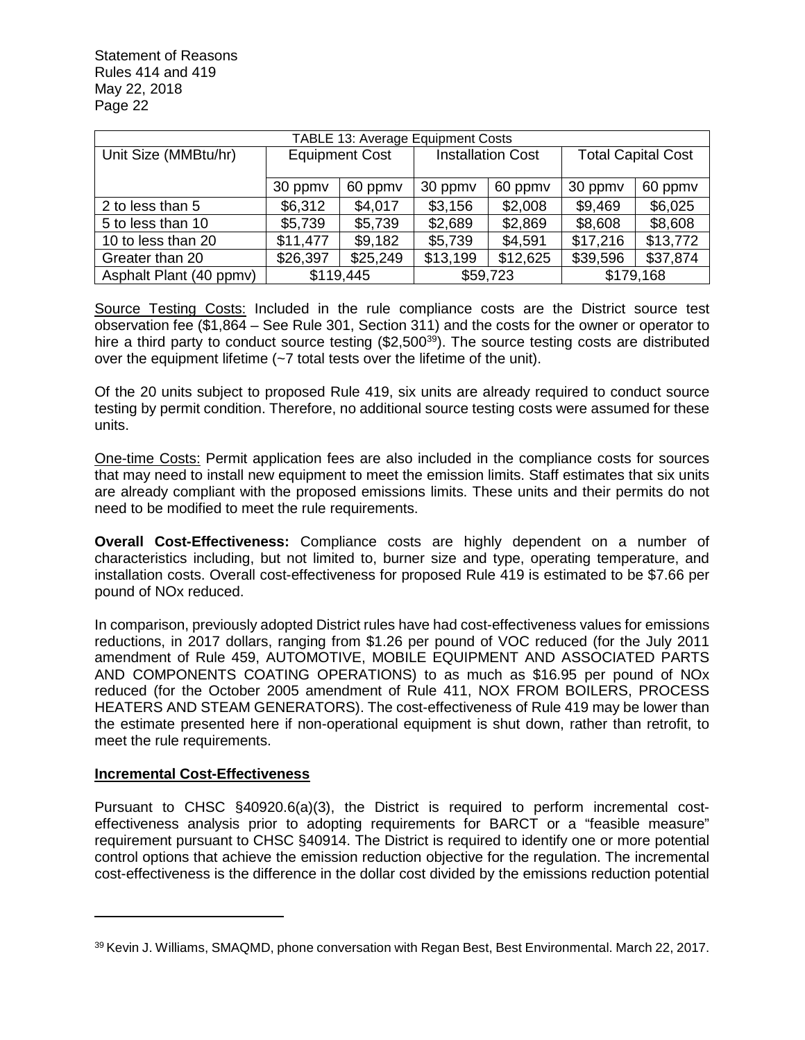| TABLE 13: Average Equipment Costs | | | | | | |
|---|---|---|---|---|---|---|
| Unit Size (MMBtu/hr) | Equipment Cost | | Installation Cost | | Total Capital Cost | |
| | 30 ppmv | 60 ppmv | 30 ppmv | 60 ppmv | 30 ppmv | 60 ppmv |
| 2 to less than 5 | $6,312 | $4,017 | $3,156 | $2,008 | $9,469 | $6,025 |
| 5 to less than 10 | $5,739 | $5,739 | $2,689 | $2,869 | $8,608 | $8,608 |
| 10 to less than 20 | $11,477 | $9,182 | $5,739 | $4,591 | $17,216 | $13,772 |
| Greater than 20 | $26,397 | $25,249 | $13,199 | $12,625 | $39,596 | $37,874 |
| Asphalt Plant (40 ppmv) | $119,445 | | $59,723 | | $179,168 | |

Source Testing Costs: Included in the rule compliance costs are the District source test observation fee ($1,864 – See Rule 301, Section 311) and the costs for the owner or operator to hire a third party to conduct source testing ($2,500[39]). The source testing costs are distributed over the equipment lifetime (~7 total tests over the lifetime of the unit).

Of the 20 units subject to proposed Rule 419, six units are already required to conduct source testing by permit condition. Therefore, no additional source testing costs were assumed for these units.

One-time Costs: Permit application fees are also included in the compliance costs for sources that may need to install new equipment to meet the emission limits. Staff estimates that six units are already compliant with the proposed emissions limits. These units and their permits do not need to be modified to meet the rule requirements.

**Overall Cost-Effectiveness:** Compliance costs are highly dependent on a number of characteristics including, but not limited to, burner size and type, operating temperature, and installation costs. Overall cost-effectiveness for proposed Rule 419 is estimated to be $7.66 per pound of NOx reduced.

In comparison, previously adopted District rules have had cost-effectiveness values for emissions reductions, in 2017 dollars, ranging from $1.26 per pound of VOC reduced (for the July 2011 amendment of Rule 459, AUTOMOTIVE, MOBILE EQUIPMENT AND ASSOCIATED PARTS AND COMPONENTS COATING OPERATIONS) to as much as $16.95 per pound of NOx reduced (for the October 2005 amendment of Rule 411, NOX FROM BOILERS, PROCESS HEATERS AND STEAM GENERATORS). The cost-effectiveness of Rule 419 may be lower than the estimate presented here if non-operational equipment is shut down, rather than retrofit, to meet the rule requirements.

**Incremental Cost-Effectiveness**

Pursuant to CHSC §40920.6(a)(3), the District is required to perform incremental cost-effectiveness analysis prior to adopting requirements for BARCT or a "feasible measure" requirement pursuant to CHSC §40914. The District is required to identify one or more potential control options that achieve the emission reduction objective for the regulation. The incremental cost-effectiveness is the difference in the dollar cost divided by the emissions reduction potential

---

[39] Kevin J. Williams, SMAQMD, phone conversation with Regan Best, Best Environmental. March 22, 2017.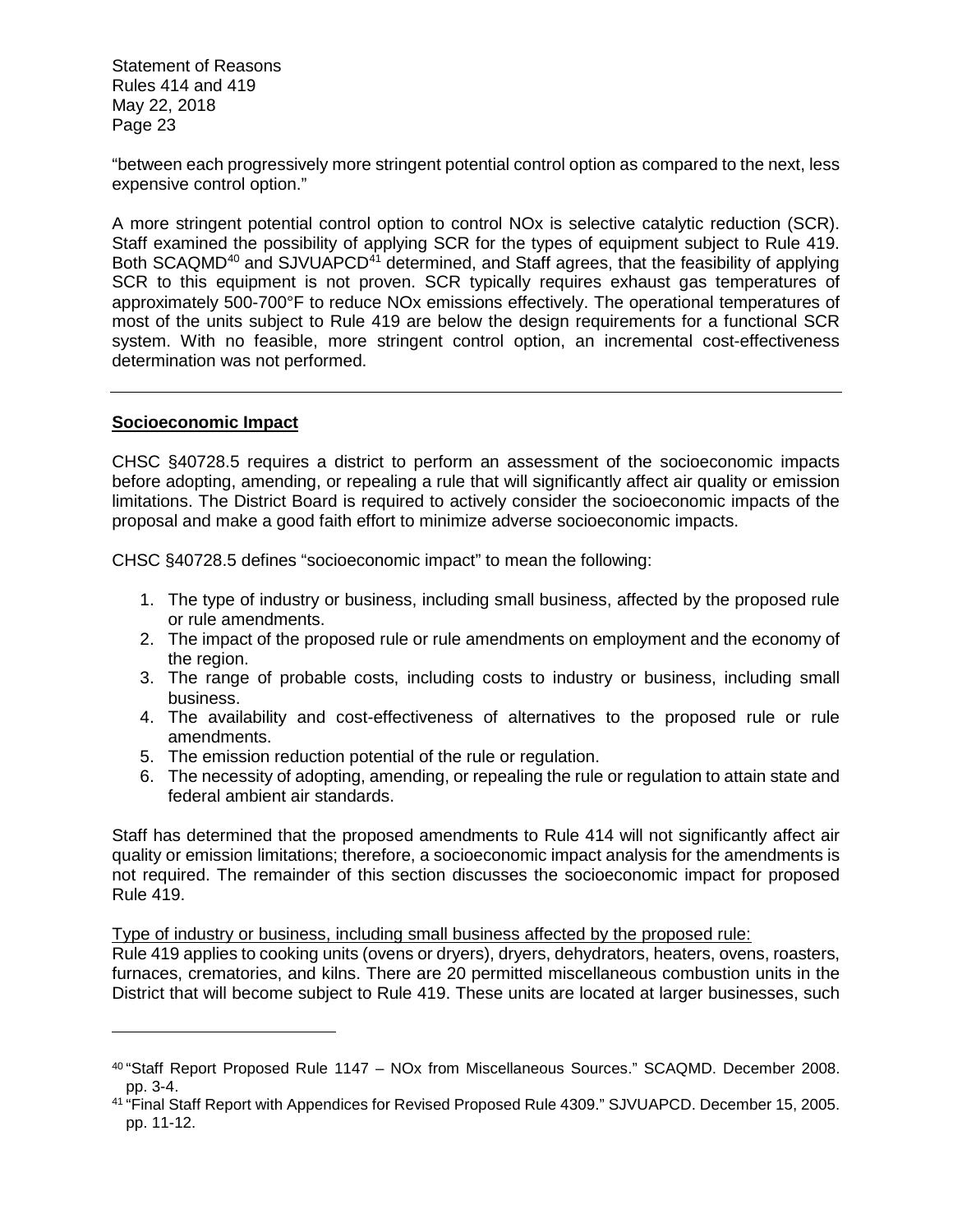"between each progressively more stringent potential control option as compared to the next, less expensive control option."

A more stringent potential control option to control NOx is selective catalytic reduction (SCR). Staff examined the possibility of applying SCR for the types of equipment subject to Rule 419. Both SCAQMD[40] and SJVUAPCD[41] determined, and Staff agrees, that the feasibility of applying SCR to this equipment is not proven. SCR typically requires exhaust gas temperatures of approximately 500-700°F to reduce NOx emissions effectively. The operational temperatures of most of the units subject to Rule 419 are below the design requirements for a functional SCR system. With no feasible, more stringent control option, an incremental cost-effectiveness determination was not performed.

---

## Socioeconomic Impact

CHSC §40728.5 requires a district to perform an assessment of the socioeconomic impacts before adopting, amending, or repealing a rule that will significantly affect air quality or emission limitations. The District Board is required to actively consider the socioeconomic impacts of the proposal and make a good faith effort to minimize adverse socioeconomic impacts.

CHSC §40728.5 defines "socioeconomic impact" to mean the following:

1. The type of industry or business, including small business, affected by the proposed rule or rule amendments.
2. The impact of the proposed rule or rule amendments on employment and the economy of the region.
3. The range of probable costs, including costs to industry or business, including small business.
4. The availability and cost-effectiveness of alternatives to the proposed rule or rule amendments.
5. The emission reduction potential of the rule or regulation.
6. The necessity of adopting, amending, or repealing the rule or regulation to attain state and federal ambient air standards.

Staff has determined that the proposed amendments to Rule 414 will not significantly affect air quality or emission limitations; therefore, a socioeconomic impact analysis for the amendments is not required. The remainder of this section discusses the socioeconomic impact for proposed Rule 419.

Type of industry or business, including small business affected by the proposed rule:
Rule 419 applies to cooking units (ovens or dryers), dryers, dehydrators, heaters, ovens, roasters, furnaces, crematories, and kilns. There are 20 permitted miscellaneous combustion units in the District that will become subject to Rule 419. These units are located at larger businesses, such

---

[40] "Staff Report Proposed Rule 1147 – NOx from Miscellaneous Sources." SCAQMD. December 2008. pp. 3-4.

[41] "Final Staff Report with Appendices for Revised Proposed Rule 4309." SJVUAPCD. December 15, 2005. pp. 11-12.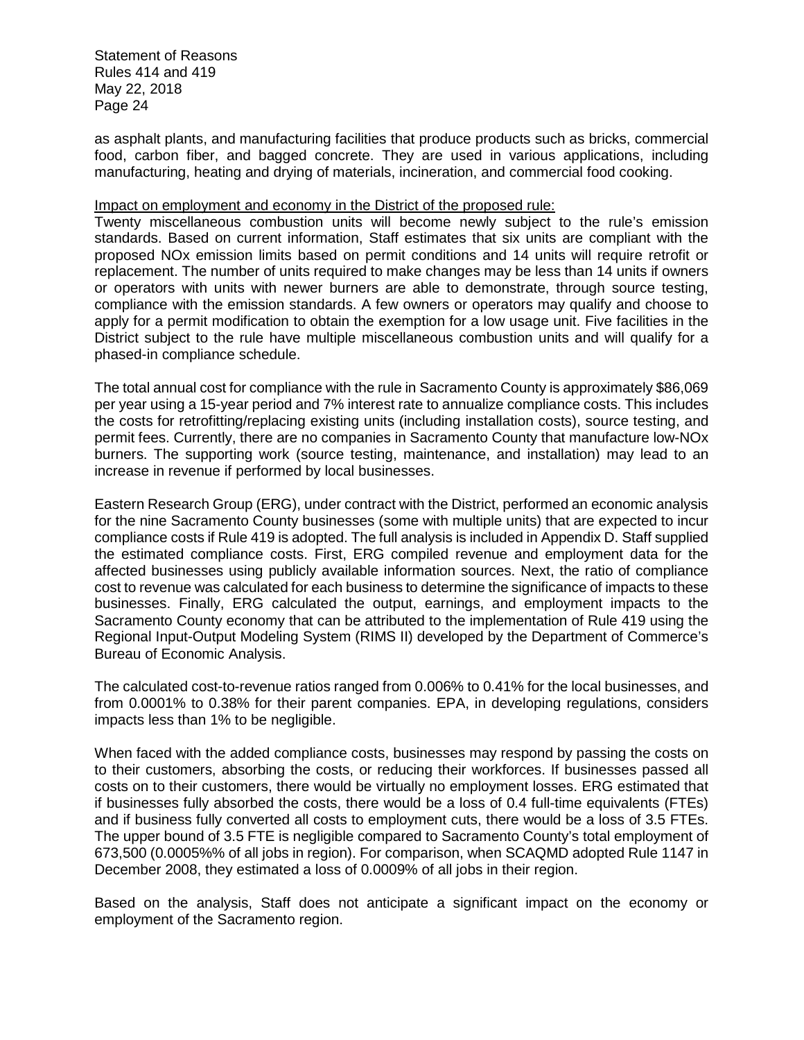as asphalt plants, and manufacturing facilities that produce products such as bricks, commercial food, carbon fiber, and bagged concrete. They are used in various applications, including manufacturing, heating and drying of materials, incineration, and commercial food cooking.

Impact on employment and economy in the District of the proposed rule:

Twenty miscellaneous combustion units will become newly subject to the rule's emission standards. Based on current information, Staff estimates that six units are compliant with the proposed NOx emission limits based on permit conditions and 14 units will require retrofit or replacement. The number of units required to make changes may be less than 14 units if owners or operators with units with newer burners are able to demonstrate, through source testing, compliance with the emission standards. A few owners or operators may qualify and choose to apply for a permit modification to obtain the exemption for a low usage unit. Five facilities in the District subject to the rule have multiple miscellaneous combustion units and will qualify for a phased-in compliance schedule.

The total annual cost for compliance with the rule in Sacramento County is approximately $86,069 per year using a 15-year period and 7% interest rate to annualize compliance costs. This includes the costs for retrofitting/replacing existing units (including installation costs), source testing, and permit fees. Currently, there are no companies in Sacramento County that manufacture low-NOx burners. The supporting work (source testing, maintenance, and installation) may lead to an increase in revenue if performed by local businesses.

Eastern Research Group (ERG), under contract with the District, performed an economic analysis for the nine Sacramento County businesses (some with multiple units) that are expected to incur compliance costs if Rule 419 is adopted. The full analysis is included in Appendix D. Staff supplied the estimated compliance costs. First, ERG compiled revenue and employment data for the affected businesses using publicly available information sources. Next, the ratio of compliance cost to revenue was calculated for each business to determine the significance of impacts to these businesses. Finally, ERG calculated the output, earnings, and employment impacts to the Sacramento County economy that can be attributed to the implementation of Rule 419 using the Regional Input-Output Modeling System (RIMS II) developed by the Department of Commerce's Bureau of Economic Analysis.

The calculated cost-to-revenue ratios ranged from 0.006% to 0.41% for the local businesses, and from 0.0001% to 0.38% for their parent companies. EPA, in developing regulations, considers impacts less than 1% to be negligible.

When faced with the added compliance costs, businesses may respond by passing the costs on to their customers, absorbing the costs, or reducing their workforces. If businesses passed all costs on to their customers, there would be virtually no employment losses. ERG estimated that if businesses fully absorbed the costs, there would be a loss of 0.4 full-time equivalents (FTEs) and if business fully converted all costs to employment cuts, there would be a loss of 3.5 FTEs. The upper bound of 3.5 FTE is negligible compared to Sacramento County's total employment of 673,500 (0.0005%% of all jobs in region). For comparison, when SCAQMD adopted Rule 1147 in December 2008, they estimated a loss of 0.0009% of all jobs in their region.

Based on the analysis, Staff does not anticipate a significant impact on the economy or employment of the Sacramento region.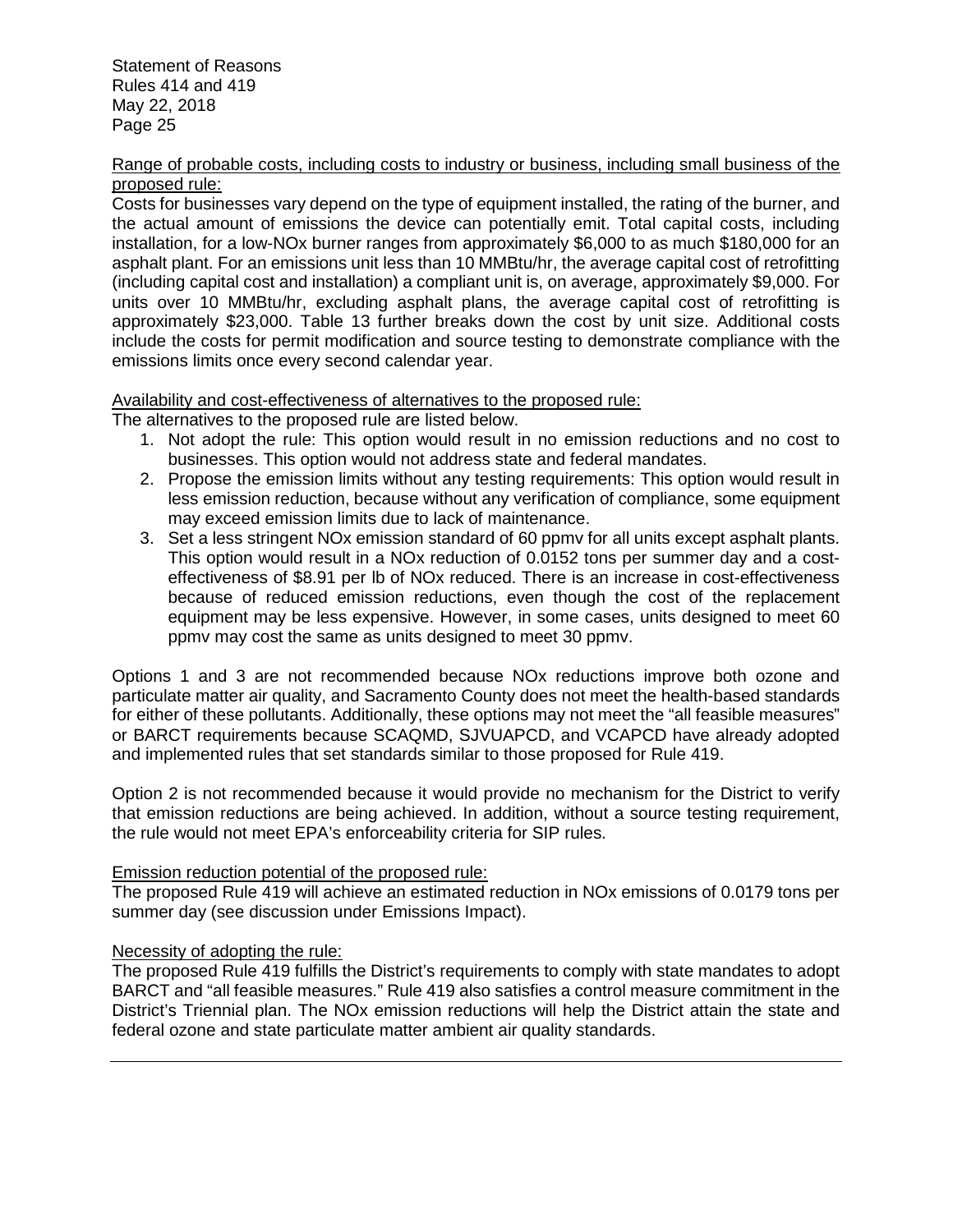Range of probable costs, including costs to industry or business, including small business of the proposed rule:

Costs for businesses vary depend on the type of equipment installed, the rating of the burner, and the actual amount of emissions the device can potentially emit. Total capital costs, including installation, for a low-NOx burner ranges from approximately $6,000 to as much $180,000 for an asphalt plant. For an emissions unit less than 10 MMBtu/hr, the average capital cost of retrofitting (including capital cost and installation) a compliant unit is, on average, approximately $9,000. For units over 10 MMBtu/hr, excluding asphalt plans, the average capital cost of retrofitting is approximately $23,000. Table 13 further breaks down the cost by unit size. Additional costs include the costs for permit modification and source testing to demonstrate compliance with the emissions limits once every second calendar year.

Availability and cost-effectiveness of alternatives to the proposed rule:

The alternatives to the proposed rule are listed below.

1. Not adopt the rule: This option would result in no emission reductions and no cost to businesses. This option would not address state and federal mandates.
2. Propose the emission limits without any testing requirements: This option would result in less emission reduction, because without any verification of compliance, some equipment may exceed emission limits due to lack of maintenance.
3. Set a less stringent NOx emission standard of 60 ppmv for all units except asphalt plants. This option would result in a NOx reduction of 0.0152 tons per summer day and a cost-effectiveness of $8.91 per lb of NOx reduced. There is an increase in cost-effectiveness because of reduced emission reductions, even though the cost of the replacement equipment may be less expensive. However, in some cases, units designed to meet 60 ppmv may cost the same as units designed to meet 30 ppmv.

Options 1 and 3 are not recommended because NOx reductions improve both ozone and particulate matter air quality, and Sacramento County does not meet the health-based standards for either of these pollutants. Additionally, these options may not meet the "all feasible measures" or BARCT requirements because SCAQMD, SJVUAPCD, and VCAPCD have already adopted and implemented rules that set standards similar to those proposed for Rule 419.

Option 2 is not recommended because it would provide no mechanism for the District to verify that emission reductions are being achieved. In addition, without a source testing requirement, the rule would not meet EPA's enforceability criteria for SIP rules.

Emission reduction potential of the proposed rule:

The proposed Rule 419 will achieve an estimated reduction in NOx emissions of 0.0179 tons per summer day (see discussion under Emissions Impact).

Necessity of adopting the rule:

The proposed Rule 419 fulfills the District's requirements to comply with state mandates to adopt BARCT and "all feasible measures." Rule 419 also satisfies a control measure commitment in the District's Triennial plan. The NOx emission reductions will help the District attain the state and federal ozone and state particulate matter ambient air quality standards.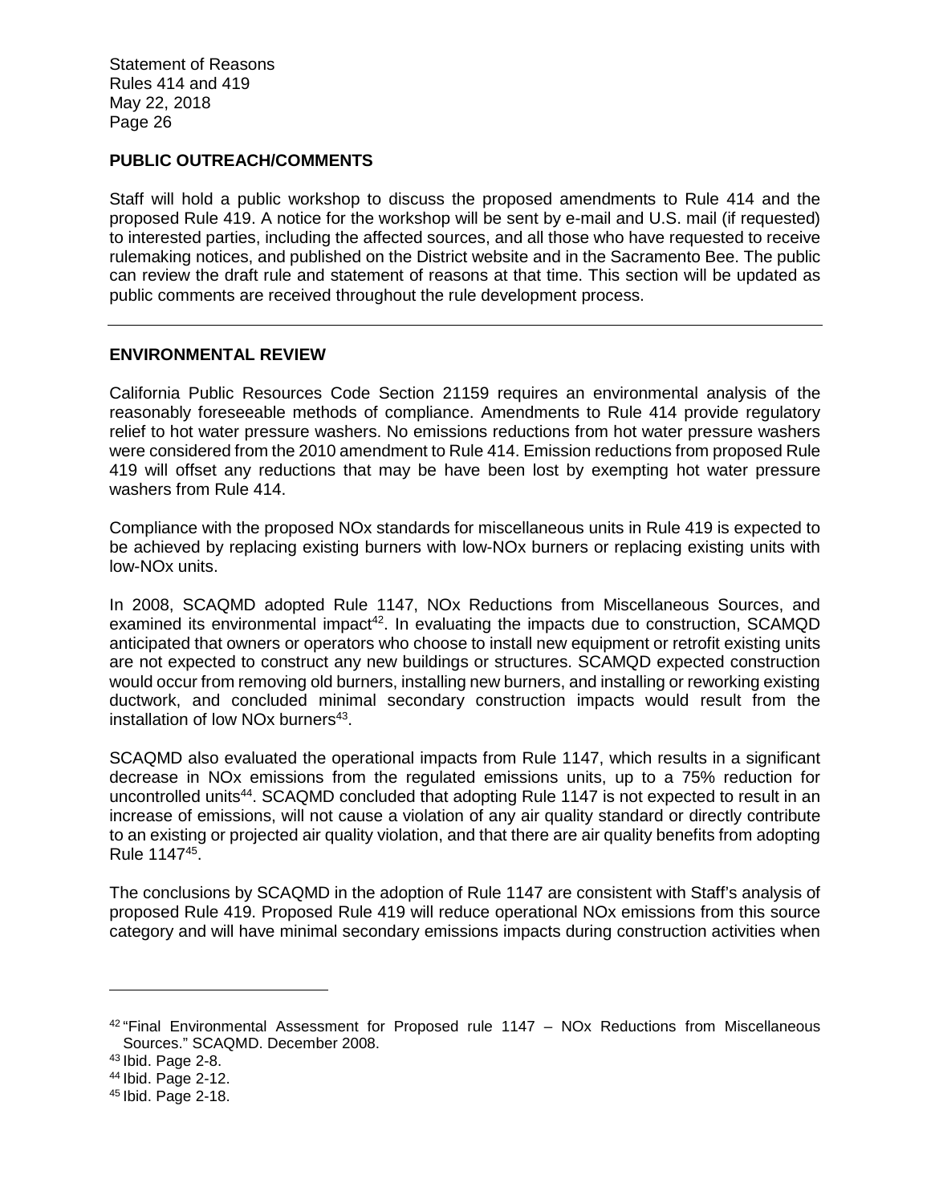## PUBLIC OUTREACH/COMMENTS

Staff will hold a public workshop to discuss the proposed amendments to Rule 414 and the proposed Rule 419. A notice for the workshop will be sent by e-mail and U.S. mail (if requested) to interested parties, including the affected sources, and all those who have requested to receive rulemaking notices, and published on the District website and in the Sacramento Bee. The public can review the draft rule and statement of reasons at that time. This section will be updated as public comments are received throughout the rule development process.

---

## ENVIRONMENTAL REVIEW

California Public Resources Code Section 21159 requires an environmental analysis of the reasonably foreseeable methods of compliance. Amendments to Rule 414 provide regulatory relief to hot water pressure washers. No emissions reductions from hot water pressure washers were considered from the 2010 amendment to Rule 414. Emission reductions from proposed Rule 419 will offset any reductions that may be have been lost by exempting hot water pressure washers from Rule 414.

Compliance with the proposed NOx standards for miscellaneous units in Rule 419 is expected to be achieved by replacing existing burners with low-NOx burners or replacing existing units with low-NOx units.

In 2008, SCAQMD adopted Rule 1147, NOx Reductions from Miscellaneous Sources, and examined its environmental impact[42]. In evaluating the impacts due to construction, SCAMQD anticipated that owners or operators who choose to install new equipment or retrofit existing units are not expected to construct any new buildings or structures. SCAMQD expected construction would occur from removing old burners, installing new burners, and installing or reworking existing ductwork, and concluded minimal secondary construction impacts would result from the installation of low NOx burners[43].

SCAQMD also evaluated the operational impacts from Rule 1147, which results in a significant decrease in NOx emissions from the regulated emissions units, up to a 75% reduction for uncontrolled units[44]. SCAQMD concluded that adopting Rule 1147 is not expected to result in an increase of emissions, will not cause a violation of any air quality standard or directly contribute to an existing or projected air quality violation, and that there are air quality benefits from adopting Rule 1147[45].

The conclusions by SCAQMD in the adoption of Rule 1147 are consistent with Staff's analysis of proposed Rule 419. Proposed Rule 419 will reduce operational NOx emissions from this source category and will have minimal secondary emissions impacts during construction activities when

---

[42] "Final Environmental Assessment for Proposed rule 1147 – NOx Reductions from Miscellaneous Sources." SCAQMD. December 2008.

[43] Ibid. Page 2-8.

[44] Ibid. Page 2-12.

[45] Ibid. Page 2-18.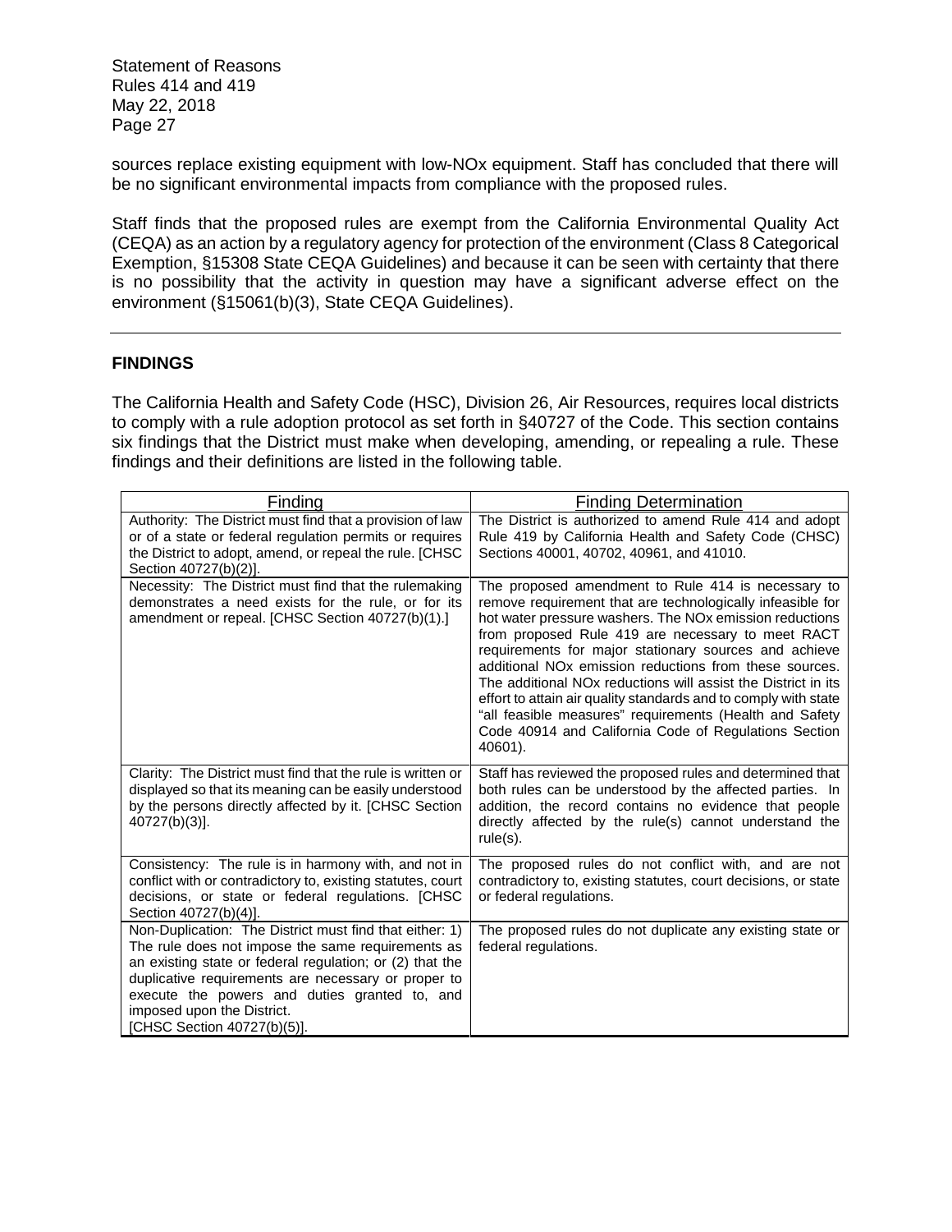sources replace existing equipment with low-NOx equipment. Staff has concluded that there will be no significant environmental impacts from compliance with the proposed rules.

Staff finds that the proposed rules are exempt from the California Environmental Quality Act (CEQA) as an action by a regulatory agency for protection of the environment (Class 8 Categorical Exemption, §15308 State CEQA Guidelines) and because it can be seen with certainty that there is no possibility that the activity in question may have a significant adverse effect on the environment (§15061(b)(3), State CEQA Guidelines).

---

## FINDINGS

The California Health and Safety Code (HSC), Division 26, Air Resources, requires local districts to comply with a rule adoption protocol as set forth in §40727 of the Code. This section contains six findings that the District must make when developing, amending, or repealing a rule. These findings and their definitions are listed in the following table.

| Finding | Finding Determination |
|---|---|
| Authority: The District must find that a provision of law or of a state or federal regulation permits or requires the District to adopt, amend, or repeal the rule. [CHSC Section 40727(b)(2)]. | The District is authorized to amend Rule 414 and adopt Rule 419 by California Health and Safety Code (CHSC) Sections 40001, 40702, 40961, and 41010. |
| Necessity: The District must find that the rulemaking demonstrates a need exists for the rule, or for its amendment or repeal. [CHSC Section 40727(b)(1).] | The proposed amendment to Rule 414 is necessary to remove requirement that are technologically infeasible for hot water pressure washers. The NOx emission reductions from proposed Rule 419 are necessary to meet RACT requirements for major stationary sources and achieve additional NOx emission reductions from these sources. The additional NOx reductions will assist the District in its effort to attain air quality standards and to comply with state "all feasible measures" requirements (Health and Safety Code 40914 and California Code of Regulations Section 40601). |
| Clarity: The District must find that the rule is written or displayed so that its meaning can be easily understood by the persons directly affected by it. [CHSC Section 40727(b)(3)]. | Staff has reviewed the proposed rules and determined that both rules can be understood by the affected parties. In addition, the record contains no evidence that people directly affected by the rule(s) cannot understand the rule(s). |
| Consistency: The rule is in harmony with, and not in conflict with or contradictory to, existing statutes, court decisions, or state or federal regulations. [CHSC Section 40727(b)(4)]. | The proposed rules do not conflict with, and are not contradictory to, existing statutes, court decisions, or state or federal regulations. |
| Non-Duplication: The District must find that either: 1) The rule does not impose the same requirements as an existing state or federal regulation; or (2) that the duplicative requirements are necessary or proper to execute the powers and duties granted to, and imposed upon the District. [CHSC Section 40727(b)(5)]. | The proposed rules do not duplicate any existing state or federal regulations. |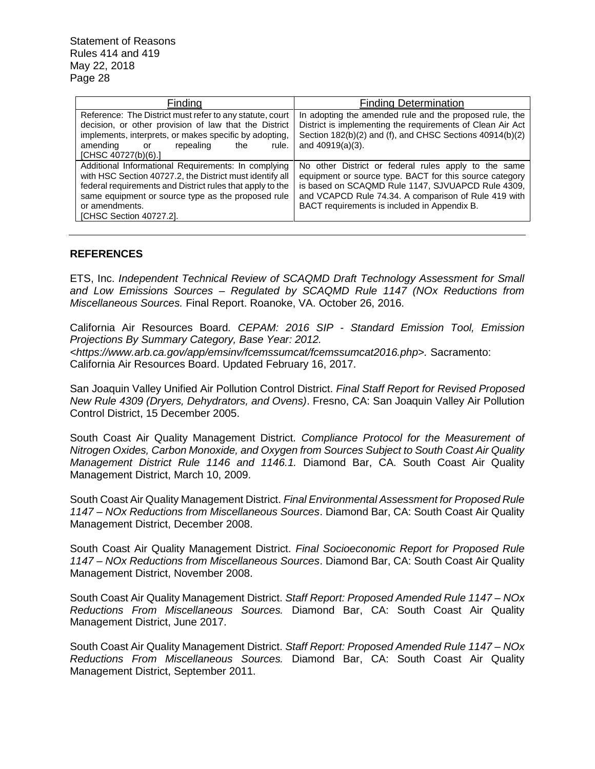| Finding | Finding Determination |
| --- | --- |
| Reference: The District must refer to any statute, court decision, or other provision of law that the District implements, interprets, or makes specific by adopting, amending or repealing the rule. [CHSC 40727(b)(6).] | In adopting the amended rule and the proposed rule, the District is implementing the requirements of Clean Air Act Section 182(b)(2) and (f), and CHSC Sections 40914(b)(2) and 40919(a)(3). |
| Additional Informational Requirements: In complying with HSC Section 40727.2, the District must identify all federal requirements and District rules that apply to the same equipment or source type as the proposed rule or amendments. [CHSC Section 40727.2]. | No other District or federal rules apply to the same equipment or source type. BACT for this source category is based on SCAQMD Rule 1147, SJVUAPCD Rule 4309, and VCAPCD Rule 74.34. A comparison of Rule 419 with BACT requirements is included in Appendix B. |

## REFERENCES

ETS, Inc. *Independent Technical Review of SCAQMD Draft Technology Assessment for Small and Low Emissions Sources – Regulated by SCAQMD Rule 1147 (NOx Reductions from Miscellaneous Sources.* Final Report. Roanoke, VA. October 26, 2016.

California Air Resources Board. *CEPAM: 2016 SIP - Standard Emission Tool, Emission Projections By Summary Category, Base Year: 2012. <https://www.arb.ca.gov/app/emsinv/fcemssumcat/fcemssumcat2016.php>.* Sacramento: California Air Resources Board. Updated February 16, 2017.

San Joaquin Valley Unified Air Pollution Control District. *Final Staff Report for Revised Proposed New Rule 4309 (Dryers, Dehydrators, and Ovens)*. Fresno, CA: San Joaquin Valley Air Pollution Control District, 15 December 2005.

South Coast Air Quality Management District. *Compliance Protocol for the Measurement of Nitrogen Oxides, Carbon Monoxide, and Oxygen from Sources Subject to South Coast Air Quality Management District Rule 1146 and 1146.1.* Diamond Bar, CA. South Coast Air Quality Management District, March 10, 2009.

South Coast Air Quality Management District. *Final Environmental Assessment for Proposed Rule 1147 – NOx Reductions from Miscellaneous Sources*. Diamond Bar, CA: South Coast Air Quality Management District, December 2008.

South Coast Air Quality Management District. *Final Socioeconomic Report for Proposed Rule 1147 – NOx Reductions from Miscellaneous Sources*. Diamond Bar, CA: South Coast Air Quality Management District, November 2008.

South Coast Air Quality Management District. *Staff Report: Proposed Amended Rule 1147 – NOx Reductions From Miscellaneous Sources.* Diamond Bar, CA: South Coast Air Quality Management District, June 2017.

South Coast Air Quality Management District. *Staff Report: Proposed Amended Rule 1147 – NOx Reductions From Miscellaneous Sources.* Diamond Bar, CA: South Coast Air Quality Management District, September 2011.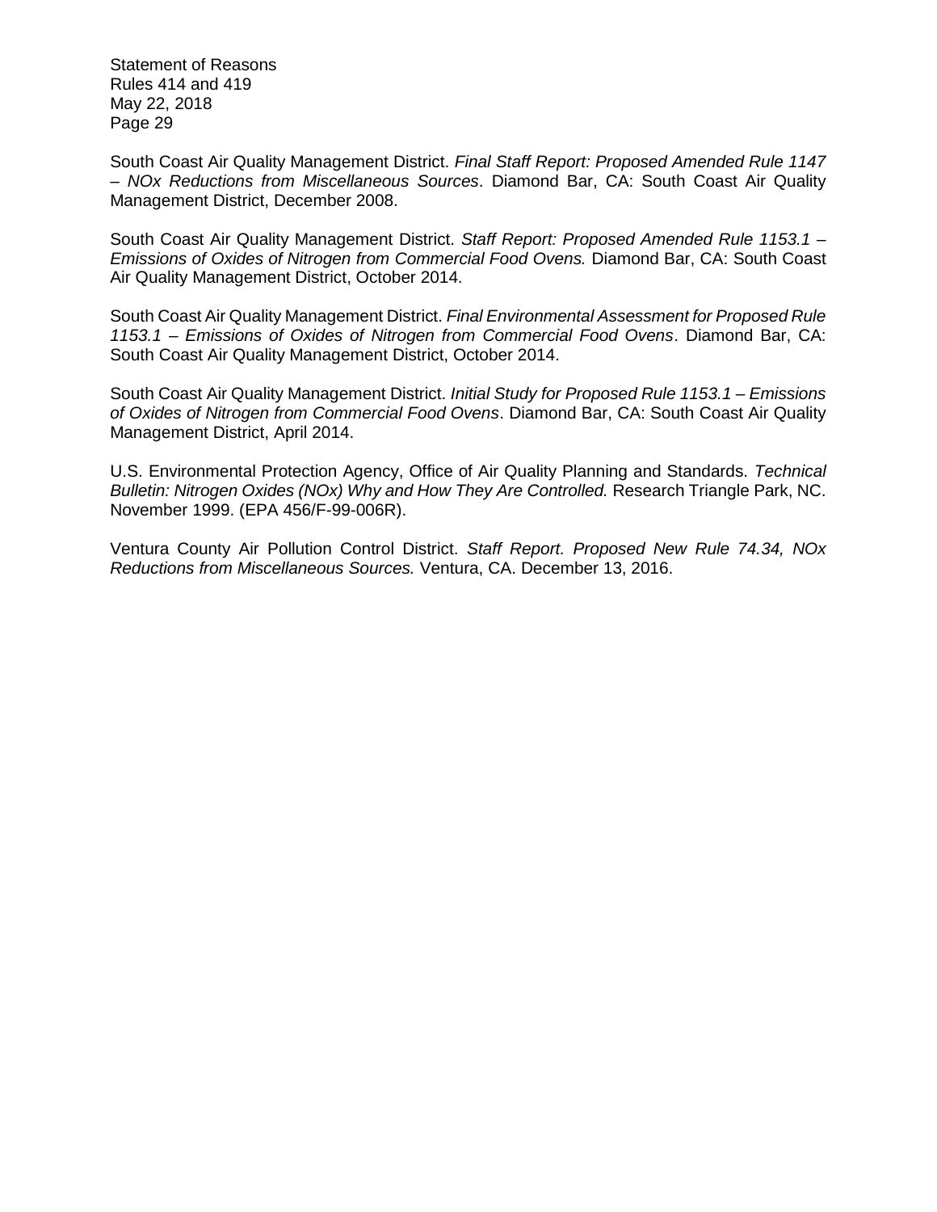South Coast Air Quality Management District. *Final Staff Report: Proposed Amended Rule 1147 – NOx Reductions from Miscellaneous Sources*. Diamond Bar, CA: South Coast Air Quality Management District, December 2008.

South Coast Air Quality Management District. *Staff Report: Proposed Amended Rule 1153.1 – Emissions of Oxides of Nitrogen from Commercial Food Ovens.* Diamond Bar, CA: South Coast Air Quality Management District, October 2014.

South Coast Air Quality Management District. *Final Environmental Assessment for Proposed Rule 1153.1 – Emissions of Oxides of Nitrogen from Commercial Food Ovens*. Diamond Bar, CA: South Coast Air Quality Management District, October 2014.

South Coast Air Quality Management District. *Initial Study for Proposed Rule 1153.1 – Emissions of Oxides of Nitrogen from Commercial Food Ovens*. Diamond Bar, CA: South Coast Air Quality Management District, April 2014.

U.S. Environmental Protection Agency, Office of Air Quality Planning and Standards. *Technical Bulletin: Nitrogen Oxides (NOx) Why and How They Are Controlled.* Research Triangle Park, NC. November 1999. (EPA 456/F-99-006R).

Ventura County Air Pollution Control District. *Staff Report. Proposed New Rule 74.34, NOx Reductions from Miscellaneous Sources.* Ventura, CA. December 13, 2016.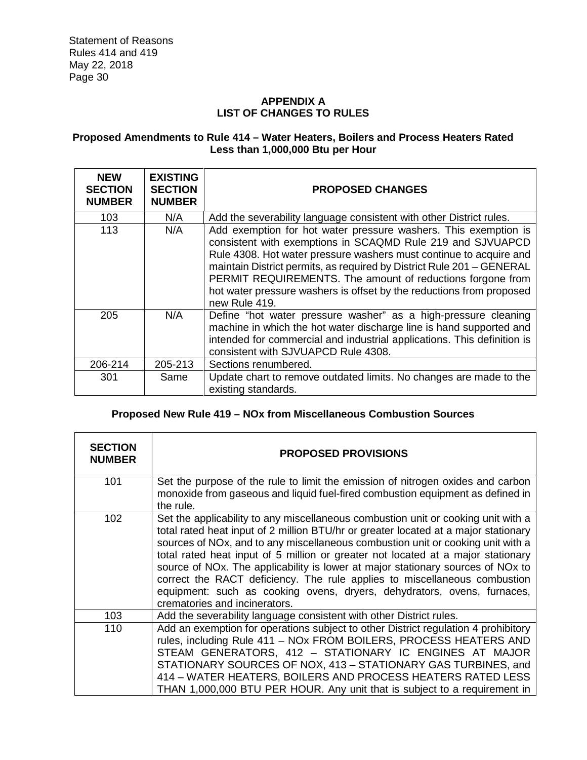## APPENDIX A
## LIST OF CHANGES TO RULES

### Proposed Amendments to Rule 414 – Water Heaters, Boilers and Process Heaters Rated Less than 1,000,000 Btu per Hour

| NEW SECTION NUMBER | EXISTING SECTION NUMBER | PROPOSED CHANGES |
|---|---|---|
| 103 | N/A | Add the severability language consistent with other District rules. |
| 113 | N/A | Add exemption for hot water pressure washers. This exemption is consistent with exemptions in SCAQMD Rule 219 and SJVUAPCD Rule 4308. Hot water pressure washers must continue to acquire and maintain District permits, as required by District Rule 201 – GENERAL PERMIT REQUIREMENTS. The amount of reductions forgone from hot water pressure washers is offset by the reductions from proposed new Rule 419. |
| 205 | N/A | Define "hot water pressure washer" as a high-pressure cleaning machine in which the hot water discharge line is hand supported and intended for commercial and industrial applications. This definition is consistent with SJVUAPCD Rule 4308. |
| 206-214 | 205-213 | Sections renumbered. |
| 301 | Same | Update chart to remove outdated limits. No changes are made to the existing standards. |

### Proposed New Rule 419 – NOx from Miscellaneous Combustion Sources

| SECTION NUMBER | PROPOSED PROVISIONS |
|---|---|
| 101 | Set the purpose of the rule to limit the emission of nitrogen oxides and carbon monoxide from gaseous and liquid fuel-fired combustion equipment as defined in the rule. |
| 102 | Set the applicability to any miscellaneous combustion unit or cooking unit with a total rated heat input of 2 million BTU/hr or greater located at a major stationary sources of NOx, and to any miscellaneous combustion unit or cooking unit with a total rated heat input of 5 million or greater not located at a major stationary source of NOx. The applicability is lower at major stationary sources of NOx to correct the RACT deficiency. The rule applies to miscellaneous combustion equipment: such as cooking ovens, dryers, dehydrators, ovens, furnaces, crematories and incinerators. |
| 103 | Add the severability language consistent with other District rules. |
| 110 | Add an exemption for operations subject to other District regulation 4 prohibitory rules, including Rule 411 – NOx FROM BOILERS, PROCESS HEATERS AND STEAM GENERATORS, 412 – STATIONARY IC ENGINES AT MAJOR STATIONARY SOURCES OF NOX, 413 – STATIONARY GAS TURBINES, and 414 – WATER HEATERS, BOILERS AND PROCESS HEATERS RATED LESS THAN 1,000,000 BTU PER HOUR. Any unit that is subject to a requirement in |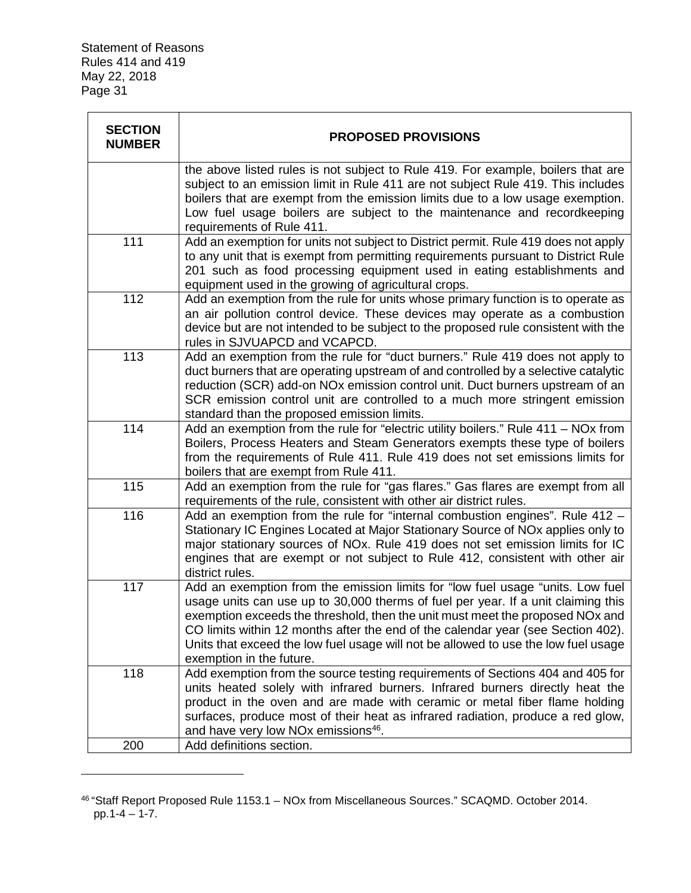| SECTION NUMBER | PROPOSED PROVISIONS |
| --- | --- |
| | the above listed rules is not subject to Rule 419. For example, boilers that are subject to an emission limit in Rule 411 are not subject Rule 419. This includes boilers that are exempt from the emission limits due to a low usage exemption. Low fuel usage boilers are subject to the maintenance and recordkeeping requirements of Rule 411. |
| 111 | Add an exemption for units not subject to District permit. Rule 419 does not apply to any unit that is exempt from permitting requirements pursuant to District Rule 201 such as food processing equipment used in eating establishments and equipment used in the growing of agricultural crops. |
| 112 | Add an exemption from the rule for units whose primary function is to operate as an air pollution control device. These devices may operate as a combustion device but are not intended to be subject to the proposed rule consistent with the rules in SJVUAPCD and VCAPCD. |
| 113 | Add an exemption from the rule for "duct burners." Rule 419 does not apply to duct burners that are operating upstream of and controlled by a selective catalytic reduction (SCR) add-on NOx emission control unit. Duct burners upstream of an SCR emission control unit are controlled to a much more stringent emission standard than the proposed emission limits. |
| 114 | Add an exemption from the rule for "electric utility boilers." Rule 411 – NOx from Boilers, Process Heaters and Steam Generators exempts these type of boilers from the requirements of Rule 411. Rule 419 does not set emissions limits for boilers that are exempt from Rule 411. |
| 115 | Add an exemption from the rule for "gas flares." Gas flares are exempt from all requirements of the rule, consistent with other air district rules. |
| 116 | Add an exemption from the rule for "internal combustion engines". Rule 412 – Stationary IC Engines Located at Major Stationary Source of NOx applies only to major stationary sources of NOx. Rule 419 does not set emission limits for IC engines that are exempt or not subject to Rule 412, consistent with other air district rules. |
| 117 | Add an exemption from the emission limits for "low fuel usage "units. Low fuel usage units can use up to 30,000 therms of fuel per year. If a unit claiming this exemption exceeds the threshold, then the unit must meet the proposed NOx and CO limits within 12 months after the end of the calendar year (see Section 402). Units that exceed the low fuel usage will not be allowed to use the low fuel usage exemption in the future. |
| 118 | Add exemption from the source testing requirements of Sections 404 and 405 for units heated solely with infrared burners. Infrared burners directly heat the product in the oven and are made with ceramic or metal fiber flame holding surfaces, produce most of their heat as infrared radiation, produce a red glow, and have very low NOx emissions[46]. |
| 200 | Add definitions section. |

[46] "Staff Report Proposed Rule 1153.1 – NOx from Miscellaneous Sources." SCAQMD. October 2014. pp.1-4 – 1-7.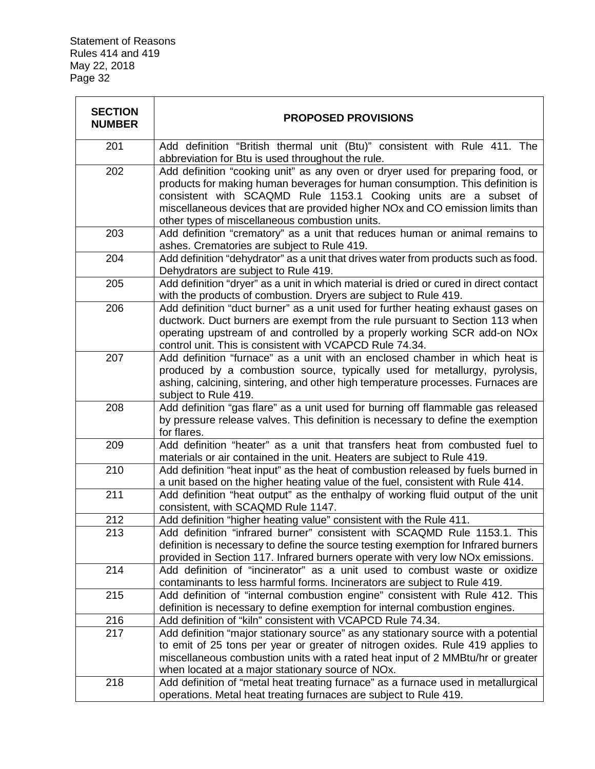| SECTION NUMBER | PROPOSED PROVISIONS |
|---|---|
| 201 | Add definition "British thermal unit (Btu)" consistent with Rule 411. The abbreviation for Btu is used throughout the rule. |
| 202 | Add definition "cooking unit" as any oven or dryer used for preparing food, or products for making human beverages for human consumption. This definition is consistent with SCAQMD Rule 1153.1 Cooking units are a subset of miscellaneous devices that are provided higher NOx and CO emission limits than other types of miscellaneous combustion units. |
| 203 | Add definition "crematory" as a unit that reduces human or animal remains to ashes. Crematories are subject to Rule 419. |
| 204 | Add definition "dehydrator" as a unit that drives water from products such as food. Dehydrators are subject to Rule 419. |
| 205 | Add definition "dryer" as a unit in which material is dried or cured in direct contact with the products of combustion. Dryers are subject to Rule 419. |
| 206 | Add definition "duct burner" as a unit used for further heating exhaust gases on ductwork. Duct burners are exempt from the rule pursuant to Section 113 when operating upstream of and controlled by a properly working SCR add-on NOx control unit. This is consistent with VCAPCD Rule 74.34. |
| 207 | Add definition "furnace" as a unit with an enclosed chamber in which heat is produced by a combustion source, typically used for metallurgy, pyrolysis, ashing, calcining, sintering, and other high temperature processes. Furnaces are subject to Rule 419. |
| 208 | Add definition "gas flare" as a unit used for burning off flammable gas released by pressure release valves. This definition is necessary to define the exemption for flares. |
| 209 | Add definition "heater" as a unit that transfers heat from combusted fuel to materials or air contained in the unit. Heaters are subject to Rule 419. |
| 210 | Add definition "heat input" as the heat of combustion released by fuels burned in a unit based on the higher heating value of the fuel, consistent with Rule 414. |
| 211 | Add definition "heat output" as the enthalpy of working fluid output of the unit consistent, with SCAQMD Rule 1147. |
| 212 | Add definition "higher heating value" consistent with the Rule 411. |
| 213 | Add definition "infrared burner" consistent with SCAQMD Rule 1153.1. This definition is necessary to define the source testing exemption for Infrared burners provided in Section 117. Infrared burners operate with very low NOx emissions. |
| 214 | Add definition of "incinerator" as a unit used to combust waste or oxidize contaminants to less harmful forms. Incinerators are subject to Rule 419. |
| 215 | Add definition of "internal combustion engine" consistent with Rule 412. This definition is necessary to define exemption for internal combustion engines. |
| 216 | Add definition of "kiln" consistent with VCAPCD Rule 74.34. |
| 217 | Add definition "major stationary source" as any stationary source with a potential to emit of 25 tons per year or greater of nitrogen oxides. Rule 419 applies to miscellaneous combustion units with a rated heat input of 2 MMBtu/hr or greater when located at a major stationary source of NOx. |
| 218 | Add definition of "metal heat treating furnace" as a furnace used in metallurgical operations. Metal heat treating furnaces are subject to Rule 419. |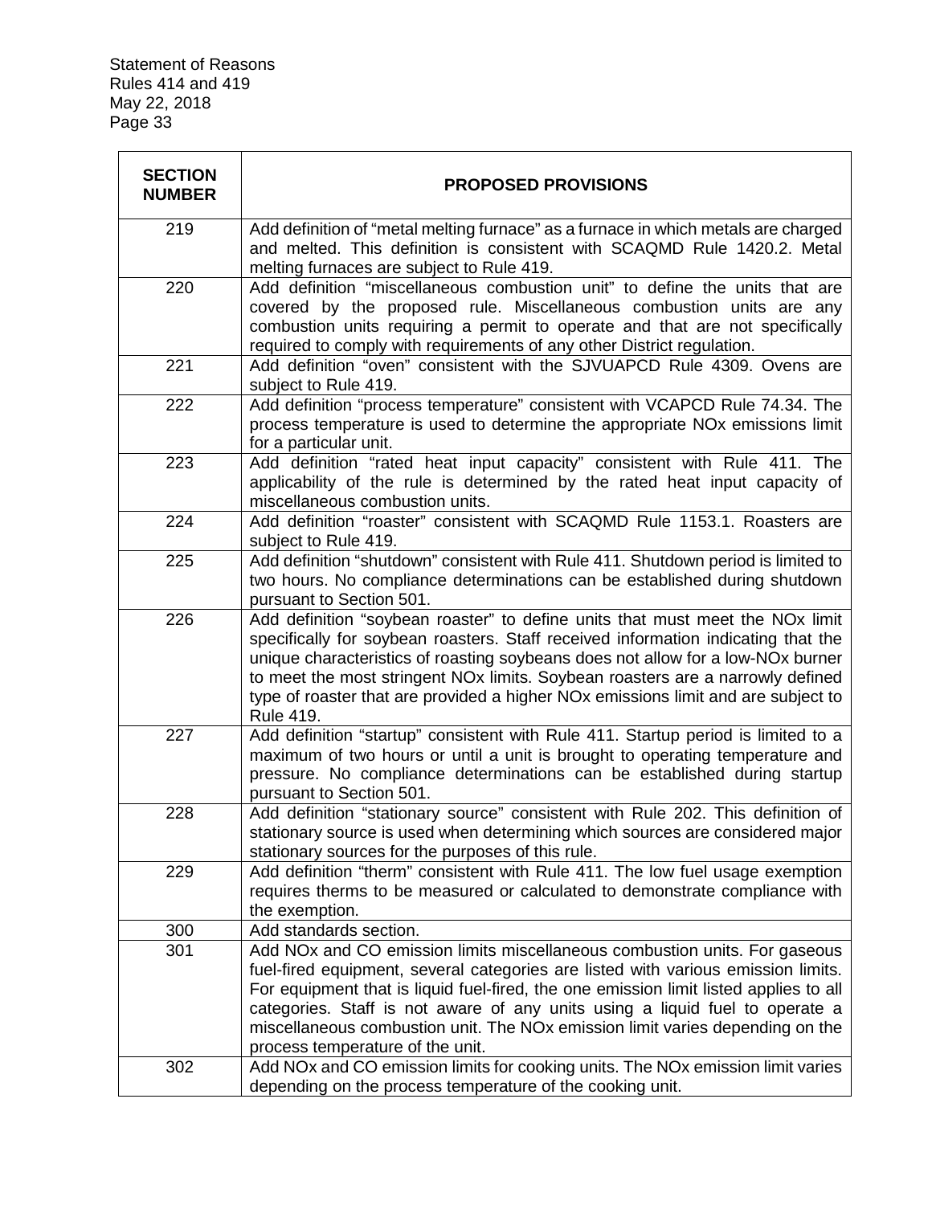| SECTION NUMBER | PROPOSED PROVISIONS |
|---|---|
| 219 | Add definition of "metal melting furnace" as a furnace in which metals are charged and melted. This definition is consistent with SCAQMD Rule 1420.2. Metal melting furnaces are subject to Rule 419. |
| 220 | Add definition "miscellaneous combustion unit" to define the units that are covered by the proposed rule. Miscellaneous combustion units are any combustion units requiring a permit to operate and that are not specifically required to comply with requirements of any other District regulation. |
| 221 | Add definition "oven" consistent with the SJVUAPCD Rule 4309. Ovens are subject to Rule 419. |
| 222 | Add definition "process temperature" consistent with VCAPCD Rule 74.34. The process temperature is used to determine the appropriate NOx emissions limit for a particular unit. |
| 223 | Add definition "rated heat input capacity" consistent with Rule 411. The applicability of the rule is determined by the rated heat input capacity of miscellaneous combustion units. |
| 224 | Add definition "roaster" consistent with SCAQMD Rule 1153.1. Roasters are subject to Rule 419. |
| 225 | Add definition "shutdown" consistent with Rule 411. Shutdown period is limited to two hours. No compliance determinations can be established during shutdown pursuant to Section 501. |
| 226 | Add definition "soybean roaster" to define units that must meet the NOx limit specifically for soybean roasters. Staff received information indicating that the unique characteristics of roasting soybeans does not allow for a low-NOx burner to meet the most stringent NOx limits. Soybean roasters are a narrowly defined type of roaster that are provided a higher NOx emissions limit and are subject to Rule 419. |
| 227 | Add definition "startup" consistent with Rule 411. Startup period is limited to a maximum of two hours or until a unit is brought to operating temperature and pressure. No compliance determinations can be established during startup pursuant to Section 501. |
| 228 | Add definition "stationary source" consistent with Rule 202. This definition of stationary source is used when determining which sources are considered major stationary sources for the purposes of this rule. |
| 229 | Add definition "therm" consistent with Rule 411. The low fuel usage exemption requires therms to be measured or calculated to demonstrate compliance with the exemption. |
| 300 | Add standards section. |
| 301 | Add NOx and CO emission limits miscellaneous combustion units. For gaseous fuel-fired equipment, several categories are listed with various emission limits. For equipment that is liquid fuel-fired, the one emission limit listed applies to all categories. Staff is not aware of any units using a liquid fuel to operate a miscellaneous combustion unit. The NOx emission limit varies depending on the process temperature of the unit. |
| 302 | Add NOx and CO emission limits for cooking units. The NOx emission limit varies depending on the process temperature of the cooking unit. |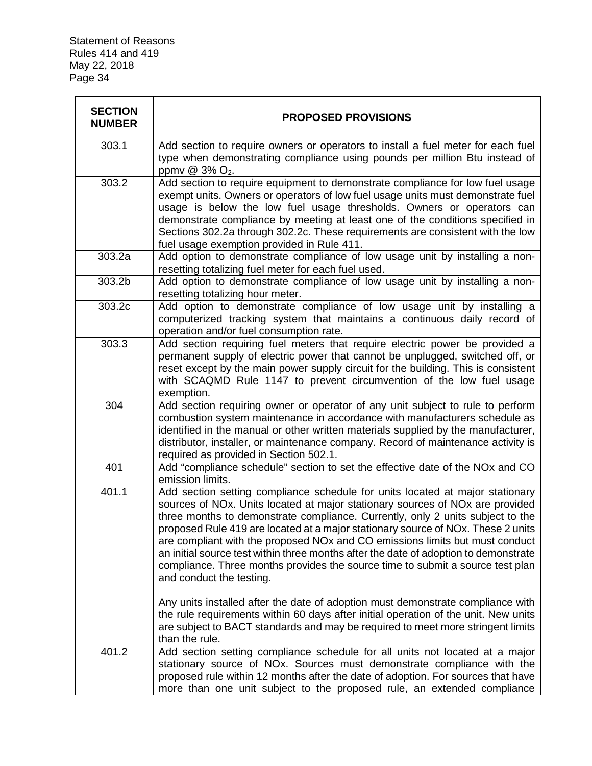| SECTION NUMBER | PROPOSED PROVISIONS |
|---|---|
| 303.1 | Add section to require owners or operators to install a fuel meter for each fuel type when demonstrating compliance using pounds per million Btu instead of ppmv @ 3% $O_2$. |
| 303.2 | Add section to require equipment to demonstrate compliance for low fuel usage exempt units. Owners or operators of low fuel usage units must demonstrate fuel usage is below the low fuel usage thresholds. Owners or operators can demonstrate compliance by meeting at least one of the conditions specified in Sections 302.2a through 302.2c. These requirements are consistent with the low fuel usage exemption provided in Rule 411. |
| 303.2a | Add option to demonstrate compliance of low usage unit by installing a non-resetting totalizing fuel meter for each fuel used. |
| 303.2b | Add option to demonstrate compliance of low usage unit by installing a non-resetting totalizing hour meter. |
| 303.2c | Add option to demonstrate compliance of low usage unit by installing a computerized tracking system that maintains a continuous daily record of operation and/or fuel consumption rate. |
| 303.3 | Add section requiring fuel meters that require electric power be provided a permanent supply of electric power that cannot be unplugged, switched off, or reset except by the main power supply circuit for the building. This is consistent with SCAQMD Rule 1147 to prevent circumvention of the low fuel usage exemption. |
| 304 | Add section requiring owner or operator of any unit subject to rule to perform combustion system maintenance in accordance with manufacturers schedule as identified in the manual or other written materials supplied by the manufacturer, distributor, installer, or maintenance company. Record of maintenance activity is required as provided in Section 502.1. |
| 401 | Add "compliance schedule" section to set the effective date of the NOx and CO emission limits. |
| 401.1 | Add section setting compliance schedule for units located at major stationary sources of NOx. Units located at major stationary sources of NOx are provided three months to demonstrate compliance. Currently, only 2 units subject to the proposed Rule 419 are located at a major stationary source of NOx. These 2 units are compliant with the proposed NOx and CO emissions limits but must conduct an initial source test within three months after the date of adoption to demonstrate compliance. Three months provides the source time to submit a source test plan and conduct the testing.<br><br>Any units installed after the date of adoption must demonstrate compliance with the rule requirements within 60 days after initial operation of the unit. New units are subject to BACT standards and may be required to meet more stringent limits than the rule. |
| 401.2 | Add section setting compliance schedule for all units not located at a major stationary source of NOx. Sources must demonstrate compliance with the proposed rule within 12 months after the date of adoption. For sources that have more than one unit subject to the proposed rule, an extended compliance |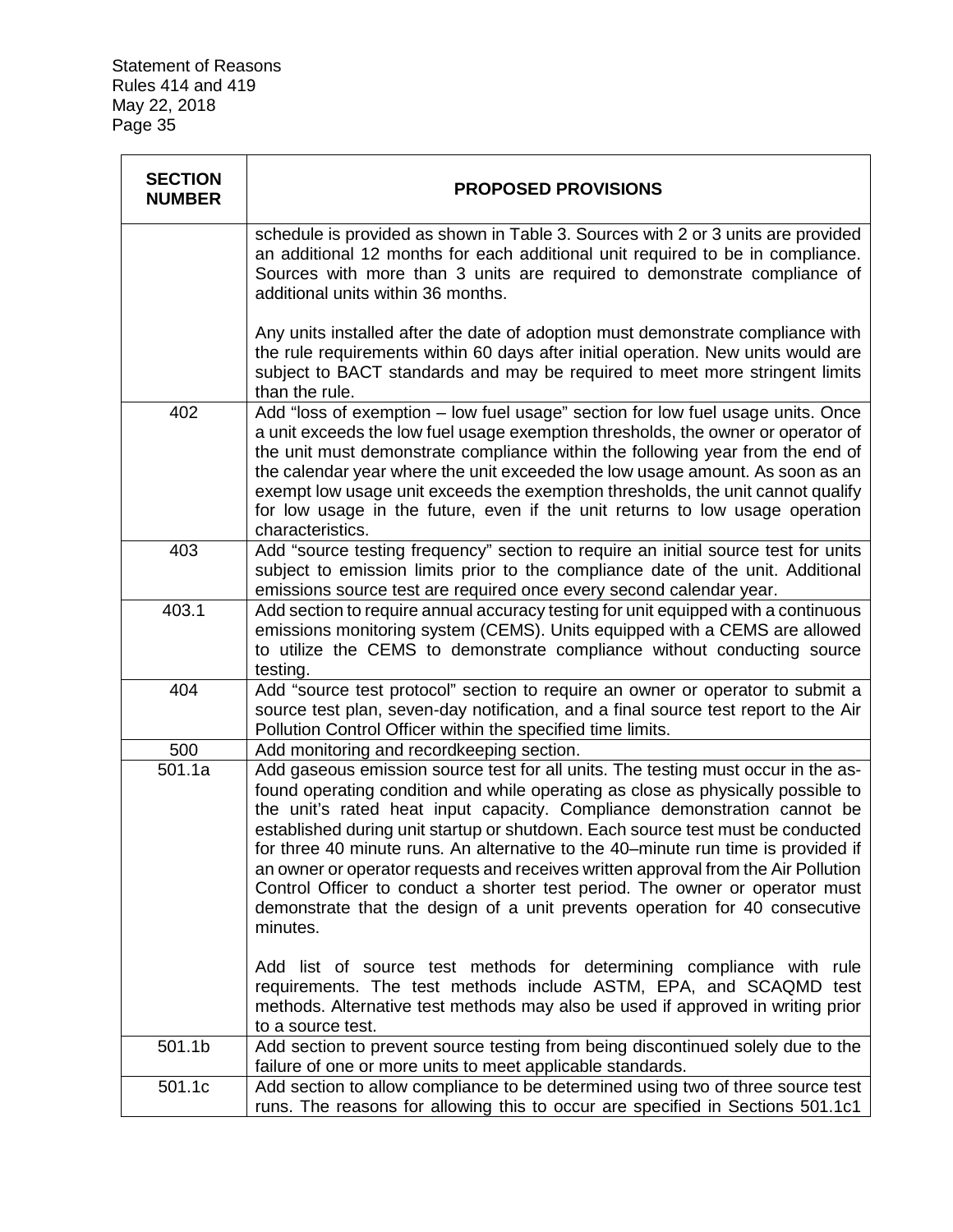| SECTION NUMBER | PROPOSED PROVISIONS |
|---|---|
| | schedule is provided as shown in Table 3. Sources with 2 or 3 units are provided an additional 12 months for each additional unit required to be in compliance. Sources with more than 3 units are required to demonstrate compliance of additional units within 36 months.<br><br>Any units installed after the date of adoption must demonstrate compliance with the rule requirements within 60 days after initial operation. New units would are subject to BACT standards and may be required to meet more stringent limits than the rule. |
| 402 | Add "loss of exemption – low fuel usage" section for low fuel usage units. Once a unit exceeds the low fuel usage exemption thresholds, the owner or operator of the unit must demonstrate compliance within the following year from the end of the calendar year where the unit exceeded the low usage amount. As soon as an exempt low usage unit exceeds the exemption thresholds, the unit cannot qualify for low usage in the future, even if the unit returns to low usage operation characteristics. |
| 403 | Add "source testing frequency" section to require an initial source test for units subject to emission limits prior to the compliance date of the unit. Additional emissions source test are required once every second calendar year. |
| 403.1 | Add section to require annual accuracy testing for unit equipped with a continuous emissions monitoring system (CEMS). Units equipped with a CEMS are allowed to utilize the CEMS to demonstrate compliance without conducting source testing. |
| 404 | Add "source test protocol" section to require an owner or operator to submit a source test plan, seven-day notification, and a final source test report to the Air Pollution Control Officer within the specified time limits. |
| 500 | Add monitoring and recordkeeping section. |
| 501.1a | Add gaseous emission source test for all units. The testing must occur in the as-found operating condition and while operating as close as physically possible to the unit's rated heat input capacity. Compliance demonstration cannot be established during unit startup or shutdown. Each source test must be conducted for three 40 minute runs. An alternative to the 40–minute run time is provided if an owner or operator requests and receives written approval from the Air Pollution Control Officer to conduct a shorter test period. The owner or operator must demonstrate that the design of a unit prevents operation for 40 consecutive minutes.<br><br>Add list of source test methods for determining compliance with rule requirements. The test methods include ASTM, EPA, and SCAQMD test methods. Alternative test methods may also be used if approved in writing prior to a source test. |
| 501.1b | Add section to prevent source testing from being discontinued solely due to the failure of one or more units to meet applicable standards. |
| 501.1c | Add section to allow compliance to be determined using two of three source test runs. The reasons for allowing this to occur are specified in Sections 501.1c1 |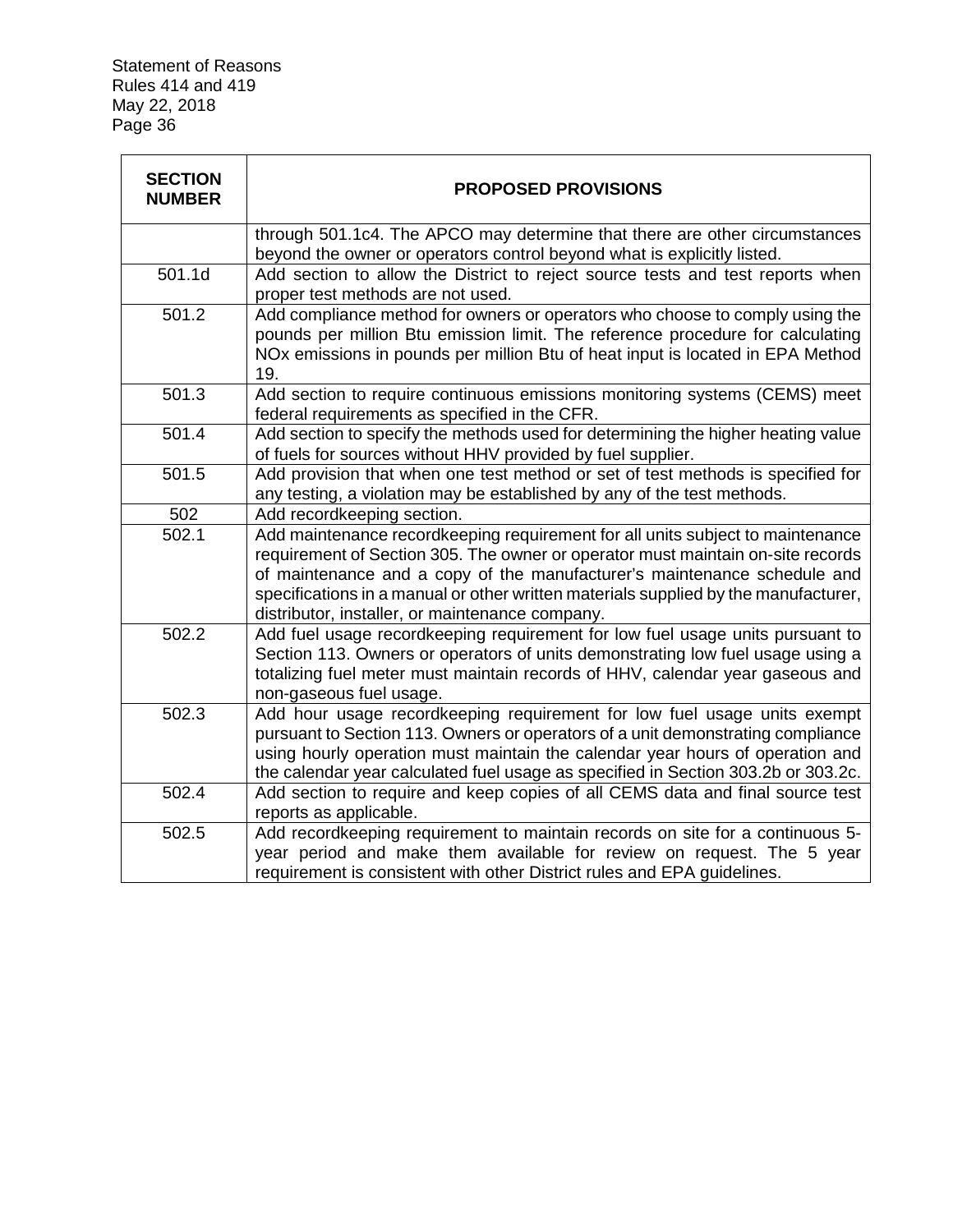| SECTION NUMBER | PROPOSED PROVISIONS |
|---|---|
| | through 501.1c4. The APCO may determine that there are other circumstances beyond the owner or operators control beyond what is explicitly listed. |
| 501.1d | Add section to allow the District to reject source tests and test reports when proper test methods are not used. |
| 501.2 | Add compliance method for owners or operators who choose to comply using the pounds per million Btu emission limit. The reference procedure for calculating NOx emissions in pounds per million Btu of heat input is located in EPA Method 19. |
| 501.3 | Add section to require continuous emissions monitoring systems (CEMS) meet federal requirements as specified in the CFR. |
| 501.4 | Add section to specify the methods used for determining the higher heating value of fuels for sources without HHV provided by fuel supplier. |
| 501.5 | Add provision that when one test method or set of test methods is specified for any testing, a violation may be established by any of the test methods. |
| 502 | Add recordkeeping section. |
| 502.1 | Add maintenance recordkeeping requirement for all units subject to maintenance requirement of Section 305. The owner or operator must maintain on-site records of maintenance and a copy of the manufacturer's maintenance schedule and specifications in a manual or other written materials supplied by the manufacturer, distributor, installer, or maintenance company. |
| 502.2 | Add fuel usage recordkeeping requirement for low fuel usage units pursuant to Section 113. Owners or operators of units demonstrating low fuel usage using a totalizing fuel meter must maintain records of HHV, calendar year gaseous and non-gaseous fuel usage. |
| 502.3 | Add hour usage recordkeeping requirement for low fuel usage units exempt pursuant to Section 113. Owners or operators of a unit demonstrating compliance using hourly operation must maintain the calendar year hours of operation and the calendar year calculated fuel usage as specified in Section 303.2b or 303.2c. |
| 502.4 | Add section to require and keep copies of all CEMS data and final source test reports as applicable. |
| 502.5 | Add recordkeeping requirement to maintain records on site for a continuous 5-year period and make them available for review on request. The 5 year requirement is consistent with other District rules and EPA guidelines. |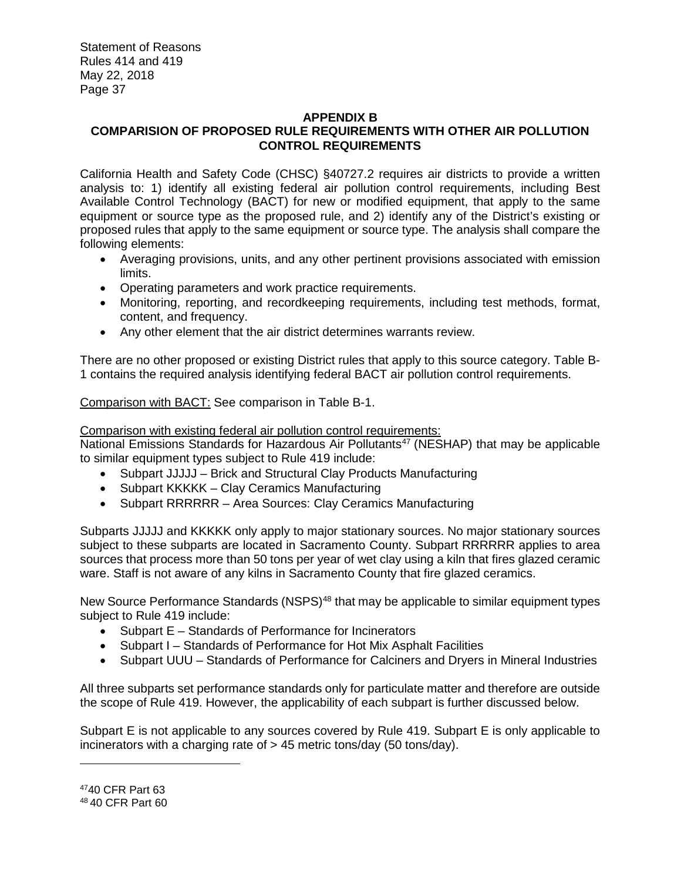## APPENDIX B
## COMPARISION OF PROPOSED RULE REQUIREMENTS WITH OTHER AIR POLLUTION CONTROL REQUIREMENTS

California Health and Safety Code (CHSC) §40727.2 requires air districts to provide a written analysis to: 1) identify all existing federal air pollution control requirements, including Best Available Control Technology (BACT) for new or modified equipment, that apply to the same equipment or source type as the proposed rule, and 2) identify any of the District's existing or proposed rules that apply to the same equipment or source type. The analysis shall compare the following elements:

- Averaging provisions, units, and any other pertinent provisions associated with emission limits.
- Operating parameters and work practice requirements.
- Monitoring, reporting, and recordkeeping requirements, including test methods, format, content, and frequency.
- Any other element that the air district determines warrants review.

There are no other proposed or existing District rules that apply to this source category. Table B-1 contains the required analysis identifying federal BACT air pollution control requirements.

Comparison with BACT: See comparison in Table B-1.

Comparison with existing federal air pollution control requirements:
National Emissions Standards for Hazardous Air Pollutants[47] (NESHAP) that may be applicable to similar equipment types subject to Rule 419 include:

- Subpart JJJJJ – Brick and Structural Clay Products Manufacturing
- Subpart KKKKK – Clay Ceramics Manufacturing
- Subpart RRRRRR – Area Sources: Clay Ceramics Manufacturing

Subparts JJJJJ and KKKKK only apply to major stationary sources. No major stationary sources subject to these subparts are located in Sacramento County. Subpart RRRRRR applies to area sources that process more than 50 tons per year of wet clay using a kiln that fires glazed ceramic ware. Staff is not aware of any kilns in Sacramento County that fire glazed ceramics.

New Source Performance Standards (NSPS)[48] that may be applicable to similar equipment types subject to Rule 419 include:

- Subpart E – Standards of Performance for Incinerators
- Subpart I – Standards of Performance for Hot Mix Asphalt Facilities
- Subpart UUU – Standards of Performance for Calciners and Dryers in Mineral Industries

All three subparts set performance standards only for particulate matter and therefore are outside the scope of Rule 419. However, the applicability of each subpart is further discussed below.

Subpart E is not applicable to any sources covered by Rule 419. Subpart E is only applicable to incinerators with a charging rate of > 45 metric tons/day (50 tons/day).

---

[47] 40 CFR Part 63
[48] 40 CFR Part 60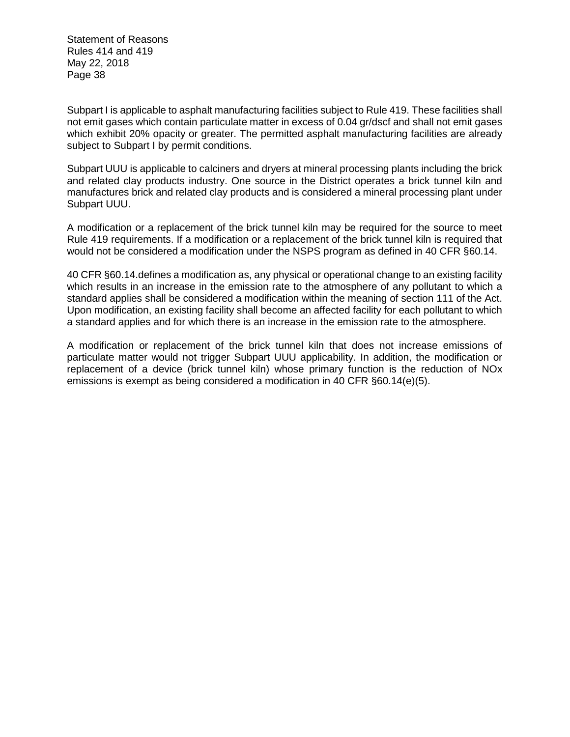Subpart I is applicable to asphalt manufacturing facilities subject to Rule 419. These facilities shall not emit gases which contain particulate matter in excess of 0.04 gr/dscf and shall not emit gases which exhibit 20% opacity or greater. The permitted asphalt manufacturing facilities are already subject to Subpart I by permit conditions.

Subpart UUU is applicable to calciners and dryers at mineral processing plants including the brick and related clay products industry. One source in the District operates a brick tunnel kiln and manufactures brick and related clay products and is considered a mineral processing plant under Subpart UUU.

A modification or a replacement of the brick tunnel kiln may be required for the source to meet Rule 419 requirements. If a modification or a replacement of the brick tunnel kiln is required that would not be considered a modification under the NSPS program as defined in 40 CFR §60.14.

40 CFR §60.14.defines a modification as, any physical or operational change to an existing facility which results in an increase in the emission rate to the atmosphere of any pollutant to which a standard applies shall be considered a modification within the meaning of section 111 of the Act. Upon modification, an existing facility shall become an affected facility for each pollutant to which a standard applies and for which there is an increase in the emission rate to the atmosphere.

A modification or replacement of the brick tunnel kiln that does not increase emissions of particulate matter would not trigger Subpart UUU applicability. In addition, the modification or replacement of a device (brick tunnel kiln) whose primary function is the reduction of NOx emissions is exempt as being considered a modification in 40 CFR §60.14(e)(5).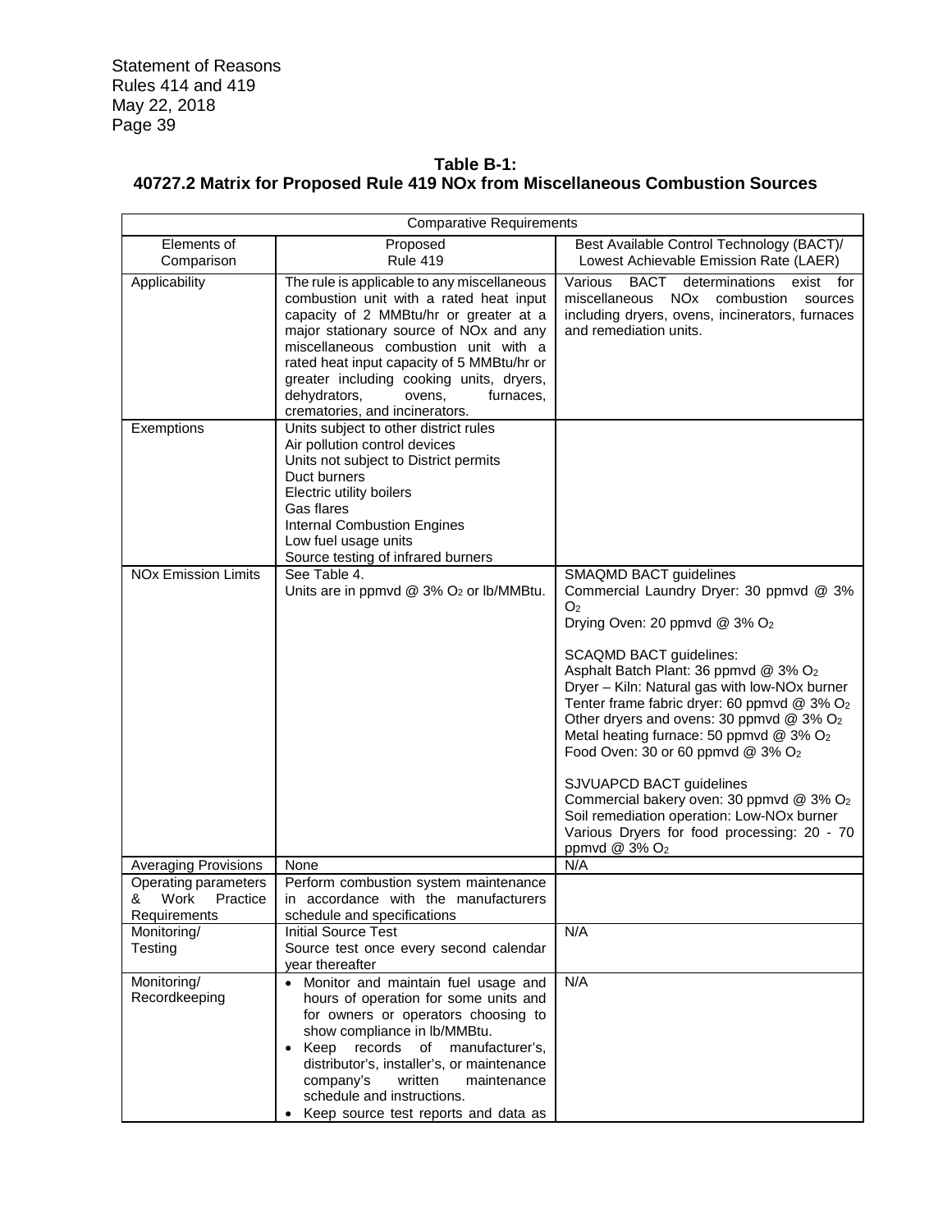**Table B-1:**
**40727.2 Matrix for Proposed Rule 419 NOx from Miscellaneous Combustion Sources**

| Comparative Requirements | | |
|---|---|---|
| Elements of Comparison | Proposed Rule 419 | Best Available Control Technology (BACT)/ Lowest Achievable Emission Rate (LAER) |
| Applicability | The rule is applicable to any miscellaneous combustion unit with a rated heat input capacity of 2 MMBtu/hr or greater at a major stationary source of NOx and any miscellaneous combustion unit with a rated heat input capacity of 5 MMBtu/hr or greater including cooking units, dryers, dehydrators, ovens, furnaces, crematories, and incinerators. | Various BACT determinations exist for miscellaneous NOx combustion sources including dryers, ovens, incinerators, furnaces and remediation units. |
| Exemptions | Units subject to other district rules<br>Air pollution control devices<br>Units not subject to District permits<br>Duct burners<br>Electric utility boilers<br>Gas flares<br>Internal Combustion Engines<br>Low fuel usage units<br>Source testing of infrared burners | |
| NOx Emission Limits | See Table 4.<br>Units are in ppmvd @ 3% $O_2$ or lb/MMBtu. | SMAQMD BACT guidelines<br>Commercial Laundry Dryer: 30 ppmvd @ 3% $O_2$<br>Drying Oven: 20 ppmvd @ 3% $O_2$<br><br>SCAQMD BACT guidelines:<br>Asphalt Batch Plant: 36 ppmvd @ 3% $O_2$<br>Dryer – Kiln: Natural gas with low-NOx burner<br>Tenter frame fabric dryer: 60 ppmvd @ 3% $O_2$<br>Other dryers and ovens: 30 ppmvd @ 3% $O_2$<br>Metal heating furnace: 50 ppmvd @ 3% $O_2$<br>Food Oven: 30 or 60 ppmvd @ 3% $O_2$<br><br>SJVUAPCD BACT guidelines<br>Commercial bakery oven: 30 ppmvd @ 3% $O_2$<br>Soil remediation operation: Low-NOx burner<br>Various Dryers for food processing: 20 - 70 ppmvd @ 3% $O_2$ |
| Averaging Provisions | None | N/A |
| Operating parameters & Work Practice Requirements | Perform combustion system maintenance in accordance with the manufacturers schedule and specifications | |
| Monitoring/ Testing | Initial Source Test<br>Source test once every second calendar year thereafter | N/A |
| Monitoring/ Recordkeeping | • Monitor and maintain fuel usage and hours of operation for some units and for owners or operators choosing to show compliance in lb/MMBtu.<br>• Keep records of manufacturer's, distributor's, installer's, or maintenance company's written maintenance schedule and instructions.<br>• Keep source test reports and data as | N/A |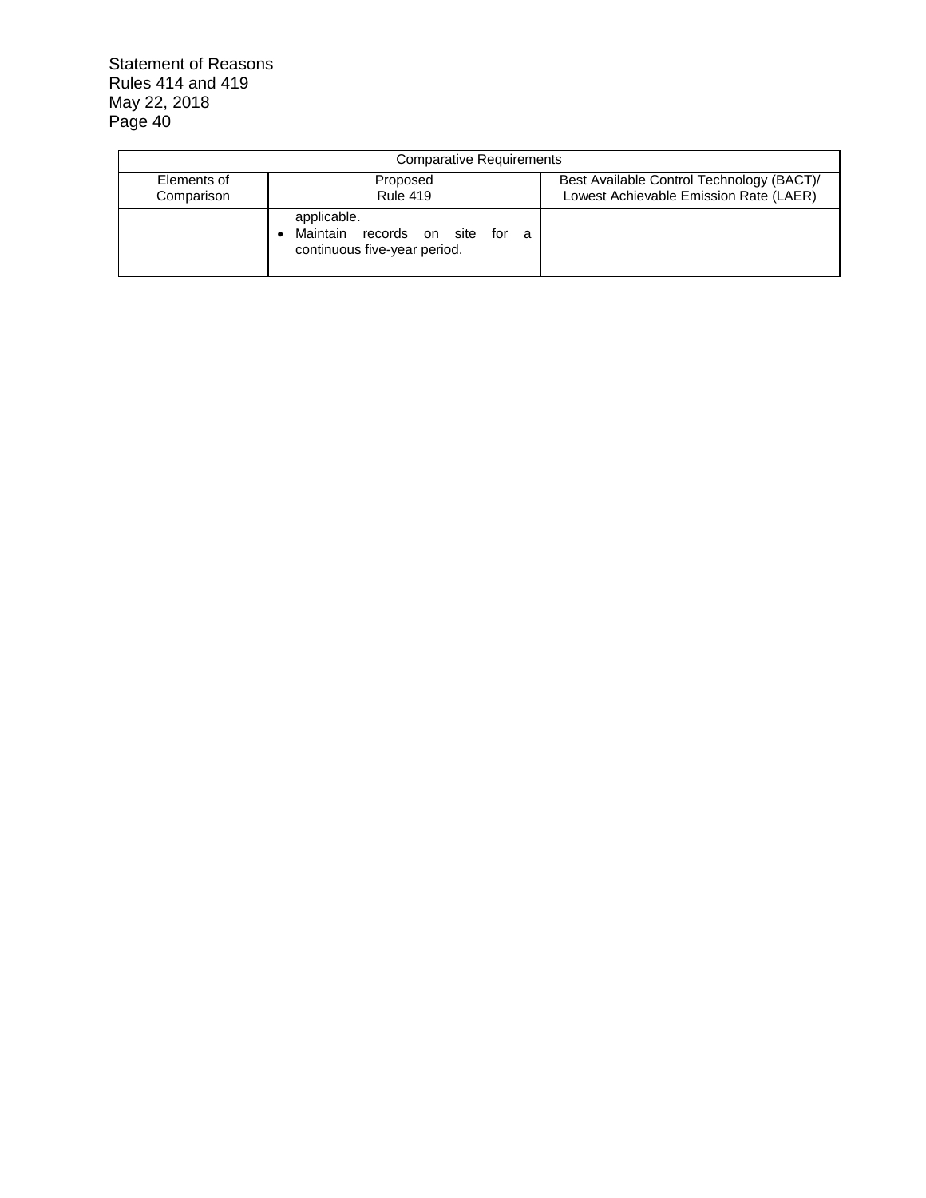| Comparative Requirements | | |
|---|---|---|
| Elements of Comparison | Proposed Rule 419 | Best Available Control Technology (BACT)/ Lowest Achievable Emission Rate (LAER) |
| | applicable.<br>• Maintain records on site for a continuous five-year period. | |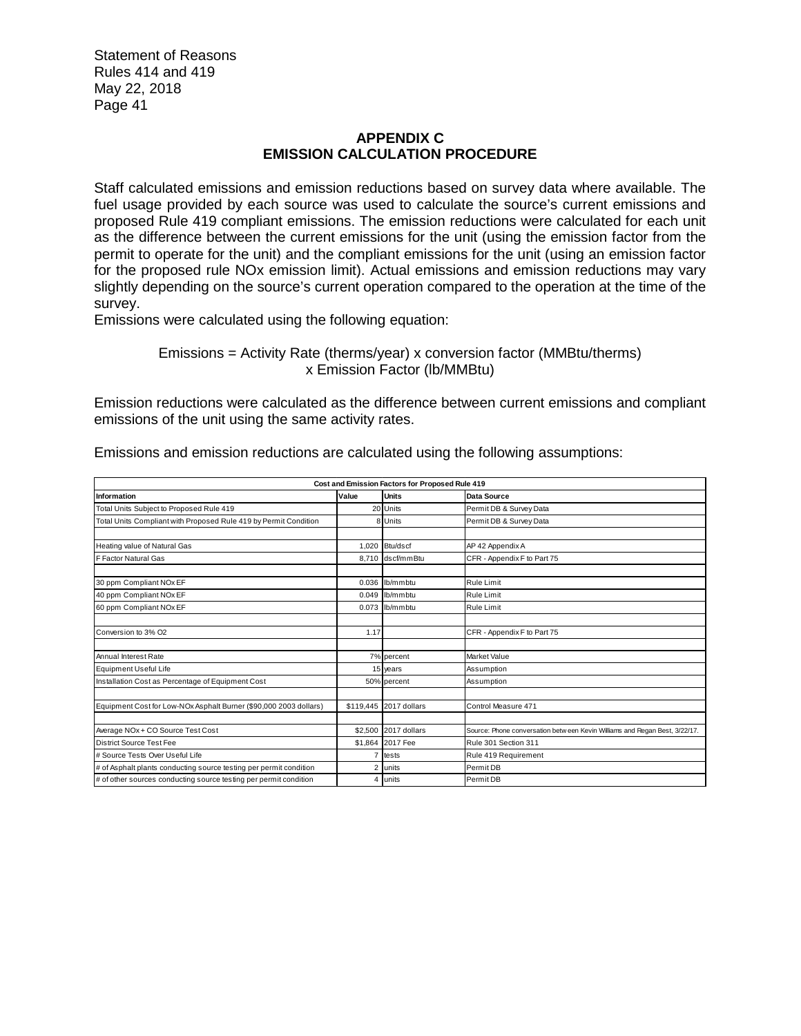## APPENDIX C
## EMISSION CALCULATION PROCEDURE

Staff calculated emissions and emission reductions based on survey data where available. The fuel usage provided by each source was used to calculate the source's current emissions and proposed Rule 419 compliant emissions. The emission reductions were calculated for each unit as the difference between the current emissions for the unit (using the emission factor from the permit to operate for the unit) and the compliant emissions for the unit (using an emission factor for the proposed rule NOx emission limit). Actual emissions and emission reductions may vary slightly depending on the source's current operation compared to the operation at the time of the survey.

Emissions were calculated using the following equation:

$$\text{Emissions} = \text{Activity Rate (therms/year)} \times \text{conversion factor (MMBtu/therms)} \times \text{Emission Factor (lb/MMBtu)}$$

Emission reductions were calculated as the difference between current emissions and compliant emissions of the unit using the same activity rates.

Emissions and emission reductions are calculated using the following assumptions:

| Cost and Emission Factors for Proposed Rule 419 | | | |
|---|---|---|---|
| **Information** | **Value** | **Units** | **Data Source** |
| Total Units Subject to Proposed Rule 419 | 20 | Units | Permit DB & Survey Data |
| Total Units Compliant with Proposed Rule 419 by Permit Condition | 8 | Units | Permit DB & Survey Data |
| | | | |
| Heating value of Natural Gas | 1,020 | Btu/dscf | AP 42 Appendix A |
| F Factor Natural Gas | 8,710 | dscf/mmBtu | CFR - Appendix F to Part 75 |
| | | | |
| 30 ppm Compliant NOx EF | 0.036 | lb/mmbtu | Rule Limit |
| 40 ppm Compliant NOx EF | 0.049 | lb/mmbtu | Rule Limit |
| 60 ppm Compliant NOx EF | 0.073 | lb/mmbtu | Rule Limit |
| | | | |
| Conversion to 3% O2 | 1.17 | | CFR - Appendix F to Part 75 |
| | | | |
| Annual Interest Rate | 7% | percent | Market Value |
| Equipment Useful Life | 15 | years | Assumption |
| Installation Cost as Percentage of Equipment Cost | 50% | percent | Assumption |
| | | | |
| Equipment Cost for Low-NOx Asphalt Burner ($90,000 2003 dollars) | $119,445 | 2017 dollars | Control Measure 471 |
| | | | |
| Average NOx + CO Source Test Cost | $2,500 | 2017 dollars | Source: Phone conversation between Kevin Williams and Regan Best, 3/22/17. |
| District Source Test Fee | $1,864 | 2017 Fee | Rule 301 Section 311 |
| # Source Tests Over Useful Life | 7 | tests | Rule 419 Requirement |
| # of Asphalt plants conducting source testing per permit condition | 2 | units | Permit DB |
| # of other sources conducting source testing per permit condition | 4 | units | Permit DB |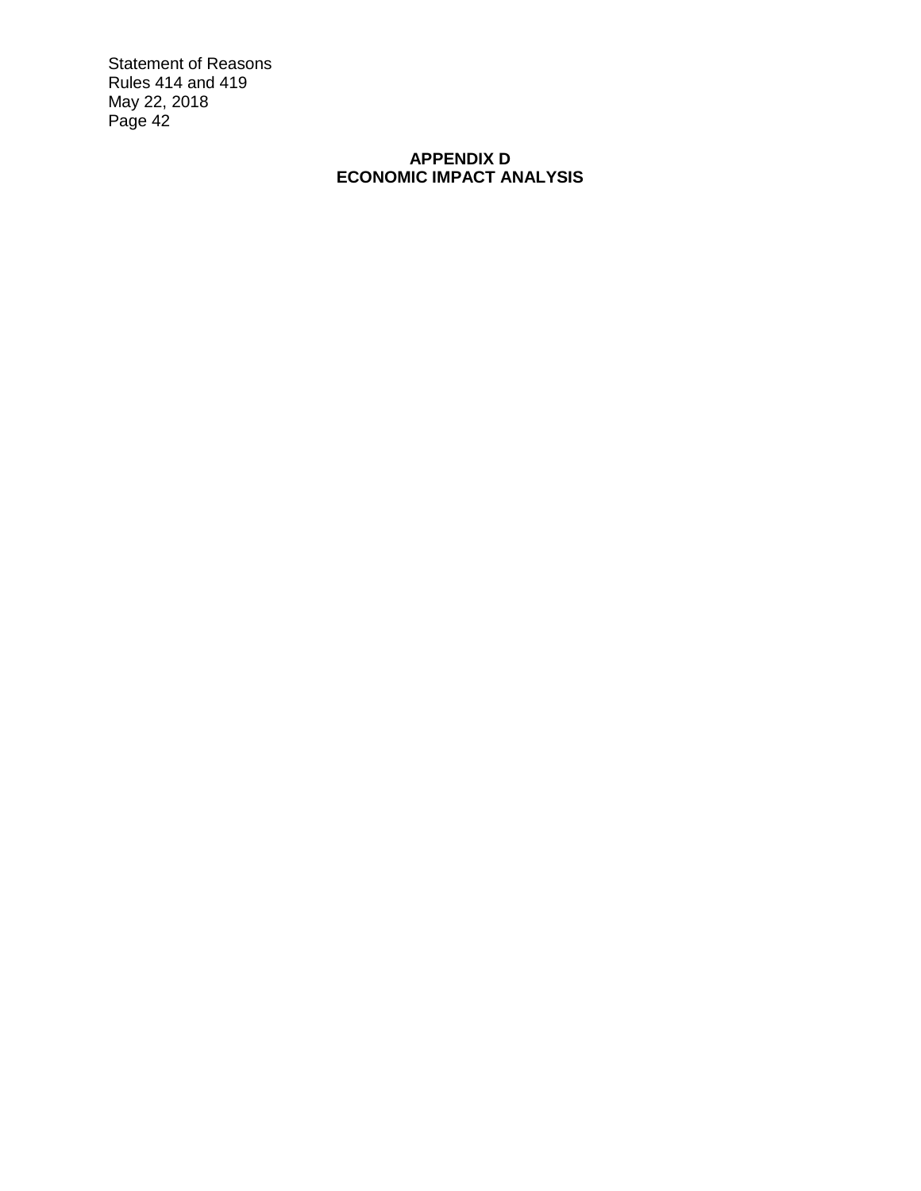**APPENDIX D**
**ECONOMIC IMPACT ANALYSIS**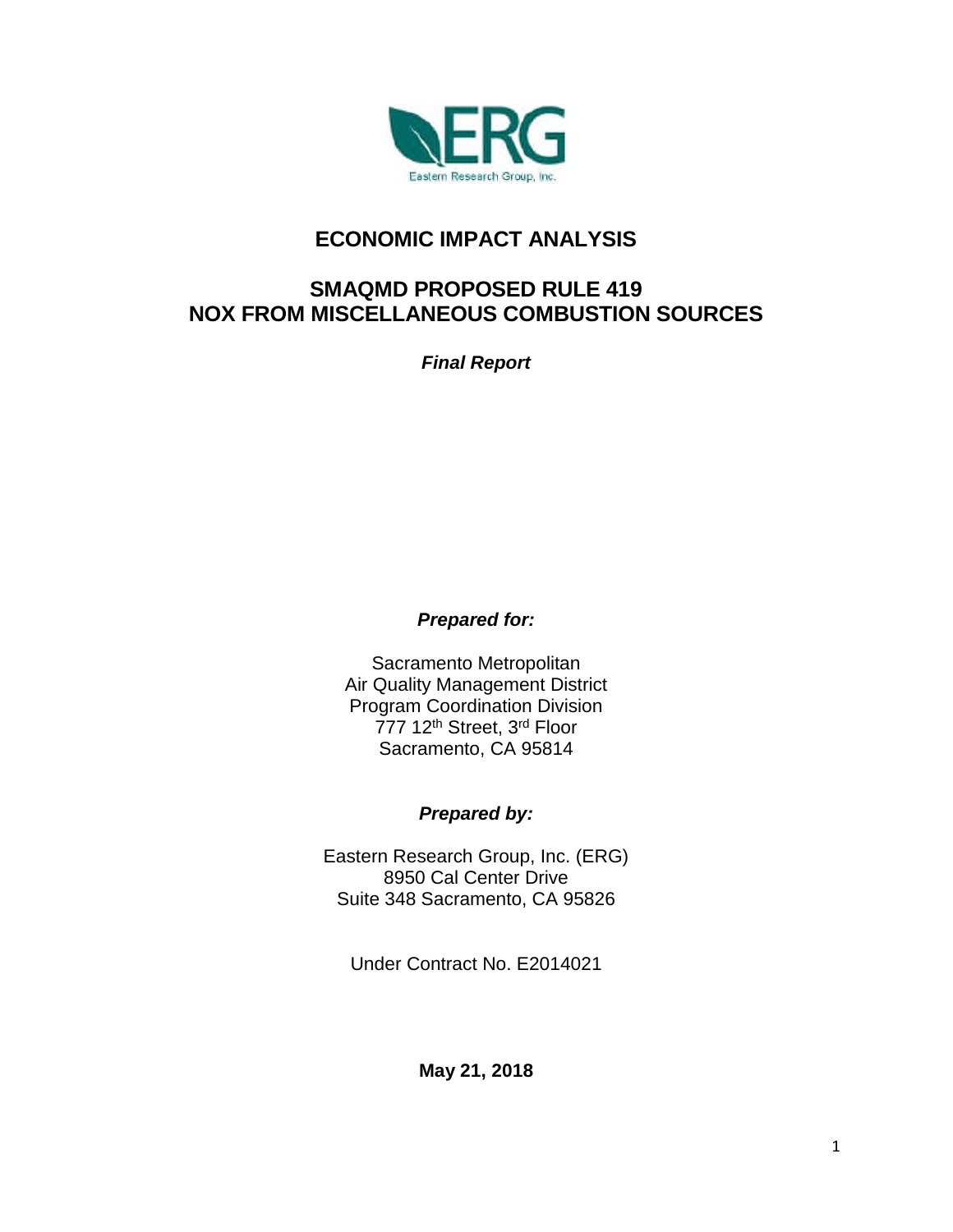# ECONOMIC IMPACT ANALYSIS

## SMAQMD PROPOSED RULE 419
## NOX FROM MISCELLANEOUS COMBUSTION SOURCES

***Final Report***

***Prepared for:***

Sacramento Metropolitan
Air Quality Management District
Program Coordination Division
777 12th Street, 3rd Floor
Sacramento, CA 95814

***Prepared by:***

Eastern Research Group, Inc. (ERG)
8950 Cal Center Drive
Suite 348 Sacramento, CA 95826

Under Contract No. E2014021

**May 21, 2018**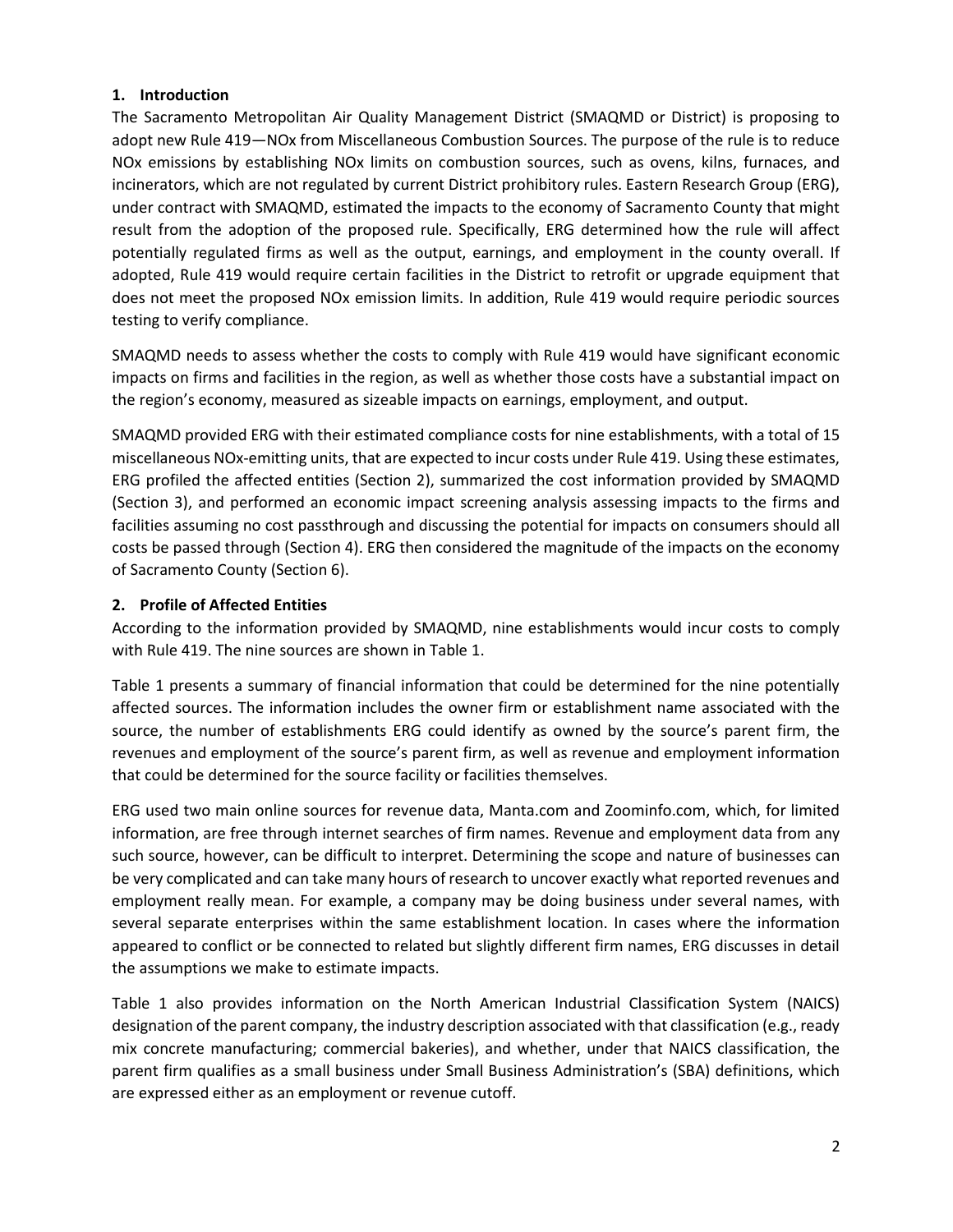## 1. Introduction

The Sacramento Metropolitan Air Quality Management District (SMAQMD or District) is proposing to adopt new Rule 419—NOx from Miscellaneous Combustion Sources. The purpose of the rule is to reduce NOx emissions by establishing NOx limits on combustion sources, such as ovens, kilns, furnaces, and incinerators, which are not regulated by current District prohibitory rules. Eastern Research Group (ERG), under contract with SMAQMD, estimated the impacts to the economy of Sacramento County that might result from the adoption of the proposed rule. Specifically, ERG determined how the rule will affect potentially regulated firms as well as the output, earnings, and employment in the county overall. If adopted, Rule 419 would require certain facilities in the District to retrofit or upgrade equipment that does not meet the proposed NOx emission limits. In addition, Rule 419 would require periodic sources testing to verify compliance.

SMAQMD needs to assess whether the costs to comply with Rule 419 would have significant economic impacts on firms and facilities in the region, as well as whether those costs have a substantial impact on the region's economy, measured as sizeable impacts on earnings, employment, and output.

SMAQMD provided ERG with their estimated compliance costs for nine establishments, with a total of 15 miscellaneous NOx-emitting units, that are expected to incur costs under Rule 419. Using these estimates, ERG profiled the affected entities (Section 2), summarized the cost information provided by SMAQMD (Section 3), and performed an economic impact screening analysis assessing impacts to the firms and facilities assuming no cost passthrough and discussing the potential for impacts on consumers should all costs be passed through (Section 4). ERG then considered the magnitude of the impacts on the economy of Sacramento County (Section 6).

## 2. Profile of Affected Entities

According to the information provided by SMAQMD, nine establishments would incur costs to comply with Rule 419. The nine sources are shown in Table 1.

Table 1 presents a summary of financial information that could be determined for the nine potentially affected sources. The information includes the owner firm or establishment name associated with the source, the number of establishments ERG could identify as owned by the source's parent firm, the revenues and employment of the source's parent firm, as well as revenue and employment information that could be determined for the source facility or facilities themselves.

ERG used two main online sources for revenue data, Manta.com and Zoominfo.com, which, for limited information, are free through internet searches of firm names. Revenue and employment data from any such source, however, can be difficult to interpret. Determining the scope and nature of businesses can be very complicated and can take many hours of research to uncover exactly what reported revenues and employment really mean. For example, a company may be doing business under several names, with several separate enterprises within the same establishment location. In cases where the information appeared to conflict or be connected to related but slightly different firm names, ERG discusses in detail the assumptions we make to estimate impacts.

Table 1 also provides information on the North American Industrial Classification System (NAICS) designation of the parent company, the industry description associated with that classification (e.g., ready mix concrete manufacturing; commercial bakeries), and whether, under that NAICS classification, the parent firm qualifies as a small business under Small Business Administration's (SBA) definitions, which are expressed either as an employment or revenue cutoff.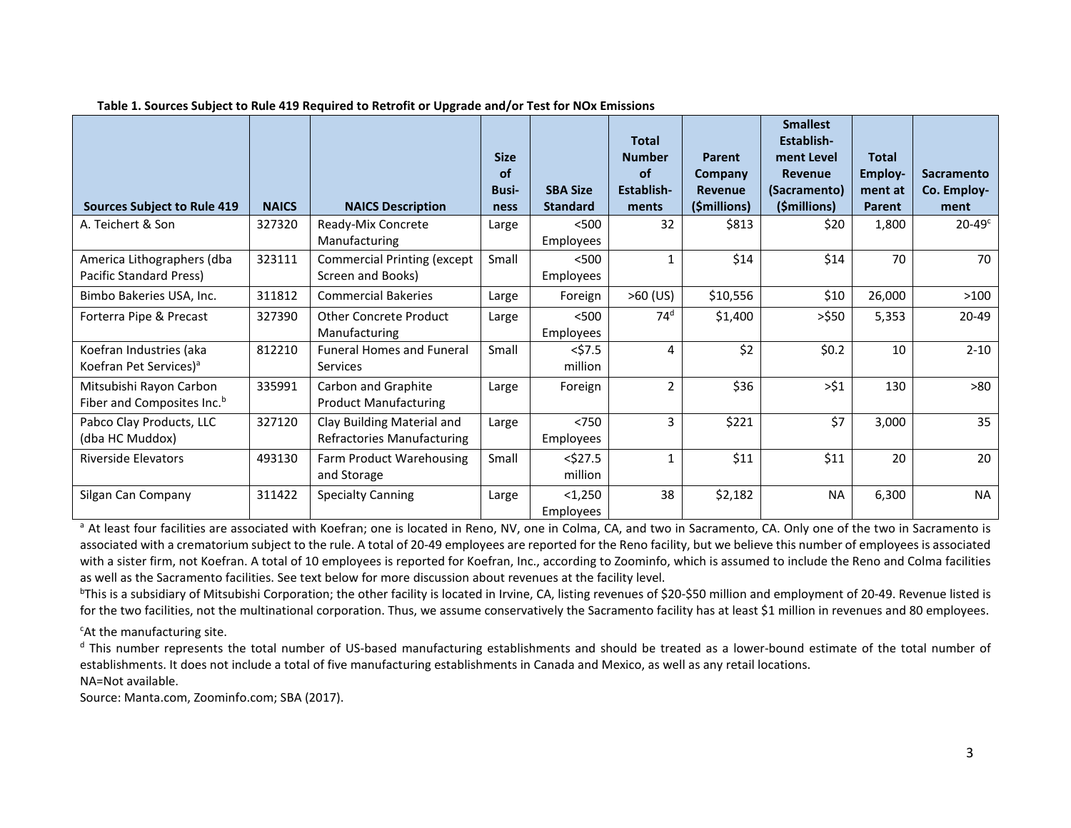**Table 1. Sources Subject to Rule 419 Required to Retrofit or Upgrade and/or Test for NOx Emissions**

| Sources Subject to Rule 419 | NAICS | NAICS Description | Size of Business | SBA Size Standard | Total Number of Establishments | Parent Company Revenue ($millions) | Smallest Establishment Level Revenue (Sacramento) ($millions) | Total Employment at Parent | Sacramento Co. Employment |
|---|---|---|---|---|---|---|---|---|---|
| A. Teichert & Son | 327320 | Ready-Mix Concrete Manufacturing | Large | <500 Employees | 32 | $813 | $20 | 1,800 | 20-49[c] |
| America Lithographers (dba Pacific Standard Press) | 323111 | Commercial Printing (except Screen and Books) | Small | <500 Employees | 1 | $14 | $14 | 70 | 70 |
| Bimbo Bakeries USA, Inc. | 311812 | Commercial Bakeries | Large | Foreign | >60 (US) | $10,556 | $10 | 26,000 | >100 |
| Forterra Pipe & Precast | 327390 | Other Concrete Product Manufacturing | Large | <500 Employees | 74[d] | $1,400 | >$50 | 5,353 | 20-49 |
| Koefran Industries (aka Koefran Pet Services)[a] | 812210 | Funeral Homes and Funeral Services | Small | <$7.5 million | 4 | $2 | $0.2 | 10 | 2-10 |
| Mitsubishi Rayon Carbon Fiber and Composites Inc.[b] | 335991 | Carbon and Graphite Product Manufacturing | Large | Foreign | 2 | $36 | >$1 | 130 | >80 |
| Pabco Clay Products, LLC (dba HC Muddox) | 327120 | Clay Building Material and Refractories Manufacturing | Large | <750 Employees | 3 | $221 | $7 | 3,000 | 35 |
| Riverside Elevators | 493130 | Farm Product Warehousing and Storage | Small | <$27.5 million | 1 | $11 | $11 | 20 | 20 |
| Silgan Can Company | 311422 | Specialty Canning | Large | <1,250 Employees | 38 | $2,182 | NA | 6,300 | NA |

[a] At least four facilities are associated with Koefran; one is located in Reno, NV, one in Colma, CA, and two in Sacramento, CA. Only one of the two in Sacramento is associated with a crematorium subject to the rule. A total of 20-49 employees are reported for the Reno facility, but we believe this number of employees is associated with a sister firm, not Koefran. A total of 10 employees is reported for Koefran, Inc., according to Zoominfo, which is assumed to include the Reno and Colma facilities as well as the Sacramento facilities. See text below for more discussion about revenues at the facility level.

[b] This is a subsidiary of Mitsubishi Corporation; the other facility is located in Irvine, CA, listing revenues of $20-$50 million and employment of 20-49. Revenue listed is for the two facilities, not the multinational corporation. Thus, we assume conservatively the Sacramento facility has at least $1 million in revenues and 80 employees.

[c] At the manufacturing site.

[d] This number represents the total number of US-based manufacturing establishments and should be treated as a lower-bound estimate of the total number of establishments. It does not include a total of five manufacturing establishments in Canada and Mexico, as well as any retail locations.

NA=Not available.

Source: Manta.com, Zoominfo.com; SBA (2017).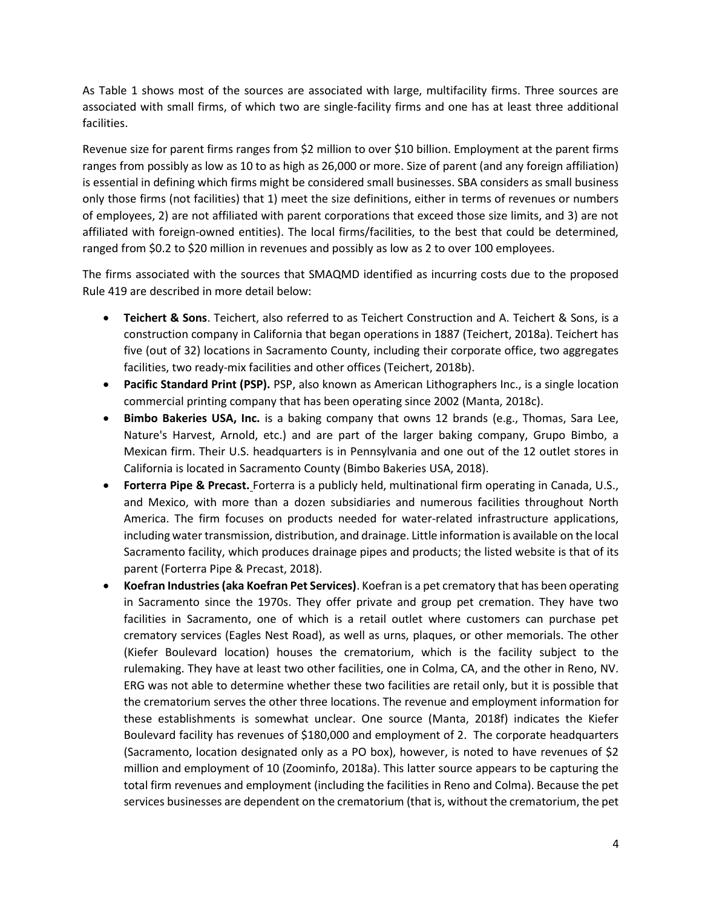As Table 1 shows most of the sources are associated with large, multifacility firms. Three sources are associated with small firms, of which two are single-facility firms and one has at least three additional facilities.

Revenue size for parent firms ranges from $2 million to over $10 billion. Employment at the parent firms ranges from possibly as low as 10 to as high as 26,000 or more. Size of parent (and any foreign affiliation) is essential in defining which firms might be considered small businesses. SBA considers as small business only those firms (not facilities) that 1) meet the size definitions, either in terms of revenues or numbers of employees, 2) are not affiliated with parent corporations that exceed those size limits, and 3) are not affiliated with foreign-owned entities). The local firms/facilities, to the best that could be determined, ranged from $0.2 to $20 million in revenues and possibly as low as 2 to over 100 employees.

The firms associated with the sources that SMAQMD identified as incurring costs due to the proposed Rule 419 are described in more detail below:

- **Teichert & Sons**. Teichert, also referred to as Teichert Construction and A. Teichert & Sons, is a construction company in California that began operations in 1887 (Teichert, 2018a). Teichert has five (out of 32) locations in Sacramento County, including their corporate office, two aggregates facilities, two ready-mix facilities and other offices (Teichert, 2018b).
- **Pacific Standard Print (PSP).** PSP, also known as American Lithographers Inc., is a single location commercial printing company that has been operating since 2002 (Manta, 2018c).
- **Bimbo Bakeries USA, Inc.** is a baking company that owns 12 brands (e.g., Thomas, Sara Lee, Nature's Harvest, Arnold, etc.) and are part of the larger baking company, Grupo Bimbo, a Mexican firm. Their U.S. headquarters is in Pennsylvania and one out of the 12 outlet stores in California is located in Sacramento County (Bimbo Bakeries USA, 2018).
- **Forterra Pipe & Precast.** Forterra is a publicly held, multinational firm operating in Canada, U.S., and Mexico, with more than a dozen subsidiaries and numerous facilities throughout North America. The firm focuses on products needed for water-related infrastructure applications, including water transmission, distribution, and drainage. Little information is available on the local Sacramento facility, which produces drainage pipes and products; the listed website is that of its parent (Forterra Pipe & Precast, 2018).
- **Koefran Industries (aka Koefran Pet Services)**. Koefran is a pet crematory that has been operating in Sacramento since the 1970s. They offer private and group pet cremation. They have two facilities in Sacramento, one of which is a retail outlet where customers can purchase pet crematory services (Eagles Nest Road), as well as urns, plaques, or other memorials. The other (Kiefer Boulevard location) houses the crematorium, which is the facility subject to the rulemaking. They have at least two other facilities, one in Colma, CA, and the other in Reno, NV. ERG was not able to determine whether these two facilities are retail only, but it is possible that the crematorium serves the other three locations. The revenue and employment information for these establishments is somewhat unclear. One source (Manta, 2018f) indicates the Kiefer Boulevard facility has revenues of $180,000 and employment of 2. The corporate headquarters (Sacramento, location designated only as a PO box), however, is noted to have revenues of $2 million and employment of 10 (Zoominfo, 2018a). This latter source appears to be capturing the total firm revenues and employment (including the facilities in Reno and Colma). Because the pet services businesses are dependent on the crematorium (that is, without the crematorium, the pet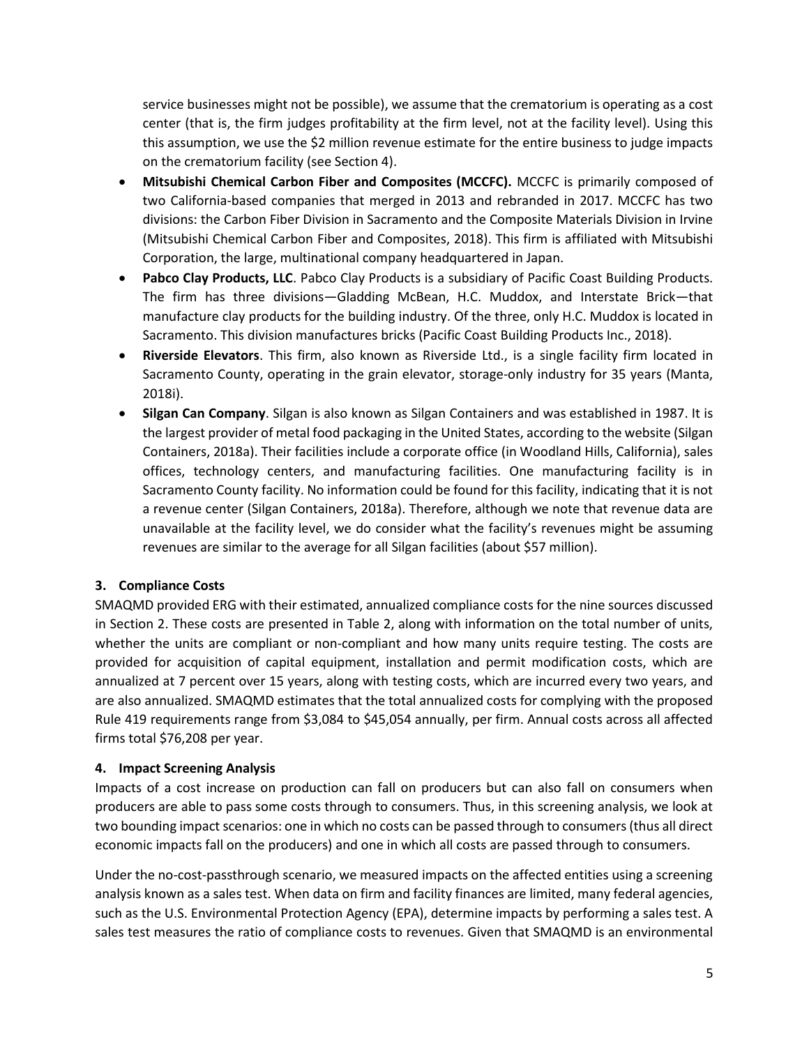service businesses might not be possible), we assume that the crematorium is operating as a cost center (that is, the firm judges profitability at the firm level, not at the facility level). Using this this assumption, we use the $2 million revenue estimate for the entire business to judge impacts on the crematorium facility (see Section 4).

- **Mitsubishi Chemical Carbon Fiber and Composites (MCCFC).** MCCFC is primarily composed of two California-based companies that merged in 2013 and rebranded in 2017. MCCFC has two divisions: the Carbon Fiber Division in Sacramento and the Composite Materials Division in Irvine (Mitsubishi Chemical Carbon Fiber and Composites, 2018). This firm is affiliated with Mitsubishi Corporation, the large, multinational company headquartered in Japan.
- **Pabco Clay Products, LLC**. Pabco Clay Products is a subsidiary of Pacific Coast Building Products. The firm has three divisions—Gladding McBean, H.C. Muddox, and Interstate Brick—that manufacture clay products for the building industry. Of the three, only H.C. Muddox is located in Sacramento. This division manufactures bricks (Pacific Coast Building Products Inc., 2018).
- **Riverside Elevators**. This firm, also known as Riverside Ltd., is a single facility firm located in Sacramento County, operating in the grain elevator, storage-only industry for 35 years (Manta, 2018i).
- **Silgan Can Company**. Silgan is also known as Silgan Containers and was established in 1987. It is the largest provider of metal food packaging in the United States, according to the website (Silgan Containers, 2018a). Their facilities include a corporate office (in Woodland Hills, California), sales offices, technology centers, and manufacturing facilities. One manufacturing facility is in Sacramento County facility. No information could be found for this facility, indicating that it is not a revenue center (Silgan Containers, 2018a). Therefore, although we note that revenue data are unavailable at the facility level, we do consider what the facility's revenues might be assuming revenues are similar to the average for all Silgan facilities (about $57 million).

### 3. Compliance Costs

SMAQMD provided ERG with their estimated, annualized compliance costs for the nine sources discussed in Section 2. These costs are presented in Table 2, along with information on the total number of units, whether the units are compliant or non-compliant and how many units require testing. The costs are provided for acquisition of capital equipment, installation and permit modification costs, which are annualized at 7 percent over 15 years, along with testing costs, which are incurred every two years, and are also annualized. SMAQMD estimates that the total annualized costs for complying with the proposed Rule 419 requirements range from $3,084 to $45,054 annually, per firm. Annual costs across all affected firms total $76,208 per year.

### 4. Impact Screening Analysis

Impacts of a cost increase on production can fall on producers but can also fall on consumers when producers are able to pass some costs through to consumers. Thus, in this screening analysis, we look at two bounding impact scenarios: one in which no costs can be passed through to consumers (thus all direct economic impacts fall on the producers) and one in which all costs are passed through to consumers.

Under the no-cost-passthrough scenario, we measured impacts on the affected entities using a screening analysis known as a sales test. When data on firm and facility finances are limited, many federal agencies, such as the U.S. Environmental Protection Agency (EPA), determine impacts by performing a sales test. A sales test measures the ratio of compliance costs to revenues. Given that SMAQMD is an environmental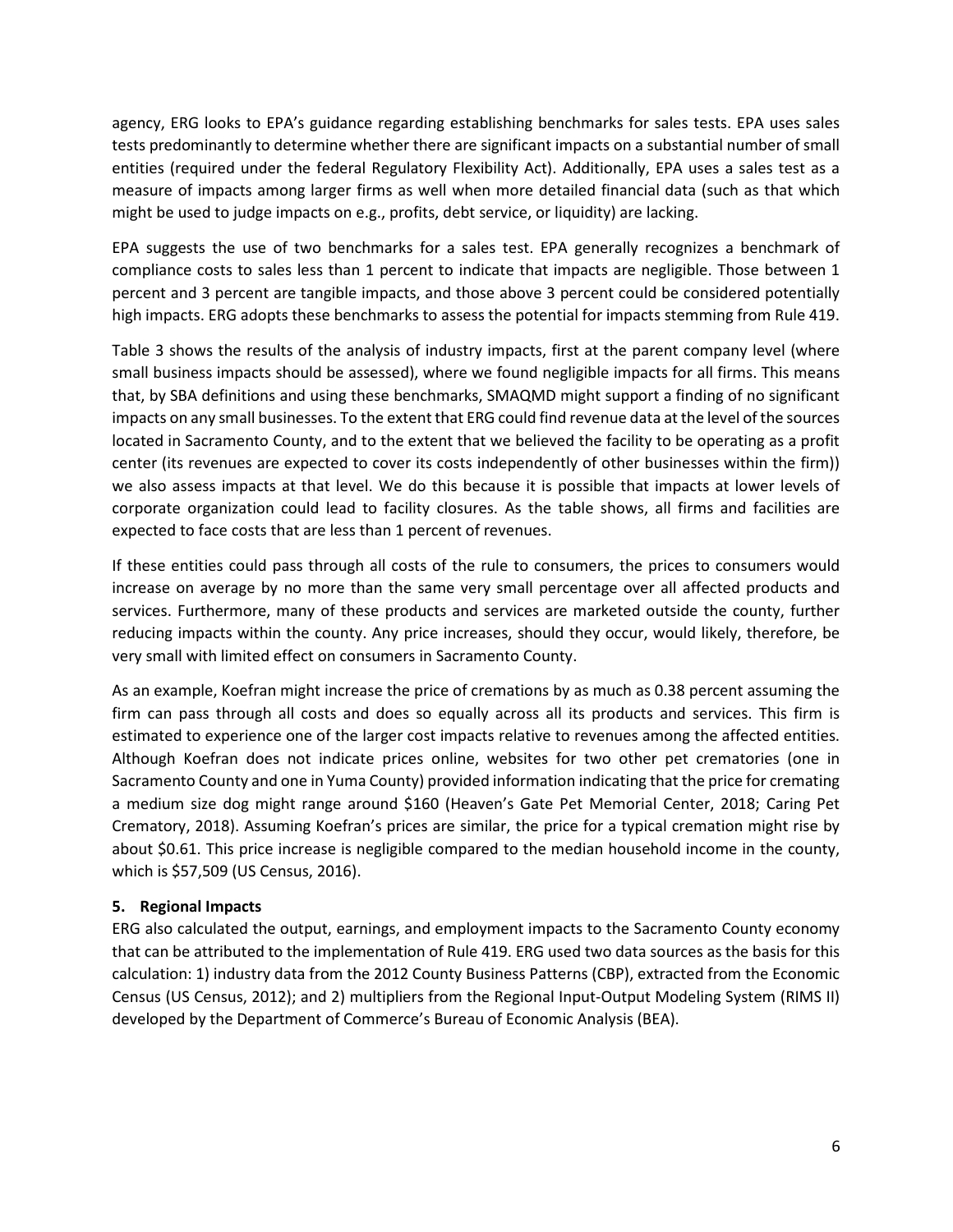agency, ERG looks to EPA's guidance regarding establishing benchmarks for sales tests. EPA uses sales tests predominantly to determine whether there are significant impacts on a substantial number of small entities (required under the federal Regulatory Flexibility Act). Additionally, EPA uses a sales test as a measure of impacts among larger firms as well when more detailed financial data (such as that which might be used to judge impacts on e.g., profits, debt service, or liquidity) are lacking.

EPA suggests the use of two benchmarks for a sales test. EPA generally recognizes a benchmark of compliance costs to sales less than 1 percent to indicate that impacts are negligible. Those between 1 percent and 3 percent are tangible impacts, and those above 3 percent could be considered potentially high impacts. ERG adopts these benchmarks to assess the potential for impacts stemming from Rule 419.

Table 3 shows the results of the analysis of industry impacts, first at the parent company level (where small business impacts should be assessed), where we found negligible impacts for all firms. This means that, by SBA definitions and using these benchmarks, SMAQMD might support a finding of no significant impacts on any small businesses. To the extent that ERG could find revenue data at the level of the sources located in Sacramento County, and to the extent that we believed the facility to be operating as a profit center (its revenues are expected to cover its costs independently of other businesses within the firm)) we also assess impacts at that level. We do this because it is possible that impacts at lower levels of corporate organization could lead to facility closures. As the table shows, all firms and facilities are expected to face costs that are less than 1 percent of revenues.

If these entities could pass through all costs of the rule to consumers, the prices to consumers would increase on average by no more than the same very small percentage over all affected products and services. Furthermore, many of these products and services are marketed outside the county, further reducing impacts within the county. Any price increases, should they occur, would likely, therefore, be very small with limited effect on consumers in Sacramento County.

As an example, Koefran might increase the price of cremations by as much as 0.38 percent assuming the firm can pass through all costs and does so equally across all its products and services. This firm is estimated to experience one of the larger cost impacts relative to revenues among the affected entities. Although Koefran does not indicate prices online, websites for two other pet crematories (one in Sacramento County and one in Yuma County) provided information indicating that the price for cremating a medium size dog might range around $160 (Heaven's Gate Pet Memorial Center, 2018; Caring Pet Crematory, 2018). Assuming Koefran's prices are similar, the price for a typical cremation might rise by about $0.61. This price increase is negligible compared to the median household income in the county, which is $57,509 (US Census, 2016).

### 5. Regional Impacts

ERG also calculated the output, earnings, and employment impacts to the Sacramento County economy that can be attributed to the implementation of Rule 419. ERG used two data sources as the basis for this calculation: 1) industry data from the 2012 County Business Patterns (CBP), extracted from the Economic Census (US Census, 2012); and 2) multipliers from the Regional Input-Output Modeling System (RIMS II) developed by the Department of Commerce's Bureau of Economic Analysis (BEA).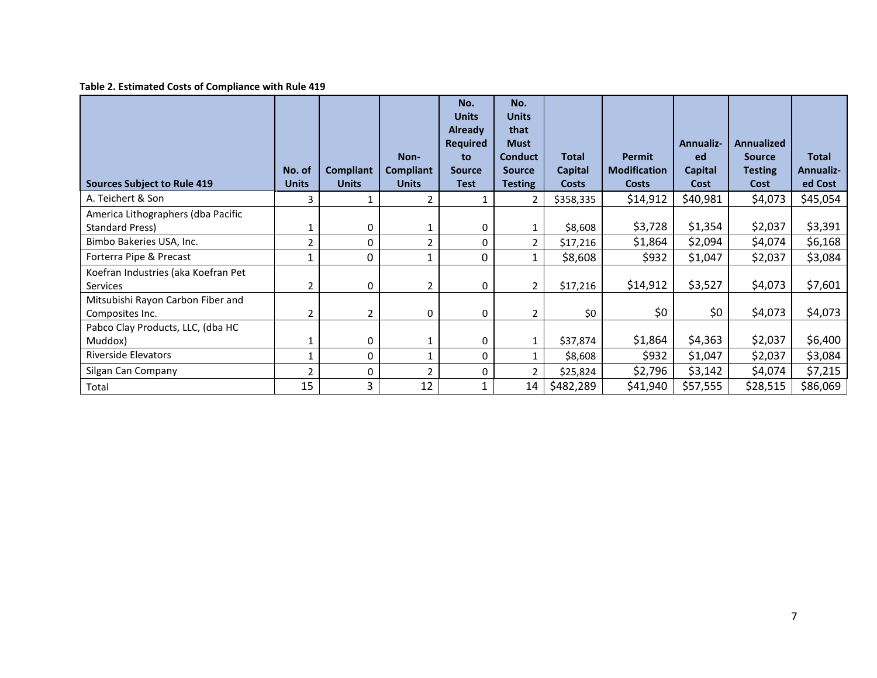**Table 2. Estimated Costs of Compliance with Rule 419**

| Sources Subject to Rule 419 | No. of Units | Compliant Units | Non-Compliant Units | No. Units Already Required to Source Test | No. Units that Must Conduct Source Testing | Total Capital Costs | Permit Modification Costs | Annualiz-ed Capital Cost | Annualized Source Testing Cost | Total Annualiz-ed Cost |
|---|---|---|---|---|---|---|---|---|---|---|
| A. Teichert & Son | 3 | 1 | 2 | 1 | 2 | $358,335 | $14,912 | $40,981 | $4,073 | $45,054 |
| America Lithographers (dba Pacific Standard Press) | 1 | 0 | 1 | 0 | 1 | $8,608 | $3,728 | $1,354 | $2,037 | $3,391 |
| Bimbo Bakeries USA, Inc. | 2 | 0 | 2 | 0 | 2 | $17,216 | $1,864 | $2,094 | $4,074 | $6,168 |
| Forterra Pipe & Precast | 1 | 0 | 1 | 0 | 1 | $8,608 | $932 | $1,047 | $2,037 | $3,084 |
| Koefran Industries (aka Koefran Pet Services | 2 | 0 | 2 | 0 | 2 | $17,216 | $14,912 | $3,527 | $4,073 | $7,601 |
| Mitsubishi Rayon Carbon Fiber and Composites Inc. | 2 | 2 | 0 | 0 | 2 | $0 | $0 | $0 | $4,073 | $4,073 |
| Pabco Clay Products, LLC, (dba HC Muddox) | 1 | 0 | 1 | 0 | 1 | $37,874 | $1,864 | $4,363 | $2,037 | $6,400 |
| Riverside Elevators | 1 | 0 | 1 | 0 | 1 | $8,608 | $932 | $1,047 | $2,037 | $3,084 |
| Silgan Can Company | 2 | 0 | 2 | 0 | 2 | $25,824 | $2,796 | $3,142 | $4,074 | $7,215 |
| Total | 15 | 3 | 12 | 1 | 14 | $482,289 | $41,940 | $57,555 | $28,515 | $86,069 |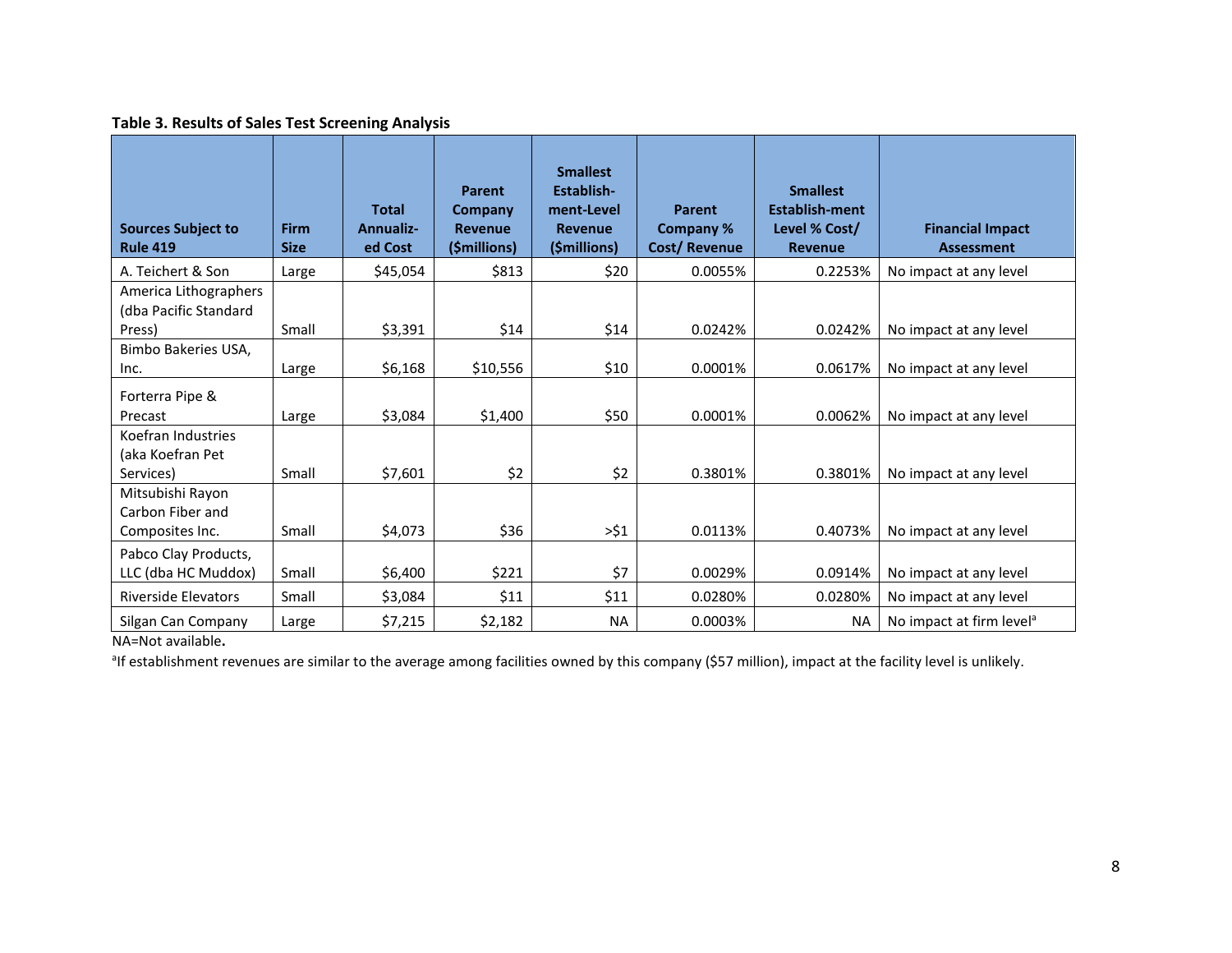**Table 3. Results of Sales Test Screening Analysis**

| Sources Subject to Rule 419 | Firm Size | Total Annualiz-ed Cost | Parent Company Revenue ($millions) | Smallest Establish-ment-Level Revenue ($millions) | Parent Company % Cost/ Revenue | Smallest Establish-ment Level % Cost/ Revenue | Financial Impact Assessment |
|---|---|---|---|---|---|---|---|
| A. Teichert & Son | Large | $45,054 | $813 | $20 | 0.0055% | 0.2253% | No impact at any level |
| America Lithographers (dba Pacific Standard Press) | Small | $3,391 | $14 | $14 | 0.0242% | 0.0242% | No impact at any level |
| Bimbo Bakeries USA, Inc. | Large | $6,168 | $10,556 | $10 | 0.0001% | 0.0617% | No impact at any level |
| Forterra Pipe & Precast | Large | $3,084 | $1,400 | $50 | 0.0001% | 0.0062% | No impact at any level |
| Koefran Industries (aka Koefran Pet Services) | Small | $7,601 | $2 | $2 | 0.3801% | 0.3801% | No impact at any level |
| Mitsubishi Rayon Carbon Fiber and Composites Inc. | Small | $4,073 | $36 | >$1 | 0.0113% | 0.4073% | No impact at any level |
| Pabco Clay Products, LLC (dba HC Muddox) | Small | $6,400 | $221 | $7 | 0.0029% | 0.0914% | No impact at any level |
| Riverside Elevators | Small | $3,084 | $11 | $11 | 0.0280% | 0.0280% | No impact at any level |
| Silgan Can Company | Large | $7,215 | $2,182 | NA | 0.0003% | NA | No impact at firm level[a] |

NA=Not available.

[a]If establishment revenues are similar to the average among facilities owned by this company ($57 million), impact at the facility level is unlikely.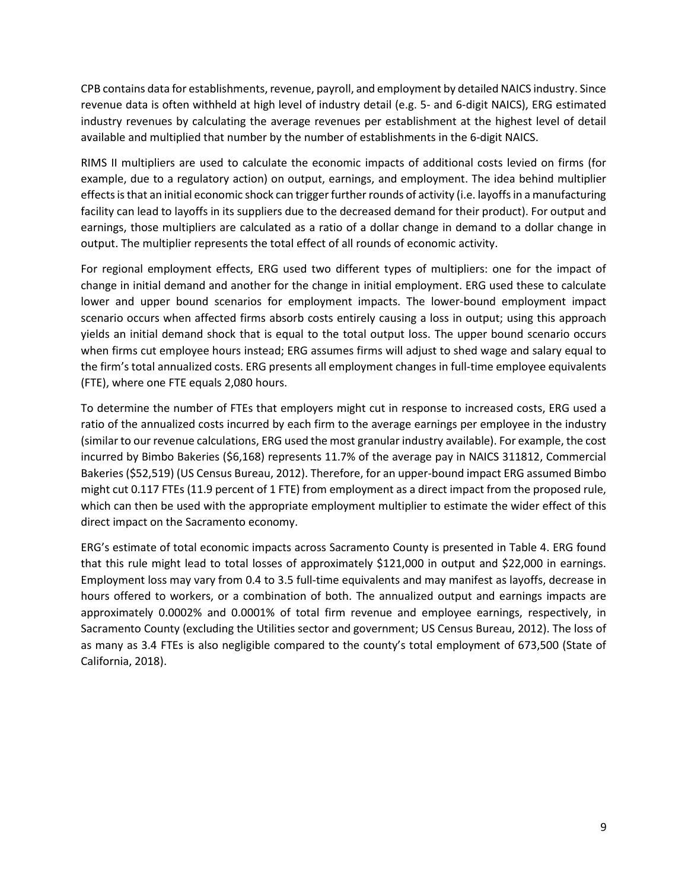CPB contains data for establishments, revenue, payroll, and employment by detailed NAICS industry. Since revenue data is often withheld at high level of industry detail (e.g. 5- and 6-digit NAICS), ERG estimated industry revenues by calculating the average revenues per establishment at the highest level of detail available and multiplied that number by the number of establishments in the 6-digit NAICS.

RIMS II multipliers are used to calculate the economic impacts of additional costs levied on firms (for example, due to a regulatory action) on output, earnings, and employment. The idea behind multiplier effects is that an initial economic shock can trigger further rounds of activity (i.e. layoffs in a manufacturing facility can lead to layoffs in its suppliers due to the decreased demand for their product). For output and earnings, those multipliers are calculated as a ratio of a dollar change in demand to a dollar change in output. The multiplier represents the total effect of all rounds of economic activity.

For regional employment effects, ERG used two different types of multipliers: one for the impact of change in initial demand and another for the change in initial employment. ERG used these to calculate lower and upper bound scenarios for employment impacts. The lower-bound employment impact scenario occurs when affected firms absorb costs entirely causing a loss in output; using this approach yields an initial demand shock that is equal to the total output loss. The upper bound scenario occurs when firms cut employee hours instead; ERG assumes firms will adjust to shed wage and salary equal to the firm's total annualized costs. ERG presents all employment changes in full-time employee equivalents (FTE), where one FTE equals 2,080 hours.

To determine the number of FTEs that employers might cut in response to increased costs, ERG used a ratio of the annualized costs incurred by each firm to the average earnings per employee in the industry (similar to our revenue calculations, ERG used the most granular industry available). For example, the cost incurred by Bimbo Bakeries ($6,168) represents 11.7% of the average pay in NAICS 311812, Commercial Bakeries ($52,519) (US Census Bureau, 2012). Therefore, for an upper-bound impact ERG assumed Bimbo might cut 0.117 FTEs (11.9 percent of 1 FTE) from employment as a direct impact from the proposed rule, which can then be used with the appropriate employment multiplier to estimate the wider effect of this direct impact on the Sacramento economy.

ERG's estimate of total economic impacts across Sacramento County is presented in Table 4. ERG found that this rule might lead to total losses of approximately $121,000 in output and $22,000 in earnings. Employment loss may vary from 0.4 to 3.5 full-time equivalents and may manifest as layoffs, decrease in hours offered to workers, or a combination of both. The annualized output and earnings impacts are approximately 0.0002% and 0.0001% of total firm revenue and employee earnings, respectively, in Sacramento County (excluding the Utilities sector and government; US Census Bureau, 2012). The loss of as many as 3.4 FTEs is also negligible compared to the county's total employment of 673,500 (State of California, 2018).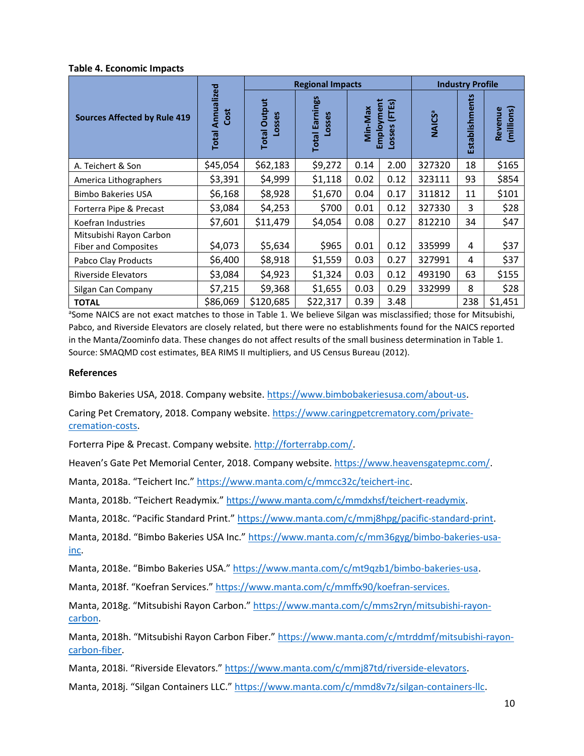**Table 4. Economic Impacts**

| Sources Affected by Rule 419 | Total Annualized Cost | Regional Impacts | | | | Industry Profile | | |
|---|---|---|---|---|---|---|---|---|
| | | Total Output Losses | Total Earnings Losses | Min-Max Employment Losses (FTEs) | | NAICS[a] | Establishments | Revenue (millions) |
| A. Teichert & Son | $45,054 | $62,183 | $9,272 | 0.14 | 2.00 | 327320 | 18 | $165 |
| America Lithographers | $3,391 | $4,999 | $1,118 | 0.02 | 0.12 | 323111 | 93 | $854 |
| Bimbo Bakeries USA | $6,168 | $8,928 | $1,670 | 0.04 | 0.17 | 311812 | 11 | $101 |
| Forterra Pipe & Precast | $3,084 | $4,253 | $700 | 0.01 | 0.12 | 327330 | 3 | $28 |
| Koefran Industries | $7,601 | $11,479 | $4,054 | 0.08 | 0.27 | 812210 | 34 | $47 |
| Mitsubishi Rayon Carbon Fiber and Composites | $4,073 | $5,634 | $965 | 0.01 | 0.12 | 335999 | 4 | $37 |
| Pabco Clay Products | $6,400 | $8,918 | $1,559 | 0.03 | 0.27 | 327991 | 4 | $37 |
| Riverside Elevators | $3,084 | $4,923 | $1,324 | 0.03 | 0.12 | 493190 | 63 | $155 |
| Silgan Can Company | $7,215 | $9,368 | $1,655 | 0.03 | 0.29 | 332999 | 8 | $28 |
| **TOTAL** | $86,069 | $120,685 | $22,317 | 0.39 | 3.48 | | 238 | $1,451 |

[a]Some NAICS are not exact matches to those in Table 1. We believe Silgan was misclassified; those for Mitsubishi, Pabco, and Riverside Elevators are closely related, but there were no establishments found for the NAICS reported in the Manta/Zoominfo data. These changes do not affect results of the small business determination in Table 1.
Source: SMAQMD cost estimates, BEA RIMS II multipliers, and US Census Bureau (2012).

### References

Bimbo Bakeries USA, 2018. Company website. https://www.bimbobakeriesusa.com/about-us.

Caring Pet Crematory, 2018. Company website. https://www.caringpetcrematory.com/private-cremation-costs.

Forterra Pipe & Precast. Company website. http://forterrabp.com/.

Heaven's Gate Pet Memorial Center, 2018. Company website. https://www.heavensgatepmc.com/.

Manta, 2018a. "Teichert Inc." https://www.manta.com/c/mmcc32c/teichert-inc.

Manta, 2018b. "Teichert Readymix." https://www.manta.com/c/mmdxhsf/teichert-readymix.

Manta, 2018c. "Pacific Standard Print." https://www.manta.com/c/mmj8hpg/pacific-standard-print.

Manta, 2018d. "Bimbo Bakeries USA Inc." https://www.manta.com/c/mm36gyg/bimbo-bakeries-usa-inc.

Manta, 2018e. "Bimbo Bakeries USA." https://www.manta.com/c/mt9qzb1/bimbo-bakeries-usa.

Manta, 2018f. "Koefran Services." https://www.manta.com/c/mmffx90/koefran-services.

Manta, 2018g. "Mitsubishi Rayon Carbon." https://www.manta.com/c/mms2ryn/mitsubishi-rayon-carbon.

Manta, 2018h. "Mitsubishi Rayon Carbon Fiber." https://www.manta.com/c/mtrddmf/mitsubishi-rayon-carbon-fiber.

Manta, 2018i. "Riverside Elevators." https://www.manta.com/c/mmj87td/riverside-elevators.

Manta, 2018j. "Silgan Containers LLC." https://www.manta.com/c/mmd8v7z/silgan-containers-llc.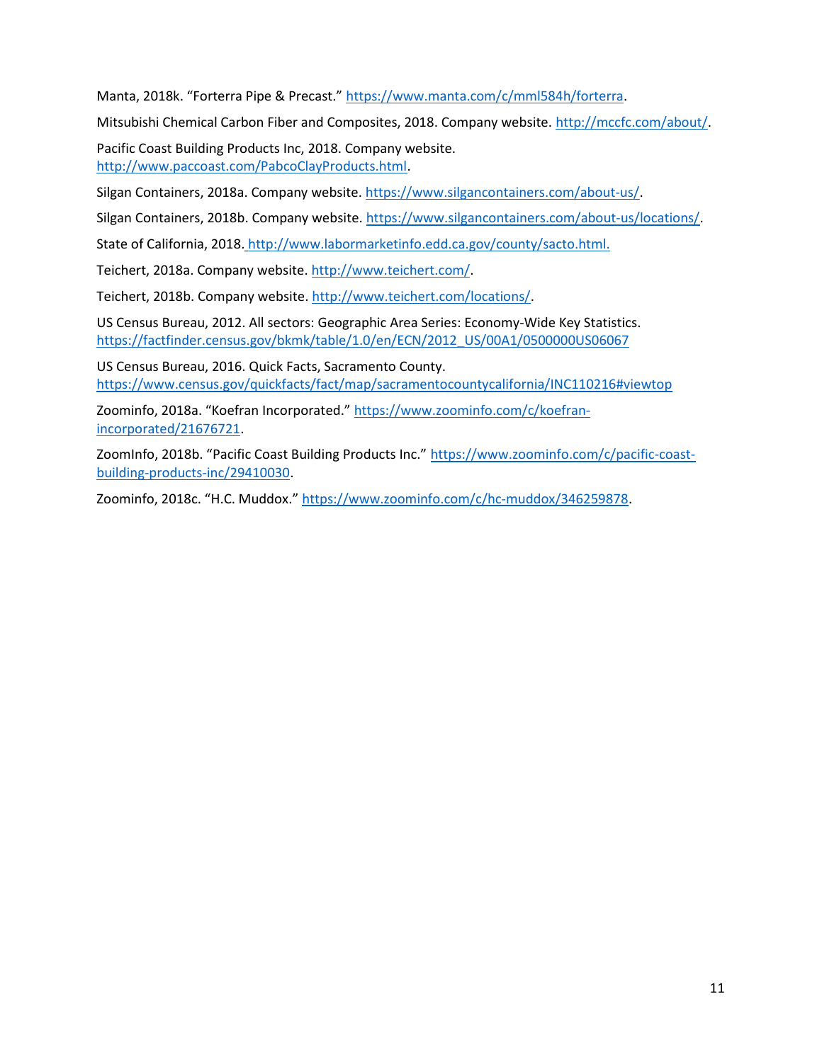Manta, 2018k. “Forterra Pipe & Precast.” https://www.manta.com/c/mml584h/forterra.

Mitsubishi Chemical Carbon Fiber and Composites, 2018. Company website. http://mccfc.com/about/.

Pacific Coast Building Products Inc, 2018. Company website. http://www.paccoast.com/PabcoClayProducts.html.

Silgan Containers, 2018a. Company website. https://www.silgancontainers.com/about-us/.

Silgan Containers, 2018b. Company website. https://www.silgancontainers.com/about-us/locations/.

State of California, 2018. http://www.labormarketinfo.edd.ca.gov/county/sacto.html.

Teichert, 2018a. Company website. http://www.teichert.com/.

Teichert, 2018b. Company website. http://www.teichert.com/locations/.

US Census Bureau, 2012. All sectors: Geographic Area Series: Economy-Wide Key Statistics. https://factfinder.census.gov/bkmk/table/1.0/en/ECN/2012_US/00A1/0500000US06067

US Census Bureau, 2016. Quick Facts, Sacramento County. https://www.census.gov/quickfacts/fact/map/sacramentocountycalifornia/INC110216#viewtop

Zoominfo, 2018a. “Koefran Incorporated.” https://www.zoominfo.com/c/koefran-incorporated/21676721.

ZoomInfo, 2018b. “Pacific Coast Building Products Inc.” https://www.zoominfo.com/c/pacific-coast-building-products-inc/29410030.

Zoominfo, 2018c. “H.C. Muddox.” https://www.zoominfo.com/c/hc-muddox/346259878.